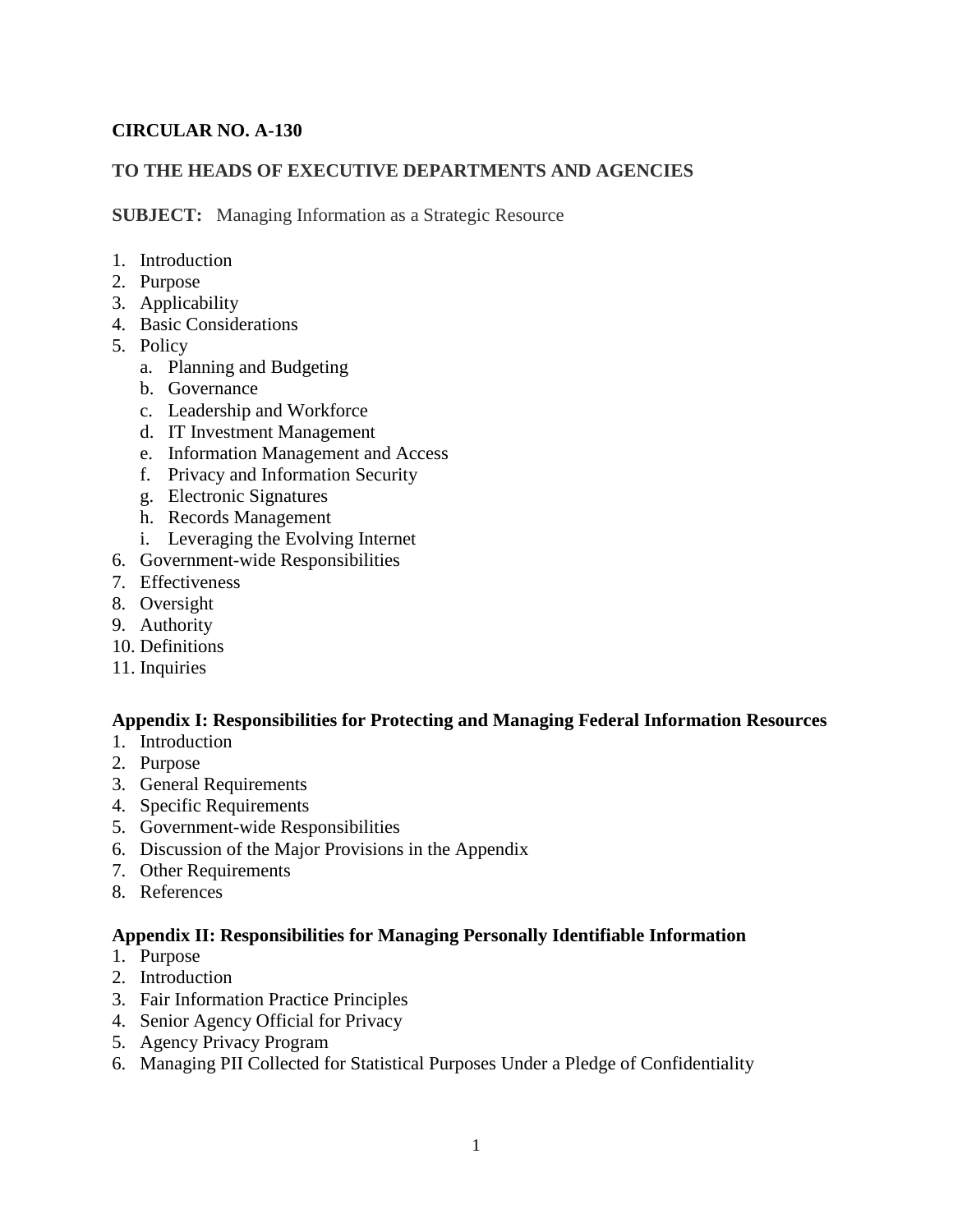**CIRCULAR NO. A-130**

**TO THE HEADS OF EXECUTIVE DEPARTMENTS AND AGENCIES**

**SUBJECT:** Managing Information as a Strategic Resource

1. Introduction
2. Purpose
3. Applicability
4. Basic Considerations
5. Policy
   a. Planning and Budgeting
   b. Governance
   c. Leadership and Workforce
   d. IT Investment Management
   e. Information Management and Access
   f. Privacy and Information Security
   g. Electronic Signatures
   h. Records Management
   i. Leveraging the Evolving Internet
6. Government-wide Responsibilities
7. Effectiveness
8. Oversight
9. Authority
10. Definitions
11. Inquiries

**Appendix I: Responsibilities for Protecting and Managing Federal Information Resources**

1. Introduction
2. Purpose
3. General Requirements
4. Specific Requirements
5. Government-wide Responsibilities
6. Discussion of the Major Provisions in the Appendix
7. Other Requirements
8. References

**Appendix II: Responsibilities for Managing Personally Identifiable Information**

1. Purpose
2. Introduction
3. Fair Information Practice Principles
4. Senior Agency Official for Privacy
5. Agency Privacy Program
6. Managing PII Collected for Statistical Purposes Under a Pledge of Confidentiality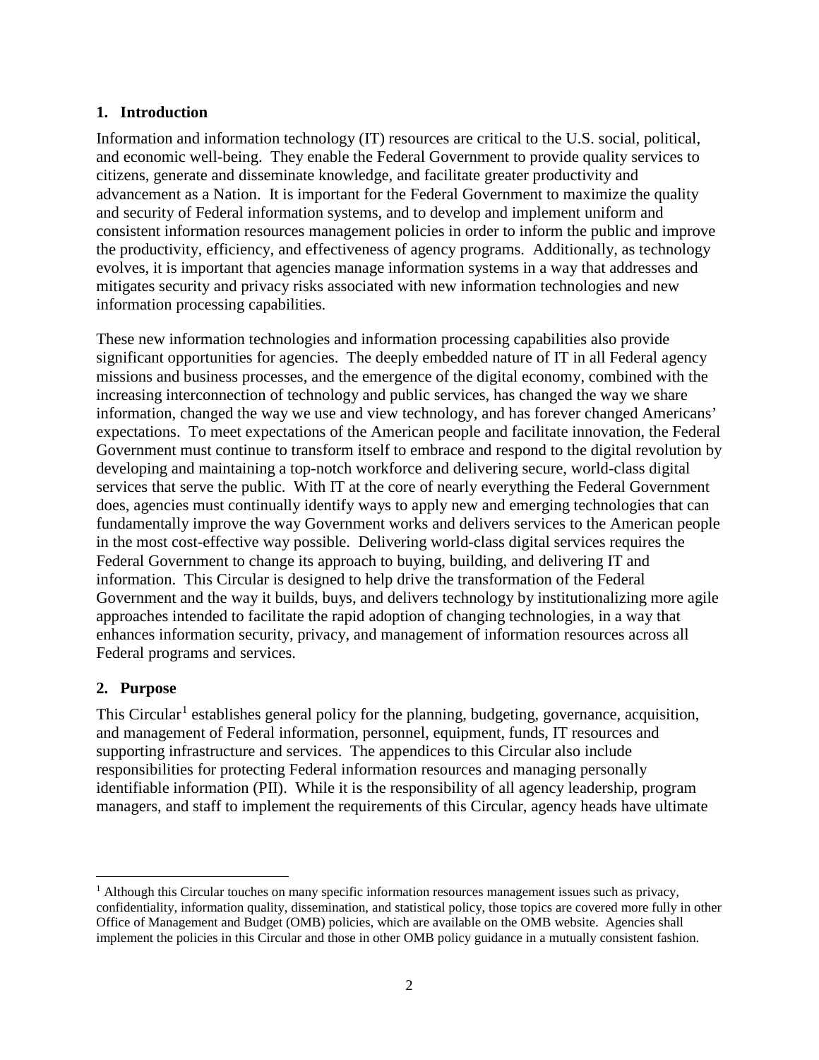## 1. Introduction

Information and information technology (IT) resources are critical to the U.S. social, political, and economic well-being. They enable the Federal Government to provide quality services to citizens, generate and disseminate knowledge, and facilitate greater productivity and advancement as a Nation. It is important for the Federal Government to maximize the quality and security of Federal information systems, and to develop and implement uniform and consistent information resources management policies in order to inform the public and improve the productivity, efficiency, and effectiveness of agency programs. Additionally, as technology evolves, it is important that agencies manage information systems in a way that addresses and mitigates security and privacy risks associated with new information technologies and new information processing capabilities.

These new information technologies and information processing capabilities also provide significant opportunities for agencies. The deeply embedded nature of IT in all Federal agency missions and business processes, and the emergence of the digital economy, combined with the increasing interconnection of technology and public services, has changed the way we share information, changed the way we use and view technology, and has forever changed Americans' expectations. To meet expectations of the American people and facilitate innovation, the Federal Government must continue to transform itself to embrace and respond to the digital revolution by developing and maintaining a top-notch workforce and delivering secure, world-class digital services that serve the public. With IT at the core of nearly everything the Federal Government does, agencies must continually identify ways to apply new and emerging technologies that can fundamentally improve the way Government works and delivers services to the American people in the most cost-effective way possible. Delivering world-class digital services requires the Federal Government to change its approach to buying, building, and delivering IT and information. This Circular is designed to help drive the transformation of the Federal Government and the way it builds, buys, and delivers technology by institutionalizing more agile approaches intended to facilitate the rapid adoption of changing technologies, in a way that enhances information security, privacy, and management of information resources across all Federal programs and services.

## 2. Purpose

This Circular[1] establishes general policy for the planning, budgeting, governance, acquisition, and management of Federal information, personnel, equipment, funds, IT resources and supporting infrastructure and services. The appendices to this Circular also include responsibilities for protecting Federal information resources and managing personally identifiable information (PII). While it is the responsibility of all agency leadership, program managers, and staff to implement the requirements of this Circular, agency heads have ultimate

[1] Although this Circular touches on many specific information resources management issues such as privacy, confidentiality, information quality, dissemination, and statistical policy, those topics are covered more fully in other Office of Management and Budget (OMB) policies, which are available on the OMB website. Agencies shall implement the policies in this Circular and those in other OMB policy guidance in a mutually consistent fashion.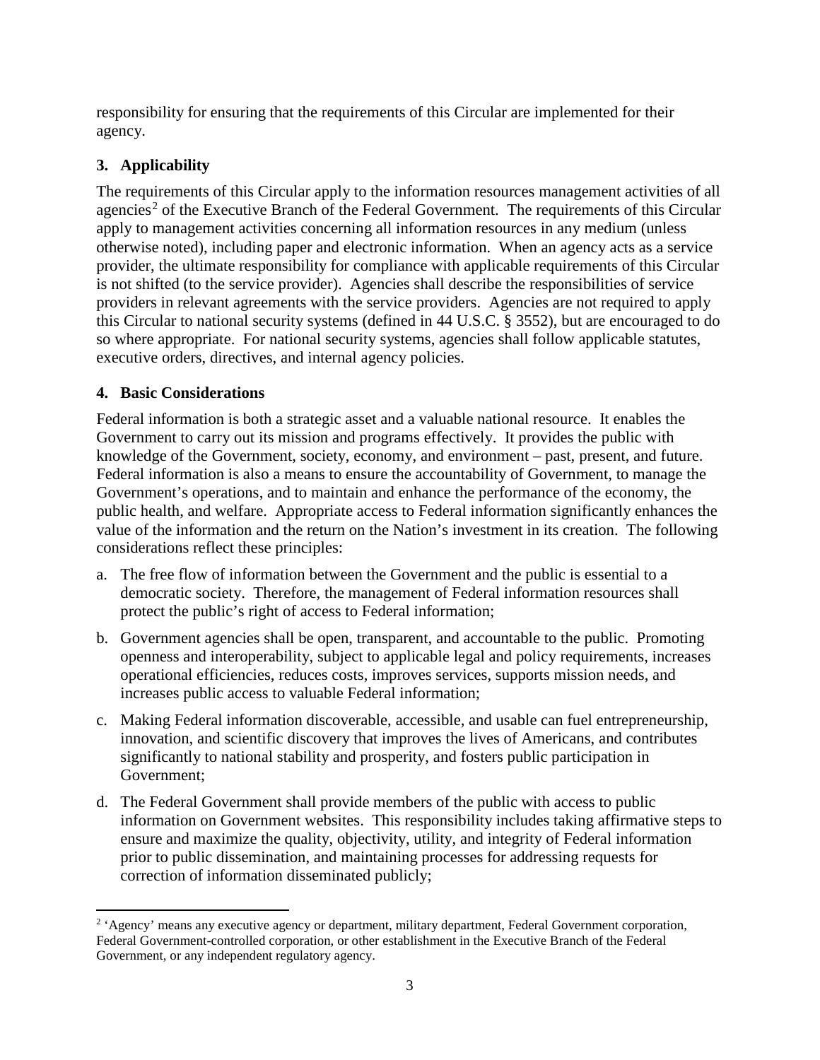responsibility for ensuring that the requirements of this Circular are implemented for their agency.

## 3. Applicability

The requirements of this Circular apply to the information resources management activities of all agencies[2] of the Executive Branch of the Federal Government. The requirements of this Circular apply to management activities concerning all information resources in any medium (unless otherwise noted), including paper and electronic information. When an agency acts as a service provider, the ultimate responsibility for compliance with applicable requirements of this Circular is not shifted (to the service provider). Agencies shall describe the responsibilities of service providers in relevant agreements with the service providers. Agencies are not required to apply this Circular to national security systems (defined in 44 U.S.C. § 3552), but are encouraged to do so where appropriate. For national security systems, agencies shall follow applicable statutes, executive orders, directives, and internal agency policies.

## 4. Basic Considerations

Federal information is both a strategic asset and a valuable national resource. It enables the Government to carry out its mission and programs effectively. It provides the public with knowledge of the Government, society, economy, and environment – past, present, and future. Federal information is also a means to ensure the accountability of Government, to manage the Government's operations, and to maintain and enhance the performance of the economy, the public health, and welfare. Appropriate access to Federal information significantly enhances the value of the information and the return on the Nation's investment in its creation. The following considerations reflect these principles:

a. The free flow of information between the Government and the public is essential to a democratic society. Therefore, the management of Federal information resources shall protect the public's right of access to Federal information;

b. Government agencies shall be open, transparent, and accountable to the public. Promoting openness and interoperability, subject to applicable legal and policy requirements, increases operational efficiencies, reduces costs, improves services, supports mission needs, and increases public access to valuable Federal information;

c. Making Federal information discoverable, accessible, and usable can fuel entrepreneurship, innovation, and scientific discovery that improves the lives of Americans, and contributes significantly to national stability and prosperity, and fosters public participation in Government;

d. The Federal Government shall provide members of the public with access to public information on Government websites. This responsibility includes taking affirmative steps to ensure and maximize the quality, objectivity, utility, and integrity of Federal information prior to public dissemination, and maintaining processes for addressing requests for correction of information disseminated publicly;

---

[2] 'Agency' means any executive agency or department, military department, Federal Government corporation, Federal Government-controlled corporation, or other establishment in the Executive Branch of the Federal Government, or any independent regulatory agency.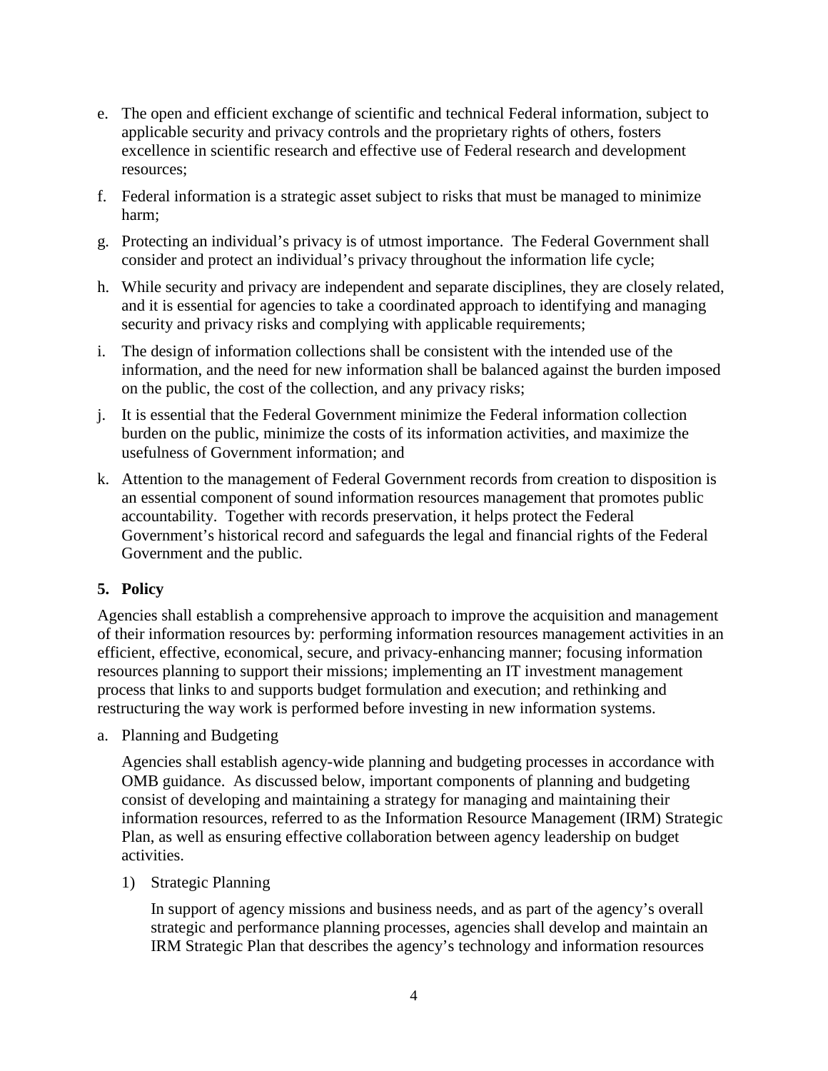e. The open and efficient exchange of scientific and technical Federal information, subject to applicable security and privacy controls and the proprietary rights of others, fosters excellence in scientific research and effective use of Federal research and development resources;

f. Federal information is a strategic asset subject to risks that must be managed to minimize harm;

g. Protecting an individual's privacy is of utmost importance. The Federal Government shall consider and protect an individual's privacy throughout the information life cycle;

h. While security and privacy are independent and separate disciplines, they are closely related, and it is essential for agencies to take a coordinated approach to identifying and managing security and privacy risks and complying with applicable requirements;

i. The design of information collections shall be consistent with the intended use of the information, and the need for new information shall be balanced against the burden imposed on the public, the cost of the collection, and any privacy risks;

j. It is essential that the Federal Government minimize the Federal information collection burden on the public, minimize the costs of its information activities, and maximize the usefulness of Government information; and

k. Attention to the management of Federal Government records from creation to disposition is an essential component of sound information resources management that promotes public accountability. Together with records preservation, it helps protect the Federal Government's historical record and safeguards the legal and financial rights of the Federal Government and the public.

## 5. Policy

Agencies shall establish a comprehensive approach to improve the acquisition and management of their information resources by: performing information resources management activities in an efficient, effective, economical, secure, and privacy-enhancing manner; focusing information resources planning to support their missions; implementing an IT investment management process that links to and supports budget formulation and execution; and rethinking and restructuring the way work is performed before investing in new information systems.

a. Planning and Budgeting

   Agencies shall establish agency-wide planning and budgeting processes in accordance with OMB guidance. As discussed below, important components of planning and budgeting consist of developing and maintaining a strategy for managing and maintaining their information resources, referred to as the Information Resource Management (IRM) Strategic Plan, as well as ensuring effective collaboration between agency leadership on budget activities.

   1) Strategic Planning

      In support of agency missions and business needs, and as part of the agency's overall strategic and performance planning processes, agencies shall develop and maintain an IRM Strategic Plan that describes the agency's technology and information resources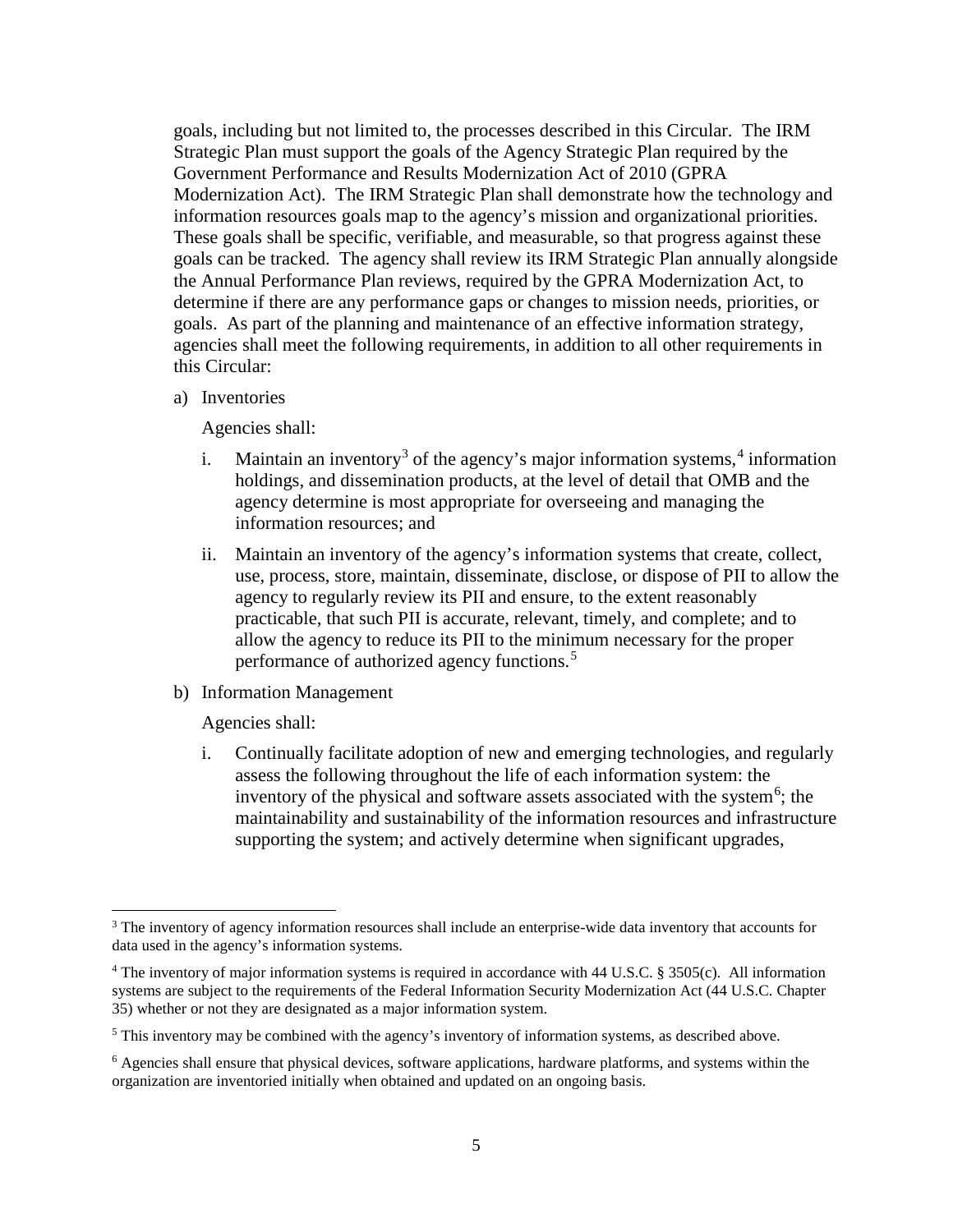goals, including but not limited to, the processes described in this Circular. The IRM Strategic Plan must support the goals of the Agency Strategic Plan required by the Government Performance and Results Modernization Act of 2010 (GPRA Modernization Act). The IRM Strategic Plan shall demonstrate how the technology and information resources goals map to the agency's mission and organizational priorities. These goals shall be specific, verifiable, and measurable, so that progress against these goals can be tracked. The agency shall review its IRM Strategic Plan annually alongside the Annual Performance Plan reviews, required by the GPRA Modernization Act, to determine if there are any performance gaps or changes to mission needs, priorities, or goals. As part of the planning and maintenance of an effective information strategy, agencies shall meet the following requirements, in addition to all other requirements in this Circular:

a) Inventories

   Agencies shall:

   i. Maintain an inventory[3] of the agency's major information systems,[4] information holdings, and dissemination products, at the level of detail that OMB and the agency determine is most appropriate for overseeing and managing the information resources; and

   ii. Maintain an inventory of the agency's information systems that create, collect, use, process, store, maintain, disseminate, disclose, or dispose of PII to allow the agency to regularly review its PII and ensure, to the extent reasonably practicable, that such PII is accurate, relevant, timely, and complete; and to allow the agency to reduce its PII to the minimum necessary for the proper performance of authorized agency functions.[5]

b) Information Management

   Agencies shall:

   i. Continually facilitate adoption of new and emerging technologies, and regularly assess the following throughout the life of each information system: the inventory of the physical and software assets associated with the system[6]; the maintainability and sustainability of the information resources and infrastructure supporting the system; and actively determine when significant upgrades,

---

[3] The inventory of agency information resources shall include an enterprise-wide data inventory that accounts for data used in the agency's information systems.

[4] The inventory of major information systems is required in accordance with 44 U.S.C. § 3505(c). All information systems are subject to the requirements of the Federal Information Security Modernization Act (44 U.S.C. Chapter 35) whether or not they are designated as a major information system.

[5] This inventory may be combined with the agency's inventory of information systems, as described above.

[6] Agencies shall ensure that physical devices, software applications, hardware platforms, and systems within the organization are inventoried initially when obtained and updated on an ongoing basis.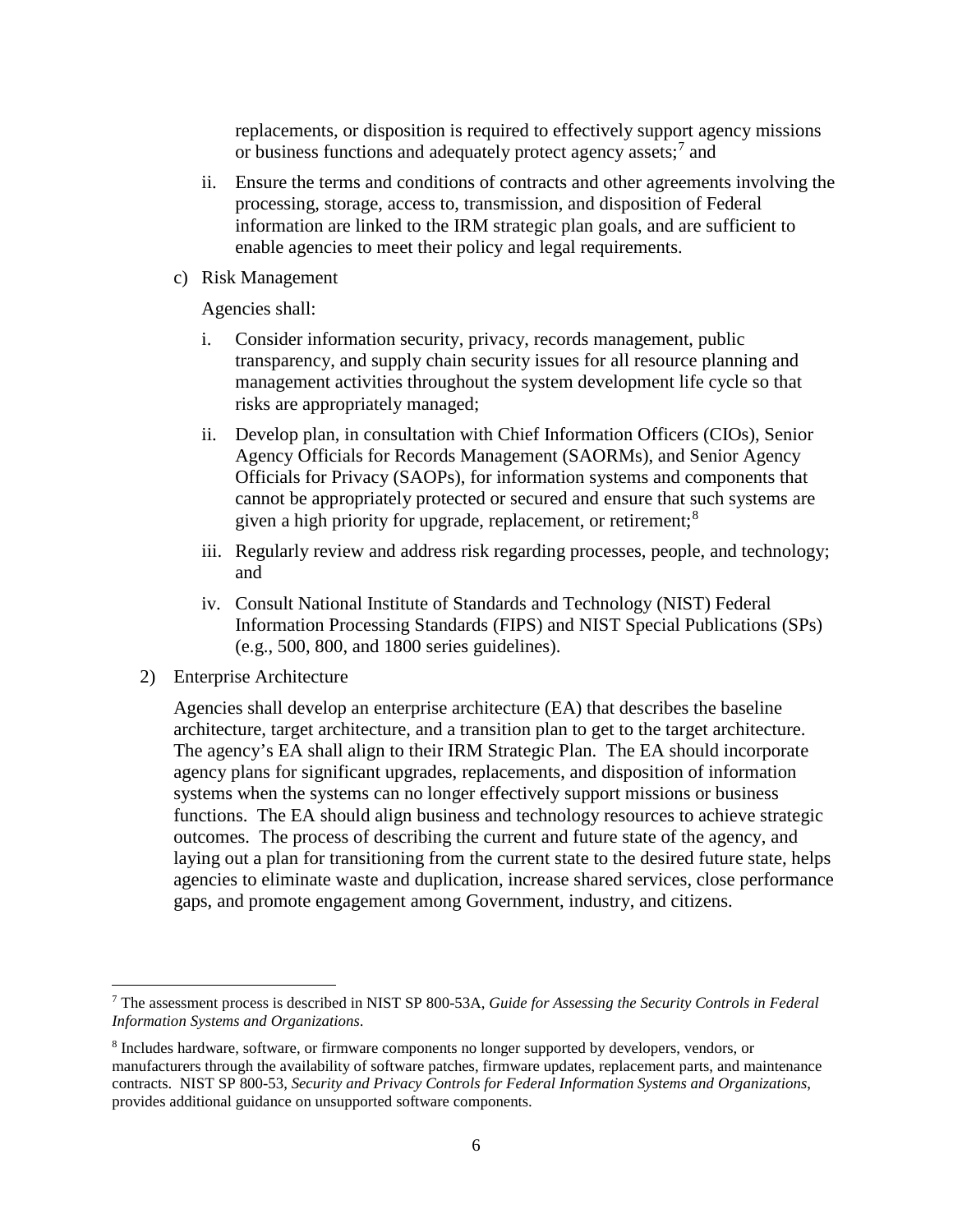replacements, or disposition is required to effectively support agency missions or business functions and adequately protect agency assets;[7] and

ii. Ensure the terms and conditions of contracts and other agreements involving the processing, storage, access to, transmission, and disposition of Federal information are linked to the IRM strategic plan goals, and are sufficient to enable agencies to meet their policy and legal requirements.

c) Risk Management

Agencies shall:

i. Consider information security, privacy, records management, public transparency, and supply chain security issues for all resource planning and management activities throughout the system development life cycle so that risks are appropriately managed;

ii. Develop plan, in consultation with Chief Information Officers (CIOs), Senior Agency Officials for Records Management (SAORMs), and Senior Agency Officials for Privacy (SAOPs), for information systems and components that cannot be appropriately protected or secured and ensure that such systems are given a high priority for upgrade, replacement, or retirement;[8]

iii. Regularly review and address risk regarding processes, people, and technology; and

iv. Consult National Institute of Standards and Technology (NIST) Federal Information Processing Standards (FIPS) and NIST Special Publications (SPs) (e.g., 500, 800, and 1800 series guidelines).

2) Enterprise Architecture

Agencies shall develop an enterprise architecture (EA) that describes the baseline architecture, target architecture, and a transition plan to get to the target architecture. The agency's EA shall align to their IRM Strategic Plan. The EA should incorporate agency plans for significant upgrades, replacements, and disposition of information systems when the systems can no longer effectively support missions or business functions. The EA should align business and technology resources to achieve strategic outcomes. The process of describing the current and future state of the agency, and laying out a plan for transitioning from the current state to the desired future state, helps agencies to eliminate waste and duplication, increase shared services, close performance gaps, and promote engagement among Government, industry, and citizens.

---

[7] The assessment process is described in NIST SP 800-53A, *Guide for Assessing the Security Controls in Federal Information Systems and Organizations*.

[8] Includes hardware, software, or firmware components no longer supported by developers, vendors, or manufacturers through the availability of software patches, firmware updates, replacement parts, and maintenance contracts. NIST SP 800-53, *Security and Privacy Controls for Federal Information Systems and Organizations*, provides additional guidance on unsupported software components.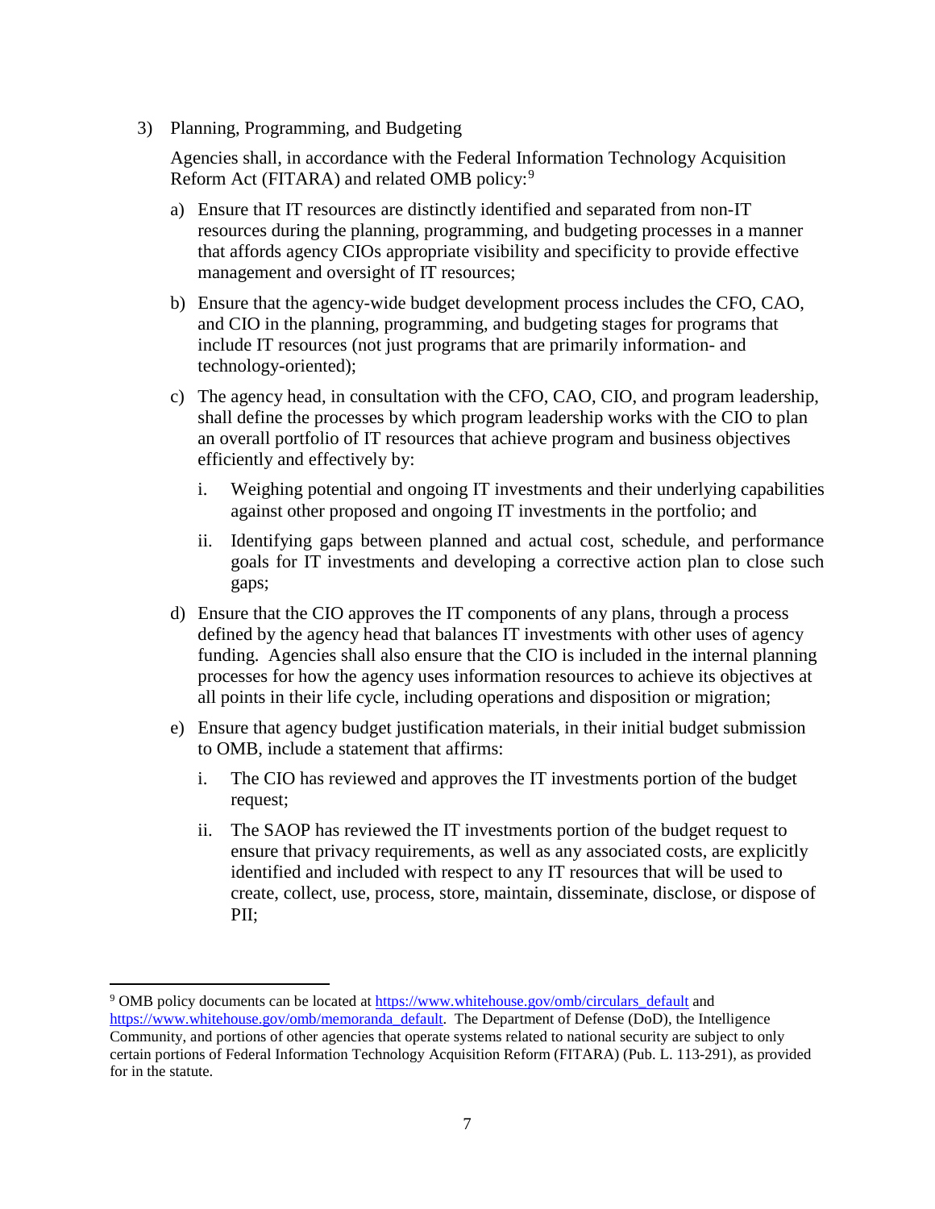3) Planning, Programming, and Budgeting

   Agencies shall, in accordance with the Federal Information Technology Acquisition Reform Act (FITARA) and related OMB policy:[9]

   a) Ensure that IT resources are distinctly identified and separated from non-IT resources during the planning, programming, and budgeting processes in a manner that affords agency CIOs appropriate visibility and specificity to provide effective management and oversight of IT resources;

   b) Ensure that the agency-wide budget development process includes the CFO, CAO, and CIO in the planning, programming, and budgeting stages for programs that include IT resources (not just programs that are primarily information- and technology-oriented);

   c) The agency head, in consultation with the CFO, CAO, CIO, and program leadership, shall define the processes by which program leadership works with the CIO to plan an overall portfolio of IT resources that achieve program and business objectives efficiently and effectively by:

      i. Weighing potential and ongoing IT investments and their underlying capabilities against other proposed and ongoing IT investments in the portfolio; and

      ii. Identifying gaps between planned and actual cost, schedule, and performance goals for IT investments and developing a corrective action plan to close such gaps;

   d) Ensure that the CIO approves the IT components of any plans, through a process defined by the agency head that balances IT investments with other uses of agency funding. Agencies shall also ensure that the CIO is included in the internal planning processes for how the agency uses information resources to achieve its objectives at all points in their life cycle, including operations and disposition or migration;

   e) Ensure that agency budget justification materials, in their initial budget submission to OMB, include a statement that affirms:

      i. The CIO has reviewed and approves the IT investments portion of the budget request;

      ii. The SAOP has reviewed the IT investments portion of the budget request to ensure that privacy requirements, as well as any associated costs, are explicitly identified and included with respect to any IT resources that will be used to create, collect, use, process, store, maintain, disseminate, disclose, or dispose of PII;

---

[9] OMB policy documents can be located at https://www.whitehouse.gov/omb/circulars_default and https://www.whitehouse.gov/omb/memoranda_default. The Department of Defense (DoD), the Intelligence Community, and portions of other agencies that operate systems related to national security are subject to only certain portions of Federal Information Technology Acquisition Reform (FITARA) (Pub. L. 113-291), as provided for in the statute.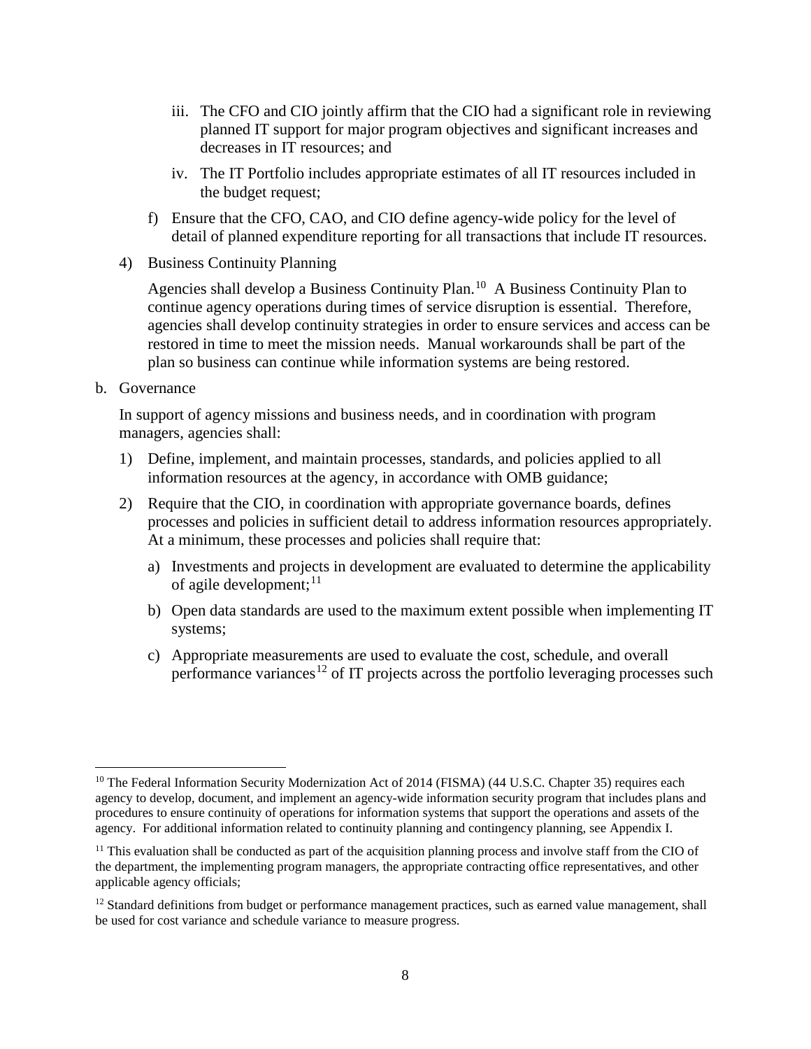iii. The CFO and CIO jointly affirm that the CIO had a significant role in reviewing planned IT support for major program objectives and significant increases and decreases in IT resources; and

iv. The IT Portfolio includes appropriate estimates of all IT resources included in the budget request;

f) Ensure that the CFO, CAO, and CIO define agency-wide policy for the level of detail of planned expenditure reporting for all transactions that include IT resources.

4) Business Continuity Planning

Agencies shall develop a Business Continuity Plan.[10] A Business Continuity Plan to continue agency operations during times of service disruption is essential. Therefore, agencies shall develop continuity strategies in order to ensure services and access can be restored in time to meet the mission needs. Manual workarounds shall be part of the plan so business can continue while information systems are being restored.

b. Governance

In support of agency missions and business needs, and in coordination with program managers, agencies shall:

1) Define, implement, and maintain processes, standards, and policies applied to all information resources at the agency, in accordance with OMB guidance;

2) Require that the CIO, in coordination with appropriate governance boards, defines processes and policies in sufficient detail to address information resources appropriately. At a minimum, these processes and policies shall require that:

a) Investments and projects in development are evaluated to determine the applicability of agile development;[11]

b) Open data standards are used to the maximum extent possible when implementing IT systems;

c) Appropriate measurements are used to evaluate the cost, schedule, and overall performance variances[12] of IT projects across the portfolio leveraging processes such

---

[10] The Federal Information Security Modernization Act of 2014 (FISMA) (44 U.S.C. Chapter 35) requires each agency to develop, document, and implement an agency-wide information security program that includes plans and procedures to ensure continuity of operations for information systems that support the operations and assets of the agency. For additional information related to continuity planning and contingency planning, see Appendix I.

[11] This evaluation shall be conducted as part of the acquisition planning process and involve staff from the CIO of the department, the implementing program managers, the appropriate contracting office representatives, and other applicable agency officials;

[12] Standard definitions from budget or performance management practices, such as earned value management, shall be used for cost variance and schedule variance to measure progress.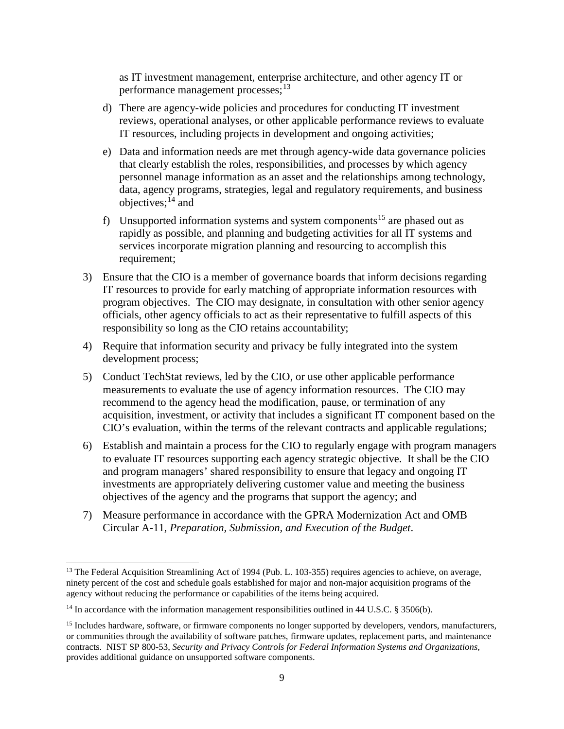as IT investment management, enterprise architecture, and other agency IT or performance management processes;[13]

d) There are agency-wide policies and procedures for conducting IT investment reviews, operational analyses, or other applicable performance reviews to evaluate IT resources, including projects in development and ongoing activities;

e) Data and information needs are met through agency-wide data governance policies that clearly establish the roles, responsibilities, and processes by which agency personnel manage information as an asset and the relationships among technology, data, agency programs, strategies, legal and regulatory requirements, and business objectives;[14] and

f) Unsupported information systems and system components[15] are phased out as rapidly as possible, and planning and budgeting activities for all IT systems and services incorporate migration planning and resourcing to accomplish this requirement;

3) Ensure that the CIO is a member of governance boards that inform decisions regarding IT resources to provide for early matching of appropriate information resources with program objectives. The CIO may designate, in consultation with other senior agency officials, other agency officials to act as their representative to fulfill aspects of this responsibility so long as the CIO retains accountability;

4) Require that information security and privacy be fully integrated into the system development process;

5) Conduct TechStat reviews, led by the CIO, or use other applicable performance measurements to evaluate the use of agency information resources. The CIO may recommend to the agency head the modification, pause, or termination of any acquisition, investment, or activity that includes a significant IT component based on the CIO's evaluation, within the terms of the relevant contracts and applicable regulations;

6) Establish and maintain a process for the CIO to regularly engage with program managers to evaluate IT resources supporting each agency strategic objective. It shall be the CIO and program managers' shared responsibility to ensure that legacy and ongoing IT investments are appropriately delivering customer value and meeting the business objectives of the agency and the programs that support the agency; and

7) Measure performance in accordance with the GPRA Modernization Act and OMB Circular A-11, *Preparation, Submission, and Execution of the Budget*.

---

[13] The Federal Acquisition Streamlining Act of 1994 (Pub. L. 103-355) requires agencies to achieve, on average, ninety percent of the cost and schedule goals established for major and non-major acquisition programs of the agency without reducing the performance or capabilities of the items being acquired.

[14] In accordance with the information management responsibilities outlined in 44 U.S.C. § 3506(b).

[15] Includes hardware, software, or firmware components no longer supported by developers, vendors, manufacturers, or communities through the availability of software patches, firmware updates, replacement parts, and maintenance contracts. NIST SP 800-53, *Security and Privacy Controls for Federal Information Systems and Organizations*, provides additional guidance on unsupported software components.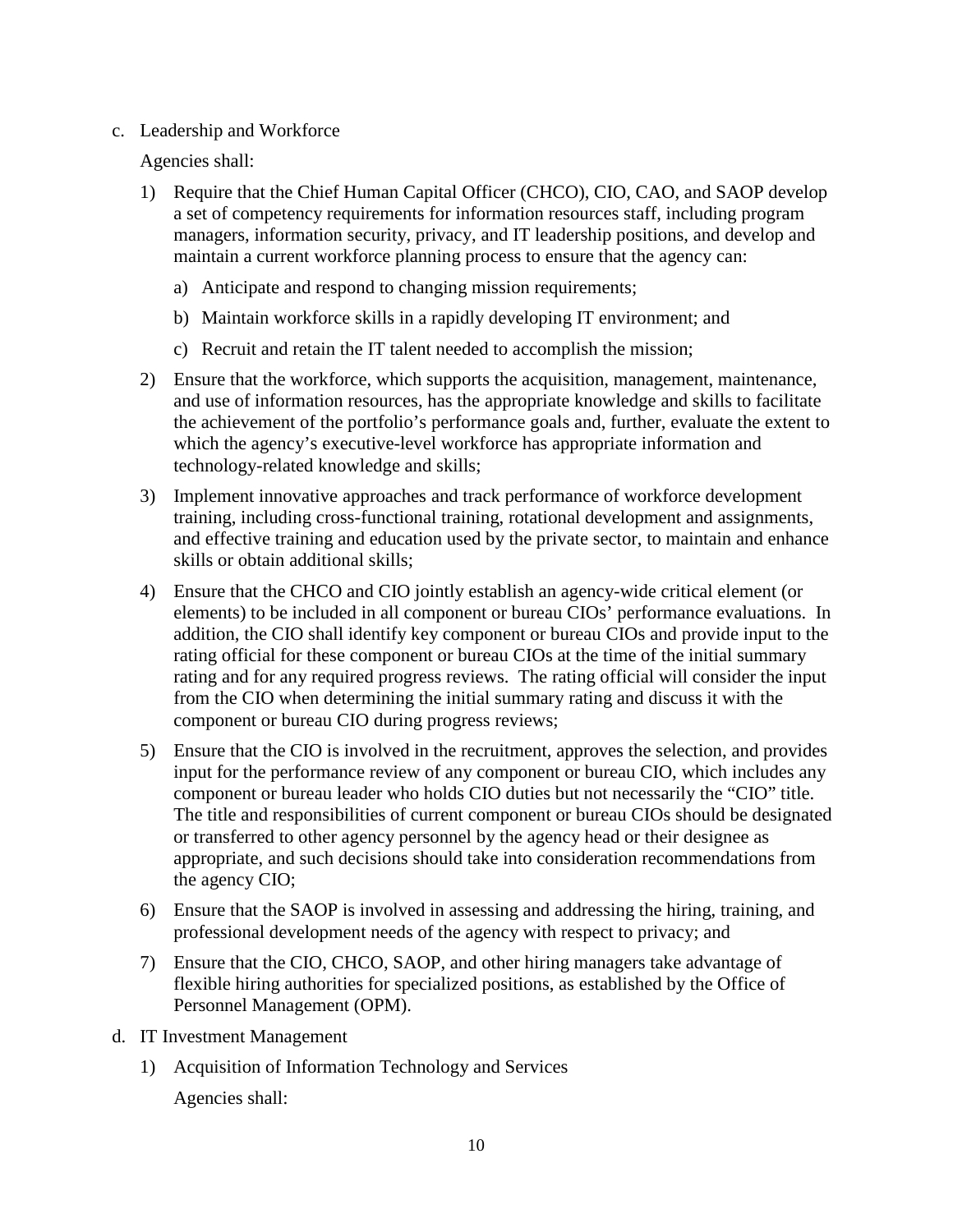c. Leadership and Workforce

   Agencies shall:

   1) Require that the Chief Human Capital Officer (CHCO), CIO, CAO, and SAOP develop a set of competency requirements for information resources staff, including program managers, information security, privacy, and IT leadership positions, and develop and maintain a current workforce planning process to ensure that the agency can:

      a) Anticipate and respond to changing mission requirements;

      b) Maintain workforce skills in a rapidly developing IT environment; and

      c) Recruit and retain the IT talent needed to accomplish the mission;

   2) Ensure that the workforce, which supports the acquisition, management, maintenance, and use of information resources, has the appropriate knowledge and skills to facilitate the achievement of the portfolio's performance goals and, further, evaluate the extent to which the agency's executive-level workforce has appropriate information and technology-related knowledge and skills;

   3) Implement innovative approaches and track performance of workforce development training, including cross-functional training, rotational development and assignments, and effective training and education used by the private sector, to maintain and enhance skills or obtain additional skills;

   4) Ensure that the CHCO and CIO jointly establish an agency-wide critical element (or elements) to be included in all component or bureau CIOs' performance evaluations. In addition, the CIO shall identify key component or bureau CIOs and provide input to the rating official for these component or bureau CIOs at the time of the initial summary rating and for any required progress reviews. The rating official will consider the input from the CIO when determining the initial summary rating and discuss it with the component or bureau CIO during progress reviews;

   5) Ensure that the CIO is involved in the recruitment, approves the selection, and provides input for the performance review of any component or bureau CIO, which includes any component or bureau leader who holds CIO duties but not necessarily the "CIO" title. The title and responsibilities of current component or bureau CIOs should be designated or transferred to other agency personnel by the agency head or their designee as appropriate, and such decisions should take into consideration recommendations from the agency CIO;

   6) Ensure that the SAOP is involved in assessing and addressing the hiring, training, and professional development needs of the agency with respect to privacy; and

   7) Ensure that the CIO, CHCO, SAOP, and other hiring managers take advantage of flexible hiring authorities for specialized positions, as established by the Office of Personnel Management (OPM).

d. IT Investment Management

   1) Acquisition of Information Technology and Services

      Agencies shall: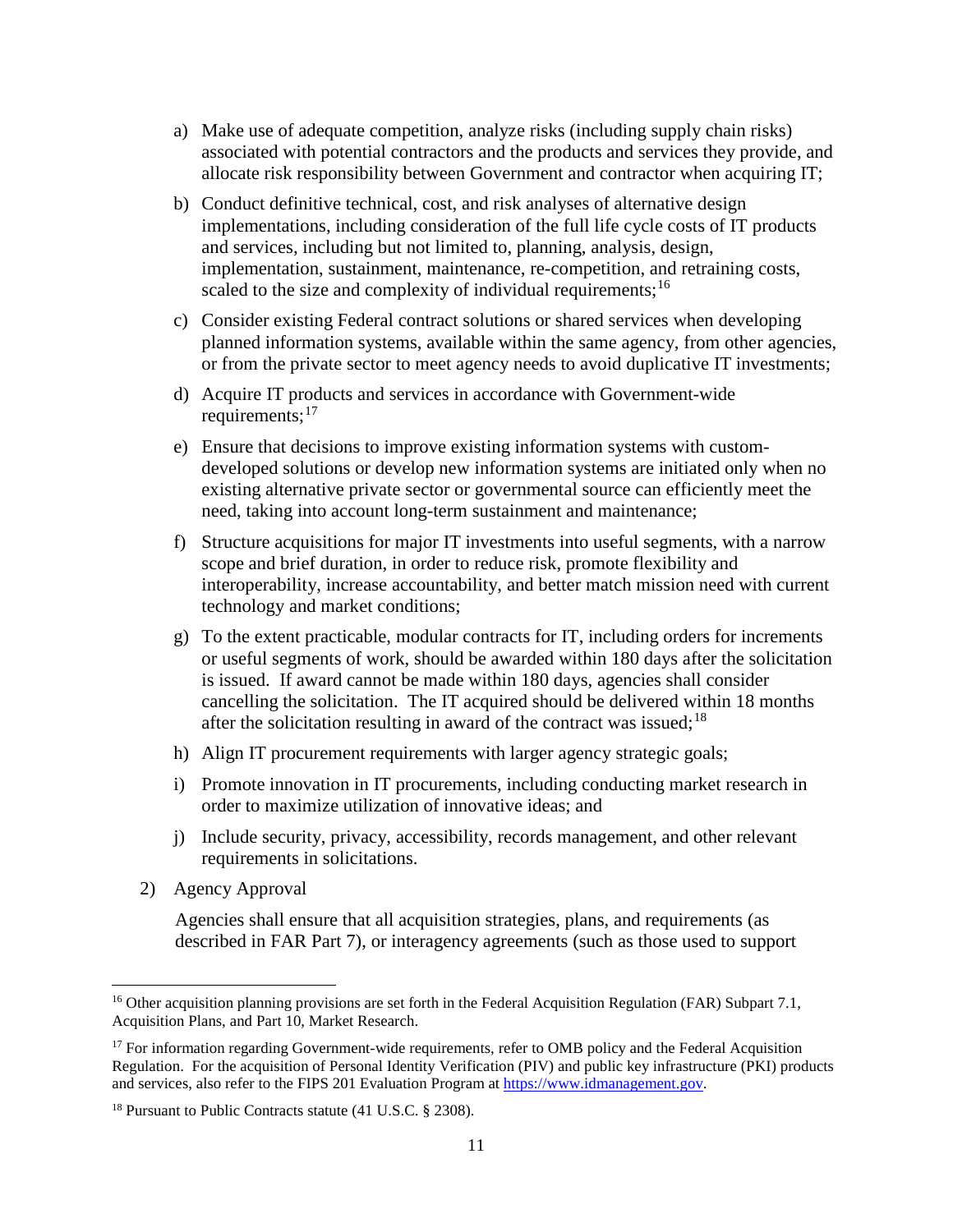a) Make use of adequate competition, analyze risks (including supply chain risks) associated with potential contractors and the products and services they provide, and allocate risk responsibility between Government and contractor when acquiring IT;

b) Conduct definitive technical, cost, and risk analyses of alternative design implementations, including consideration of the full life cycle costs of IT products and services, including but not limited to, planning, analysis, design, implementation, sustainment, maintenance, re-competition, and retraining costs, scaled to the size and complexity of individual requirements;[16]

c) Consider existing Federal contract solutions or shared services when developing planned information systems, available within the same agency, from other agencies, or from the private sector to meet agency needs to avoid duplicative IT investments;

d) Acquire IT products and services in accordance with Government-wide requirements;[17]

e) Ensure that decisions to improve existing information systems with custom-developed solutions or develop new information systems are initiated only when no existing alternative private sector or governmental source can efficiently meet the need, taking into account long-term sustainment and maintenance;

f) Structure acquisitions for major IT investments into useful segments, with a narrow scope and brief duration, in order to reduce risk, promote flexibility and interoperability, increase accountability, and better match mission need with current technology and market conditions;

g) To the extent practicable, modular contracts for IT, including orders for increments or useful segments of work, should be awarded within 180 days after the solicitation is issued. If award cannot be made within 180 days, agencies shall consider cancelling the solicitation. The IT acquired should be delivered within 18 months after the solicitation resulting in award of the contract was issued;[18]

h) Align IT procurement requirements with larger agency strategic goals;

i) Promote innovation in IT procurements, including conducting market research in order to maximize utilization of innovative ideas; and

j) Include security, privacy, accessibility, records management, and other relevant requirements in solicitations.

2) Agency Approval

Agencies shall ensure that all acquisition strategies, plans, and requirements (as described in FAR Part 7), or interagency agreements (such as those used to support

---

[16] Other acquisition planning provisions are set forth in the Federal Acquisition Regulation (FAR) Subpart 7.1, Acquisition Plans, and Part 10, Market Research.

[17] For information regarding Government-wide requirements, refer to OMB policy and the Federal Acquisition Regulation. For the acquisition of Personal Identity Verification (PIV) and public key infrastructure (PKI) products and services, also refer to the FIPS 201 Evaluation Program at https://www.idmanagement.gov.

[18] Pursuant to Public Contracts statute (41 U.S.C. § 2308).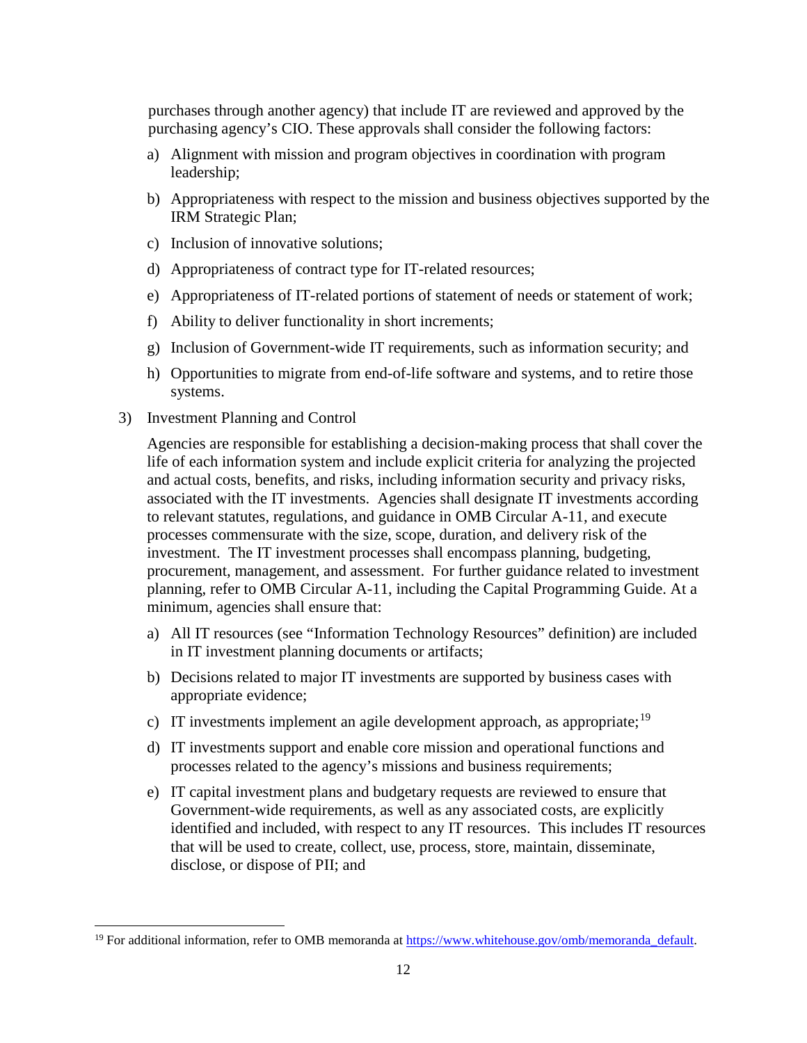purchases through another agency) that include IT are reviewed and approved by the purchasing agency's CIO. These approvals shall consider the following factors:

a) Alignment with mission and program objectives in coordination with program leadership;

b) Appropriateness with respect to the mission and business objectives supported by the IRM Strategic Plan;

c) Inclusion of innovative solutions;

d) Appropriateness of contract type for IT-related resources;

e) Appropriateness of IT-related portions of statement of needs or statement of work;

f) Ability to deliver functionality in short increments;

g) Inclusion of Government-wide IT requirements, such as information security; and

h) Opportunities to migrate from end-of-life software and systems, and to retire those systems.

3) Investment Planning and Control

Agencies are responsible for establishing a decision-making process that shall cover the life of each information system and include explicit criteria for analyzing the projected and actual costs, benefits, and risks, including information security and privacy risks, associated with the IT investments. Agencies shall designate IT investments according to relevant statutes, regulations, and guidance in OMB Circular A-11, and execute processes commensurate with the size, scope, duration, and delivery risk of the investment. The IT investment processes shall encompass planning, budgeting, procurement, management, and assessment. For further guidance related to investment planning, refer to OMB Circular A-11, including the Capital Programming Guide. At a minimum, agencies shall ensure that:

a) All IT resources (see "Information Technology Resources" definition) are included in IT investment planning documents or artifacts;

b) Decisions related to major IT investments are supported by business cases with appropriate evidence;

c) IT investments implement an agile development approach, as appropriate;[19]

d) IT investments support and enable core mission and operational functions and processes related to the agency's missions and business requirements;

e) IT capital investment plans and budgetary requests are reviewed to ensure that Government-wide requirements, as well as any associated costs, are explicitly identified and included, with respect to any IT resources. This includes IT resources that will be used to create, collect, use, process, store, maintain, disseminate, disclose, or dispose of PII; and

---

[19] For additional information, refer to OMB memoranda at https://www.whitehouse.gov/omb/memoranda_default.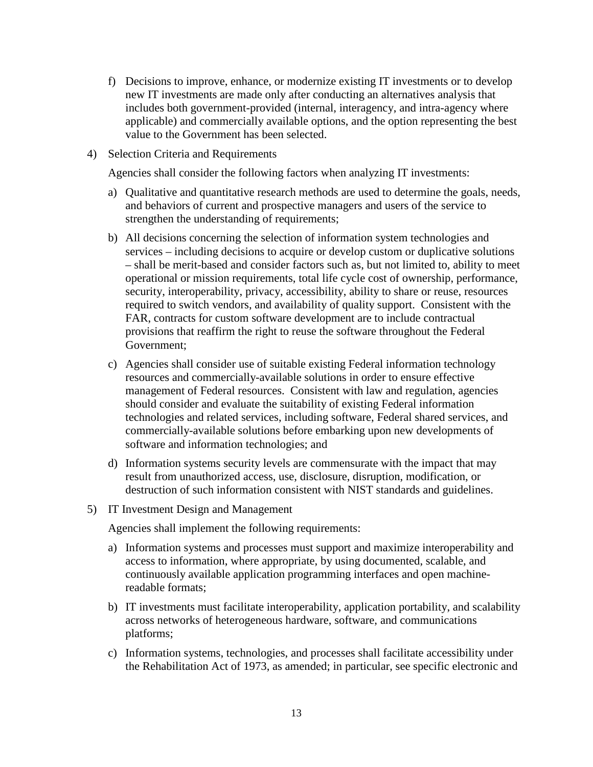f) Decisions to improve, enhance, or modernize existing IT investments or to develop new IT investments are made only after conducting an alternatives analysis that includes both government-provided (internal, interagency, and intra-agency where applicable) and commercially available options, and the option representing the best value to the Government has been selected.

4) Selection Criteria and Requirements

Agencies shall consider the following factors when analyzing IT investments:

a) Qualitative and quantitative research methods are used to determine the goals, needs, and behaviors of current and prospective managers and users of the service to strengthen the understanding of requirements;

b) All decisions concerning the selection of information system technologies and services – including decisions to acquire or develop custom or duplicative solutions – shall be merit-based and consider factors such as, but not limited to, ability to meet operational or mission requirements, total life cycle cost of ownership, performance, security, interoperability, privacy, accessibility, ability to share or reuse, resources required to switch vendors, and availability of quality support. Consistent with the FAR, contracts for custom software development are to include contractual provisions that reaffirm the right to reuse the software throughout the Federal Government;

c) Agencies shall consider use of suitable existing Federal information technology resources and commercially-available solutions in order to ensure effective management of Federal resources. Consistent with law and regulation, agencies should consider and evaluate the suitability of existing Federal information technologies and related services, including software, Federal shared services, and commercially-available solutions before embarking upon new developments of software and information technologies; and

d) Information systems security levels are commensurate with the impact that may result from unauthorized access, use, disclosure, disruption, modification, or destruction of such information consistent with NIST standards and guidelines.

5) IT Investment Design and Management

Agencies shall implement the following requirements:

a) Information systems and processes must support and maximize interoperability and access to information, where appropriate, by using documented, scalable, and continuously available application programming interfaces and open machine-readable formats;

b) IT investments must facilitate interoperability, application portability, and scalability across networks of heterogeneous hardware, software, and communications platforms;

c) Information systems, technologies, and processes shall facilitate accessibility under the Rehabilitation Act of 1973, as amended; in particular, see specific electronic and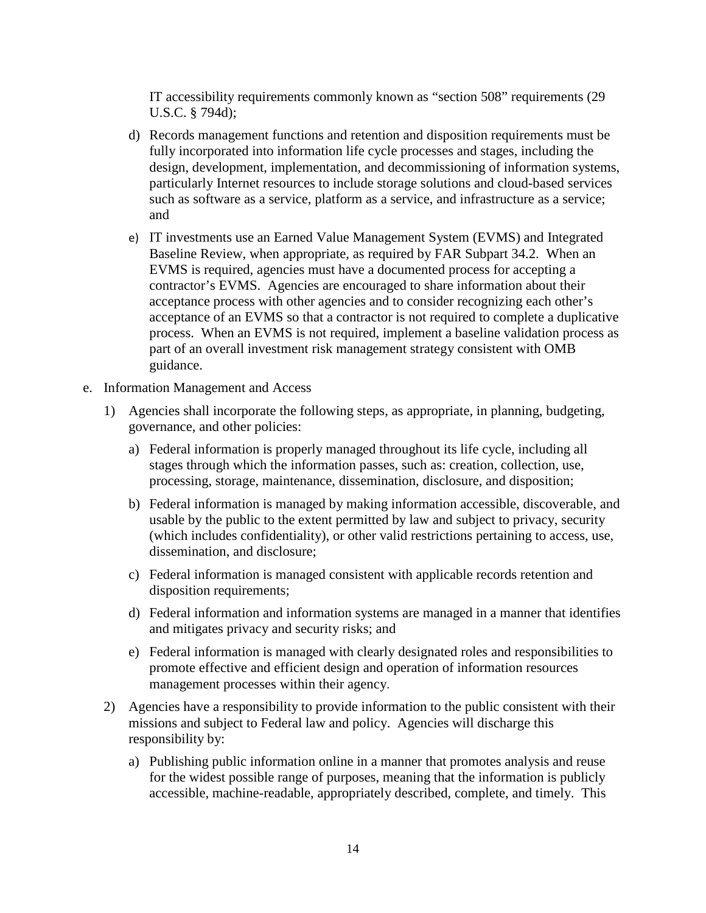IT accessibility requirements commonly known as "section 508" requirements (29 U.S.C. § 794d);

d) Records management functions and retention and disposition requirements must be fully incorporated into information life cycle processes and stages, including the design, development, implementation, and decommissioning of information systems, particularly Internet resources to include storage solutions and cloud-based services such as software as a service, platform as a service, and infrastructure as a service; and

e) IT investments use an Earned Value Management System (EVMS) and Integrated Baseline Review, when appropriate, as required by FAR Subpart 34.2. When an EVMS is required, agencies must have a documented process for accepting a contractor's EVMS. Agencies are encouraged to share information about their acceptance process with other agencies and to consider recognizing each other's acceptance of an EVMS so that a contractor is not required to complete a duplicative process. When an EVMS is not required, implement a baseline validation process as part of an overall investment risk management strategy consistent with OMB guidance.

e. Information Management and Access

1) Agencies shall incorporate the following steps, as appropriate, in planning, budgeting, governance, and other policies:

a) Federal information is properly managed throughout its life cycle, including all stages through which the information passes, such as: creation, collection, use, processing, storage, maintenance, dissemination, disclosure, and disposition;

b) Federal information is managed by making information accessible, discoverable, and usable by the public to the extent permitted by law and subject to privacy, security (which includes confidentiality), or other valid restrictions pertaining to access, use, dissemination, and disclosure;

c) Federal information is managed consistent with applicable records retention and disposition requirements;

d) Federal information and information systems are managed in a manner that identifies and mitigates privacy and security risks; and

e) Federal information is managed with clearly designated roles and responsibilities to promote effective and efficient design and operation of information resources management processes within their agency.

2) Agencies have a responsibility to provide information to the public consistent with their missions and subject to Federal law and policy. Agencies will discharge this responsibility by:

a) Publishing public information online in a manner that promotes analysis and reuse for the widest possible range of purposes, meaning that the information is publicly accessible, machine-readable, appropriately described, complete, and timely. This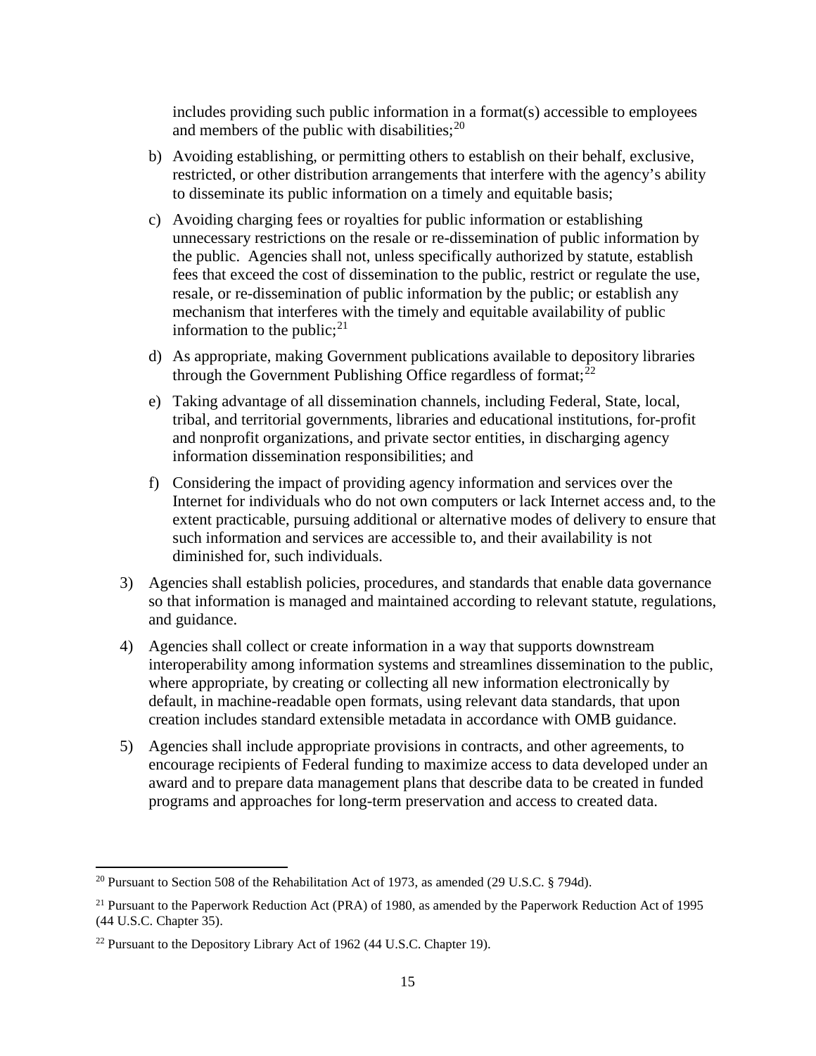includes providing such public information in a format(s) accessible to employees and members of the public with disabilities;[20]

b) Avoiding establishing, or permitting others to establish on their behalf, exclusive, restricted, or other distribution arrangements that interfere with the agency's ability to disseminate its public information on a timely and equitable basis;

c) Avoiding charging fees or royalties for public information or establishing unnecessary restrictions on the resale or re-dissemination of public information by the public. Agencies shall not, unless specifically authorized by statute, establish fees that exceed the cost of dissemination to the public, restrict or regulate the use, resale, or re-dissemination of public information by the public; or establish any mechanism that interferes with the timely and equitable availability of public information to the public;[21]

d) As appropriate, making Government publications available to depository libraries through the Government Publishing Office regardless of format;[22]

e) Taking advantage of all dissemination channels, including Federal, State, local, tribal, and territorial governments, libraries and educational institutions, for-profit and nonprofit organizations, and private sector entities, in discharging agency information dissemination responsibilities; and

f) Considering the impact of providing agency information and services over the Internet for individuals who do not own computers or lack Internet access and, to the extent practicable, pursuing additional or alternative modes of delivery to ensure that such information and services are accessible to, and their availability is not diminished for, such individuals.

3) Agencies shall establish policies, procedures, and standards that enable data governance so that information is managed and maintained according to relevant statute, regulations, and guidance.

4) Agencies shall collect or create information in a way that supports downstream interoperability among information systems and streamlines dissemination to the public, where appropriate, by creating or collecting all new information electronically by default, in machine-readable open formats, using relevant data standards, that upon creation includes standard extensible metadata in accordance with OMB guidance.

5) Agencies shall include appropriate provisions in contracts, and other agreements, to encourage recipients of Federal funding to maximize access to data developed under an award and to prepare data management plans that describe data to be created in funded programs and approaches for long-term preservation and access to created data.

---

[20] Pursuant to Section 508 of the Rehabilitation Act of 1973, as amended (29 U.S.C. § 794d).

[21] Pursuant to the Paperwork Reduction Act (PRA) of 1980, as amended by the Paperwork Reduction Act of 1995 (44 U.S.C. Chapter 35).

[22] Pursuant to the Depository Library Act of 1962 (44 U.S.C. Chapter 19).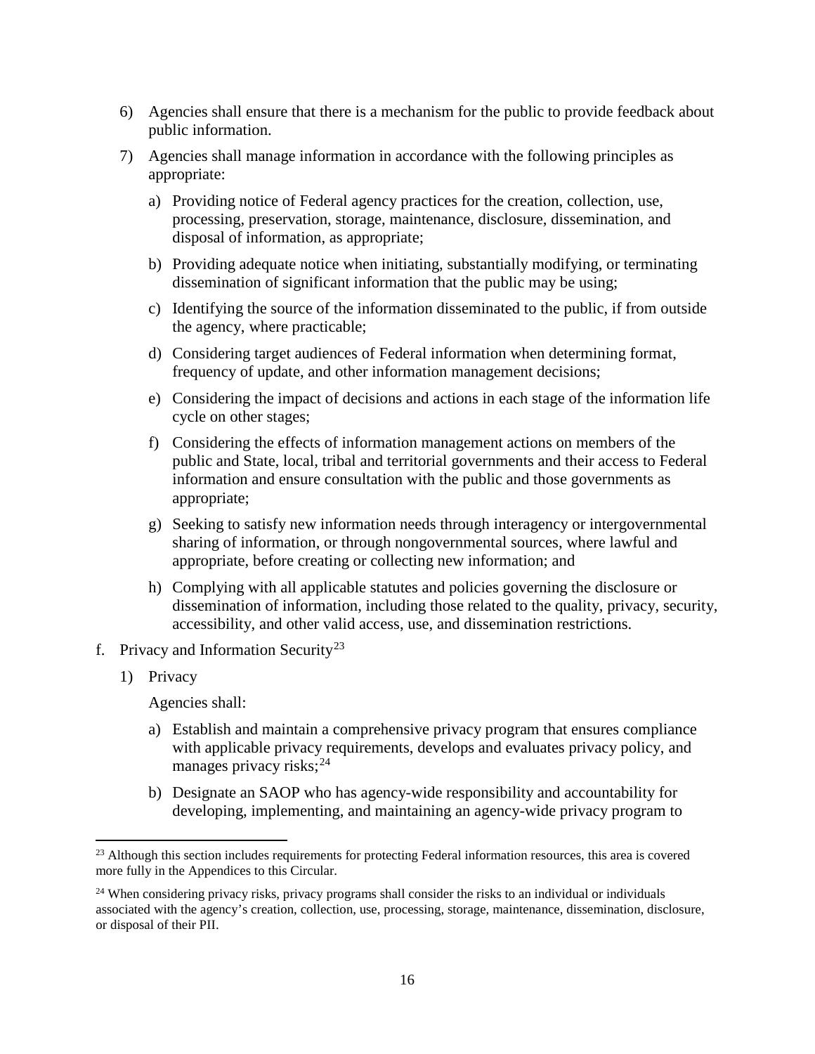6) Agencies shall ensure that there is a mechanism for the public to provide feedback about public information.

7) Agencies shall manage information in accordance with the following principles as appropriate:

   a) Providing notice of Federal agency practices for the creation, collection, use, processing, preservation, storage, maintenance, disclosure, dissemination, and disposal of information, as appropriate;

   b) Providing adequate notice when initiating, substantially modifying, or terminating dissemination of significant information that the public may be using;

   c) Identifying the source of the information disseminated to the public, if from outside the agency, where practicable;

   d) Considering target audiences of Federal information when determining format, frequency of update, and other information management decisions;

   e) Considering the impact of decisions and actions in each stage of the information life cycle on other stages;

   f) Considering the effects of information management actions on members of the public and State, local, tribal and territorial governments and their access to Federal information and ensure consultation with the public and those governments as appropriate;

   g) Seeking to satisfy new information needs through interagency or intergovernmental sharing of information, or through nongovernmental sources, where lawful and appropriate, before creating or collecting new information; and

   h) Complying with all applicable statutes and policies governing the disclosure or dissemination of information, including those related to the quality, privacy, security, accessibility, and other valid access, use, and dissemination restrictions.

f. Privacy and Information Security[23]

1) Privacy

   Agencies shall:

   a) Establish and maintain a comprehensive privacy program that ensures compliance with applicable privacy requirements, develops and evaluates privacy policy, and manages privacy risks;[24]

   b) Designate an SAOP who has agency-wide responsibility and accountability for developing, implementing, and maintaining an agency-wide privacy program to

---

[23] Although this section includes requirements for protecting Federal information resources, this area is covered more fully in the Appendices to this Circular.

[24] When considering privacy risks, privacy programs shall consider the risks to an individual or individuals associated with the agency's creation, collection, use, processing, storage, maintenance, dissemination, disclosure, or disposal of their PII.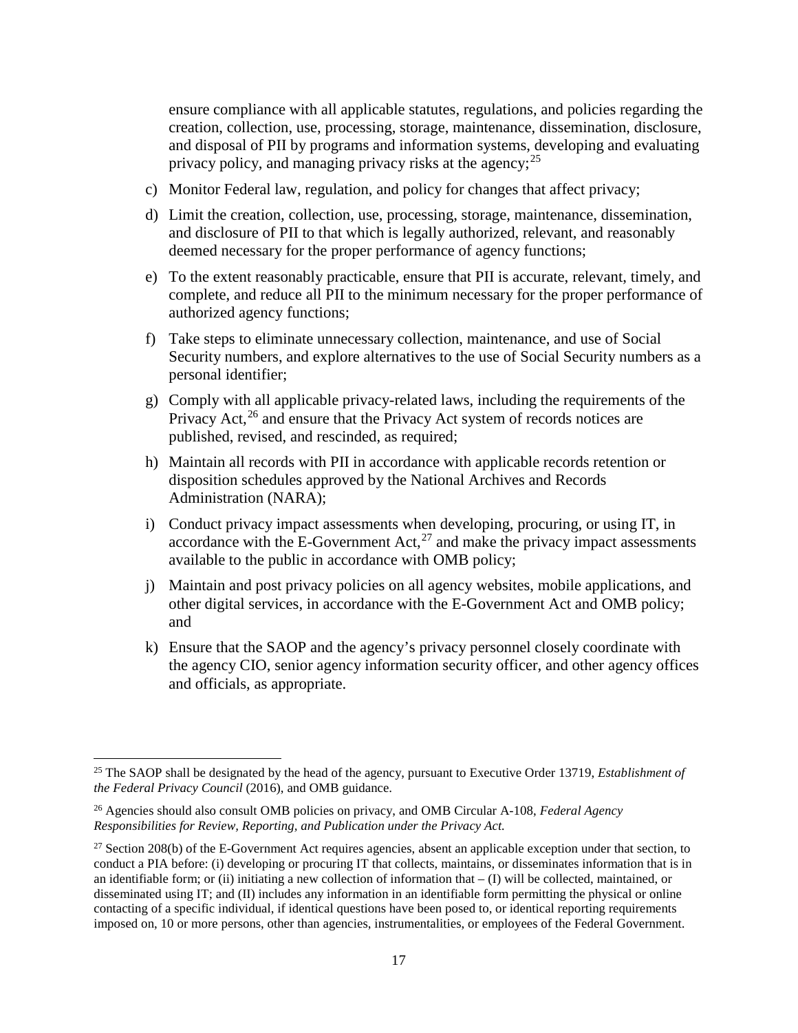ensure compliance with all applicable statutes, regulations, and policies regarding the creation, collection, use, processing, storage, maintenance, dissemination, disclosure, and disposal of PII by programs and information systems, developing and evaluating privacy policy, and managing privacy risks at the agency;[25]

c) Monitor Federal law, regulation, and policy for changes that affect privacy;

d) Limit the creation, collection, use, processing, storage, maintenance, dissemination, and disclosure of PII to that which is legally authorized, relevant, and reasonably deemed necessary for the proper performance of agency functions;

e) To the extent reasonably practicable, ensure that PII is accurate, relevant, timely, and complete, and reduce all PII to the minimum necessary for the proper performance of authorized agency functions;

f) Take steps to eliminate unnecessary collection, maintenance, and use of Social Security numbers, and explore alternatives to the use of Social Security numbers as a personal identifier;

g) Comply with all applicable privacy-related laws, including the requirements of the Privacy Act,[26] and ensure that the Privacy Act system of records notices are published, revised, and rescinded, as required;

h) Maintain all records with PII in accordance with applicable records retention or disposition schedules approved by the National Archives and Records Administration (NARA);

i) Conduct privacy impact assessments when developing, procuring, or using IT, in accordance with the E-Government Act,[27] and make the privacy impact assessments available to the public in accordance with OMB policy;

j) Maintain and post privacy policies on all agency websites, mobile applications, and other digital services, in accordance with the E-Government Act and OMB policy; and

k) Ensure that the SAOP and the agency's privacy personnel closely coordinate with the agency CIO, senior agency information security officer, and other agency offices and officials, as appropriate.

---

[25] The SAOP shall be designated by the head of the agency, pursuant to Executive Order 13719, *Establishment of the Federal Privacy Council* (2016), and OMB guidance.

[26] Agencies should also consult OMB policies on privacy, and OMB Circular A-108, *Federal Agency Responsibilities for Review, Reporting, and Publication under the Privacy Act.*

[27] Section 208(b) of the E-Government Act requires agencies, absent an applicable exception under that section, to conduct a PIA before: (i) developing or procuring IT that collects, maintains, or disseminates information that is in an identifiable form; or (ii) initiating a new collection of information that – (I) will be collected, maintained, or disseminated using IT; and (II) includes any information in an identifiable form permitting the physical or online contacting of a specific individual, if identical questions have been posed to, or identical reporting requirements imposed on, 10 or more persons, other than agencies, instrumentalities, or employees of the Federal Government.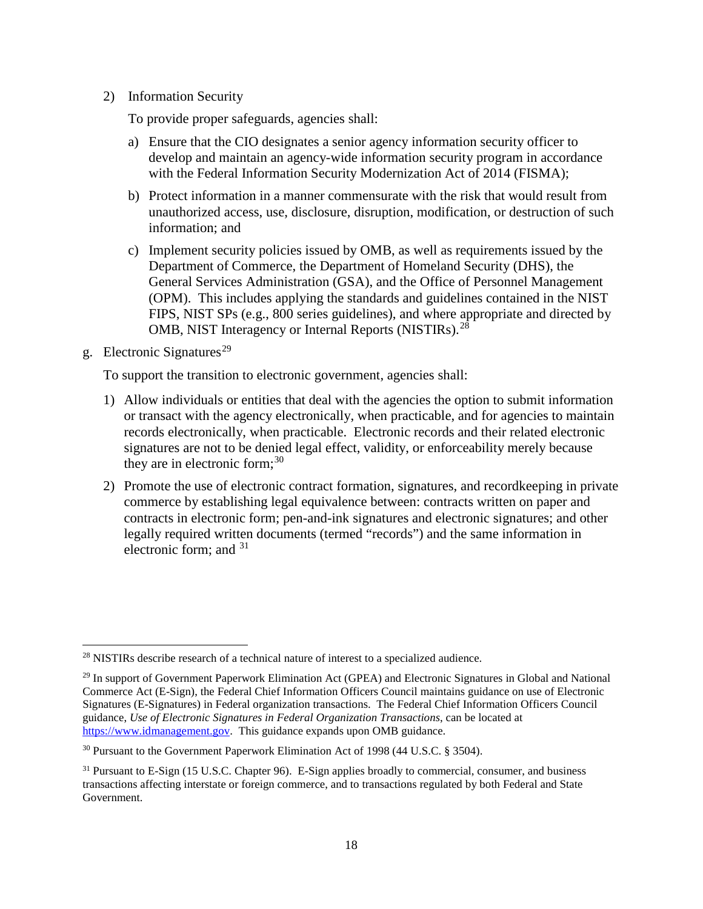2) Information Security

   To provide proper safeguards, agencies shall:

   a) Ensure that the CIO designates a senior agency information security officer to develop and maintain an agency-wide information security program in accordance with the Federal Information Security Modernization Act of 2014 (FISMA);

   b) Protect information in a manner commensurate with the risk that would result from unauthorized access, use, disclosure, disruption, modification, or destruction of such information; and

   c) Implement security policies issued by OMB, as well as requirements issued by the Department of Commerce, the Department of Homeland Security (DHS), the General Services Administration (GSA), and the Office of Personnel Management (OPM). This includes applying the standards and guidelines contained in the NIST FIPS, NIST SPs (e.g., 800 series guidelines), and where appropriate and directed by OMB, NIST Interagency or Internal Reports (NISTIRs).[28]

g. Electronic Signatures[29]

   To support the transition to electronic government, agencies shall:

   1) Allow individuals or entities that deal with the agencies the option to submit information or transact with the agency electronically, when practicable, and for agencies to maintain records electronically, when practicable. Electronic records and their related electronic signatures are not to be denied legal effect, validity, or enforceability merely because they are in electronic form;[30]

   2) Promote the use of electronic contract formation, signatures, and recordkeeping in private commerce by establishing legal equivalence between: contracts written on paper and contracts in electronic form; pen-and-ink signatures and electronic signatures; and other legally required written documents (termed "records") and the same information in electronic form; and [31]

---

[28] NISTIRs describe research of a technical nature of interest to a specialized audience.

[29] In support of Government Paperwork Elimination Act (GPEA) and Electronic Signatures in Global and National Commerce Act (E-Sign), the Federal Chief Information Officers Council maintains guidance on use of Electronic Signatures (E-Signatures) in Federal organization transactions. The Federal Chief Information Officers Council guidance, *Use of Electronic Signatures in Federal Organization Transactions*, can be located at https://www.idmanagement.gov. This guidance expands upon OMB guidance.

[30] Pursuant to the Government Paperwork Elimination Act of 1998 (44 U.S.C. § 3504).

[31] Pursuant to E-Sign (15 U.S.C. Chapter 96). E-Sign applies broadly to commercial, consumer, and business transactions affecting interstate or foreign commerce, and to transactions regulated by both Federal and State Government.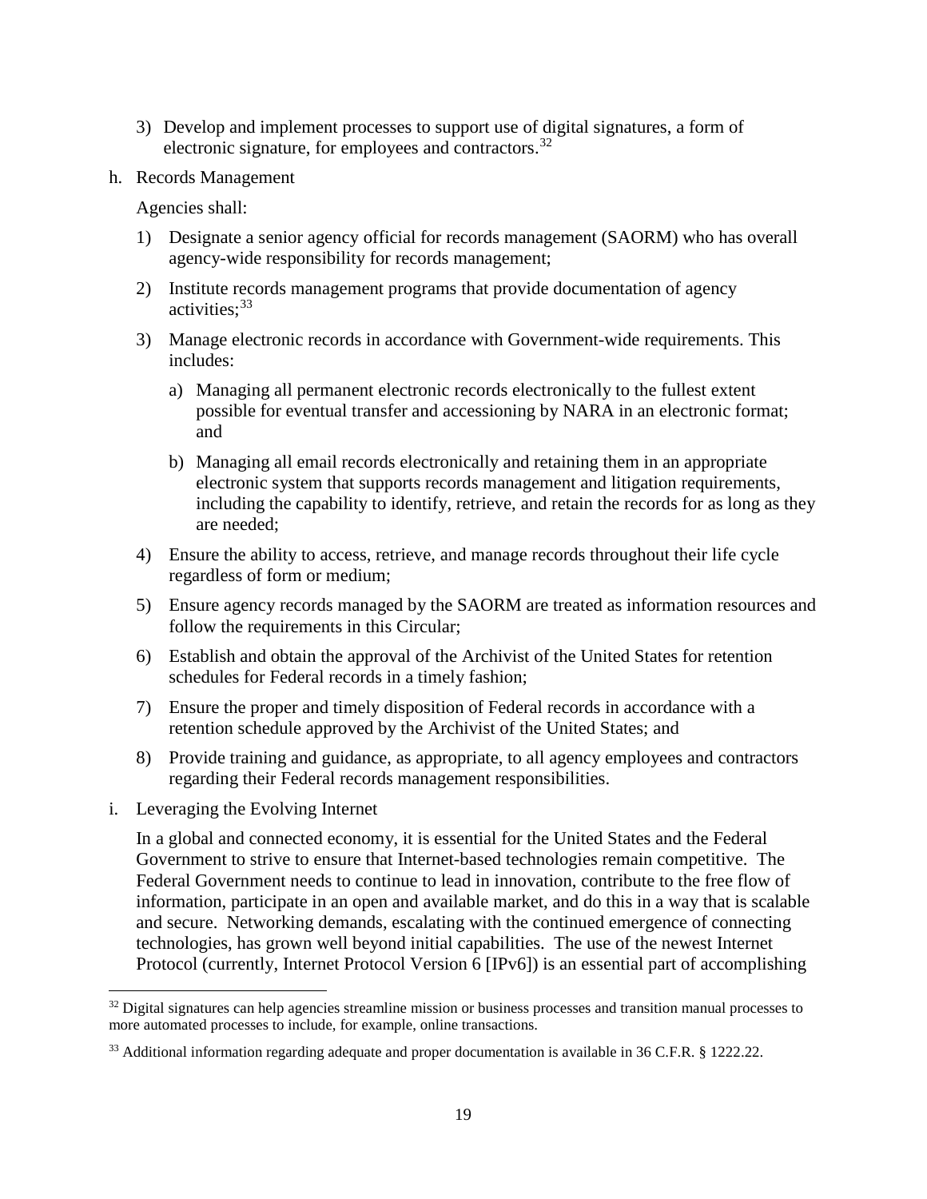3) Develop and implement processes to support use of digital signatures, a form of electronic signature, for employees and contractors.[32]

h. Records Management

Agencies shall:

1) Designate a senior agency official for records management (SAORM) who has overall agency-wide responsibility for records management;

2) Institute records management programs that provide documentation of agency activities;[33]

3) Manage electronic records in accordance with Government-wide requirements. This includes:

   a) Managing all permanent electronic records electronically to the fullest extent possible for eventual transfer and accessioning by NARA in an electronic format; and

   b) Managing all email records electronically and retaining them in an appropriate electronic system that supports records management and litigation requirements, including the capability to identify, retrieve, and retain the records for as long as they are needed;

4) Ensure the ability to access, retrieve, and manage records throughout their life cycle regardless of form or medium;

5) Ensure agency records managed by the SAORM are treated as information resources and follow the requirements in this Circular;

6) Establish and obtain the approval of the Archivist of the United States for retention schedules for Federal records in a timely fashion;

7) Ensure the proper and timely disposition of Federal records in accordance with a retention schedule approved by the Archivist of the United States; and

8) Provide training and guidance, as appropriate, to all agency employees and contractors regarding their Federal records management responsibilities.

i. Leveraging the Evolving Internet

In a global and connected economy, it is essential for the United States and the Federal Government to strive to ensure that Internet-based technologies remain competitive. The Federal Government needs to continue to lead in innovation, contribute to the free flow of information, participate in an open and available market, and do this in a way that is scalable and secure. Networking demands, escalating with the continued emergence of connecting technologies, has grown well beyond initial capabilities. The use of the newest Internet Protocol (currently, Internet Protocol Version 6 [IPv6]) is an essential part of accomplishing

---

[32] Digital signatures can help agencies streamline mission or business processes and transition manual processes to more automated processes to include, for example, online transactions.

[33] Additional information regarding adequate and proper documentation is available in 36 C.F.R. § 1222.22.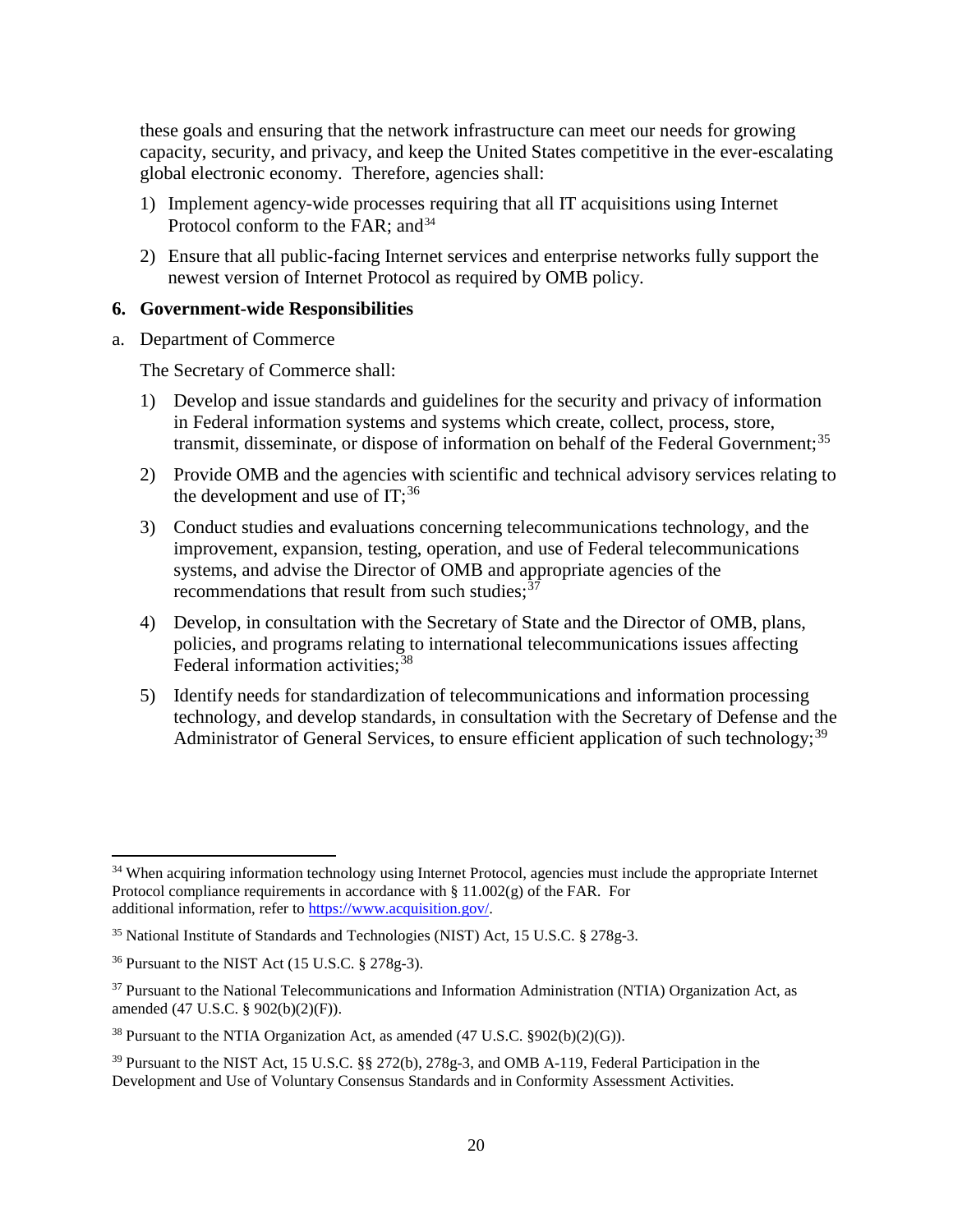these goals and ensuring that the network infrastructure can meet our needs for growing capacity, security, and privacy, and keep the United States competitive in the ever-escalating global electronic economy. Therefore, agencies shall:

1) Implement agency-wide processes requiring that all IT acquisitions using Internet Protocol conform to the FAR; and[34]
2) Ensure that all public-facing Internet services and enterprise networks fully support the newest version of Internet Protocol as required by OMB policy.

### 6. Government-wide Responsibilities

a. Department of Commerce

The Secretary of Commerce shall:

1) Develop and issue standards and guidelines for the security and privacy of information in Federal information systems and systems which create, collect, process, store, transmit, disseminate, or dispose of information on behalf of the Federal Government;[35]
2) Provide OMB and the agencies with scientific and technical advisory services relating to the development and use of IT;[36]
3) Conduct studies and evaluations concerning telecommunications technology, and the improvement, expansion, testing, operation, and use of Federal telecommunications systems, and advise the Director of OMB and appropriate agencies of the recommendations that result from such studies;[37]
4) Develop, in consultation with the Secretary of State and the Director of OMB, plans, policies, and programs relating to international telecommunications issues affecting Federal information activities;[38]
5) Identify needs for standardization of telecommunications and information processing technology, and develop standards, in consultation with the Secretary of Defense and the Administrator of General Services, to ensure efficient application of such technology;[39]

---

[34] When acquiring information technology using Internet Protocol, agencies must include the appropriate Internet Protocol compliance requirements in accordance with § 11.002(g) of the FAR. For additional information, refer to https://www.acquisition.gov/.

[35] National Institute of Standards and Technologies (NIST) Act, 15 U.S.C. § 278g-3.

[36] Pursuant to the NIST Act (15 U.S.C. § 278g-3).

[37] Pursuant to the National Telecommunications and Information Administration (NTIA) Organization Act, as amended (47 U.S.C. § 902(b)(2)(F)).

[38] Pursuant to the NTIA Organization Act, as amended (47 U.S.C. §902(b)(2)(G)).

[39] Pursuant to the NIST Act, 15 U.S.C. §§ 272(b), 278g-3, and OMB A-119, Federal Participation in the Development and Use of Voluntary Consensus Standards and in Conformity Assessment Activities.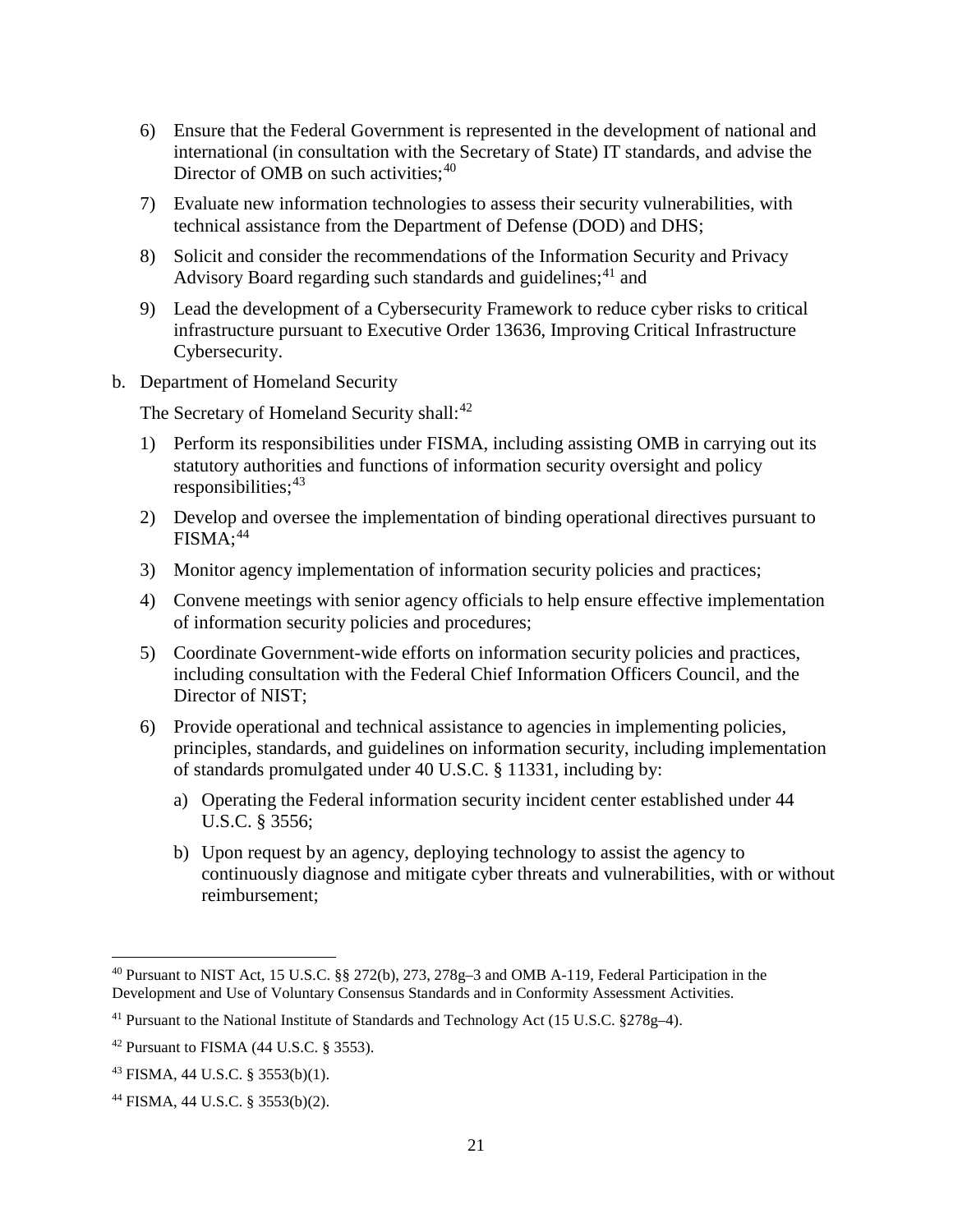6) Ensure that the Federal Government is represented in the development of national and international (in consultation with the Secretary of State) IT standards, and advise the Director of OMB on such activities;[40]

7) Evaluate new information technologies to assess their security vulnerabilities, with technical assistance from the Department of Defense (DOD) and DHS;

8) Solicit and consider the recommendations of the Information Security and Privacy Advisory Board regarding such standards and guidelines;[41] and

9) Lead the development of a Cybersecurity Framework to reduce cyber risks to critical infrastructure pursuant to Executive Order 13636, Improving Critical Infrastructure Cybersecurity.

b. Department of Homeland Security

The Secretary of Homeland Security shall:[42]

1) Perform its responsibilities under FISMA, including assisting OMB in carrying out its statutory authorities and functions of information security oversight and policy responsibilities;[43]

2) Develop and oversee the implementation of binding operational directives pursuant to FISMA;[44]

3) Monitor agency implementation of information security policies and practices;

4) Convene meetings with senior agency officials to help ensure effective implementation of information security policies and procedures;

5) Coordinate Government-wide efforts on information security policies and practices, including consultation with the Federal Chief Information Officers Council, and the Director of NIST;

6) Provide operational and technical assistance to agencies in implementing policies, principles, standards, and guidelines on information security, including implementation of standards promulgated under 40 U.S.C. § 11331, including by:

   a) Operating the Federal information security incident center established under 44 U.S.C. § 3556;

   b) Upon request by an agency, deploying technology to assist the agency to continuously diagnose and mitigate cyber threats and vulnerabilities, with or without reimbursement;

---

[40] Pursuant to NIST Act, 15 U.S.C. §§ 272(b), 273, 278g–3 and OMB A-119, Federal Participation in the Development and Use of Voluntary Consensus Standards and in Conformity Assessment Activities.

[41] Pursuant to the National Institute of Standards and Technology Act (15 U.S.C. §278g–4).

[42] Pursuant to FISMA (44 U.S.C. § 3553).

[43] FISMA, 44 U.S.C. § 3553(b)(1).

[44] FISMA, 44 U.S.C. § 3553(b)(2).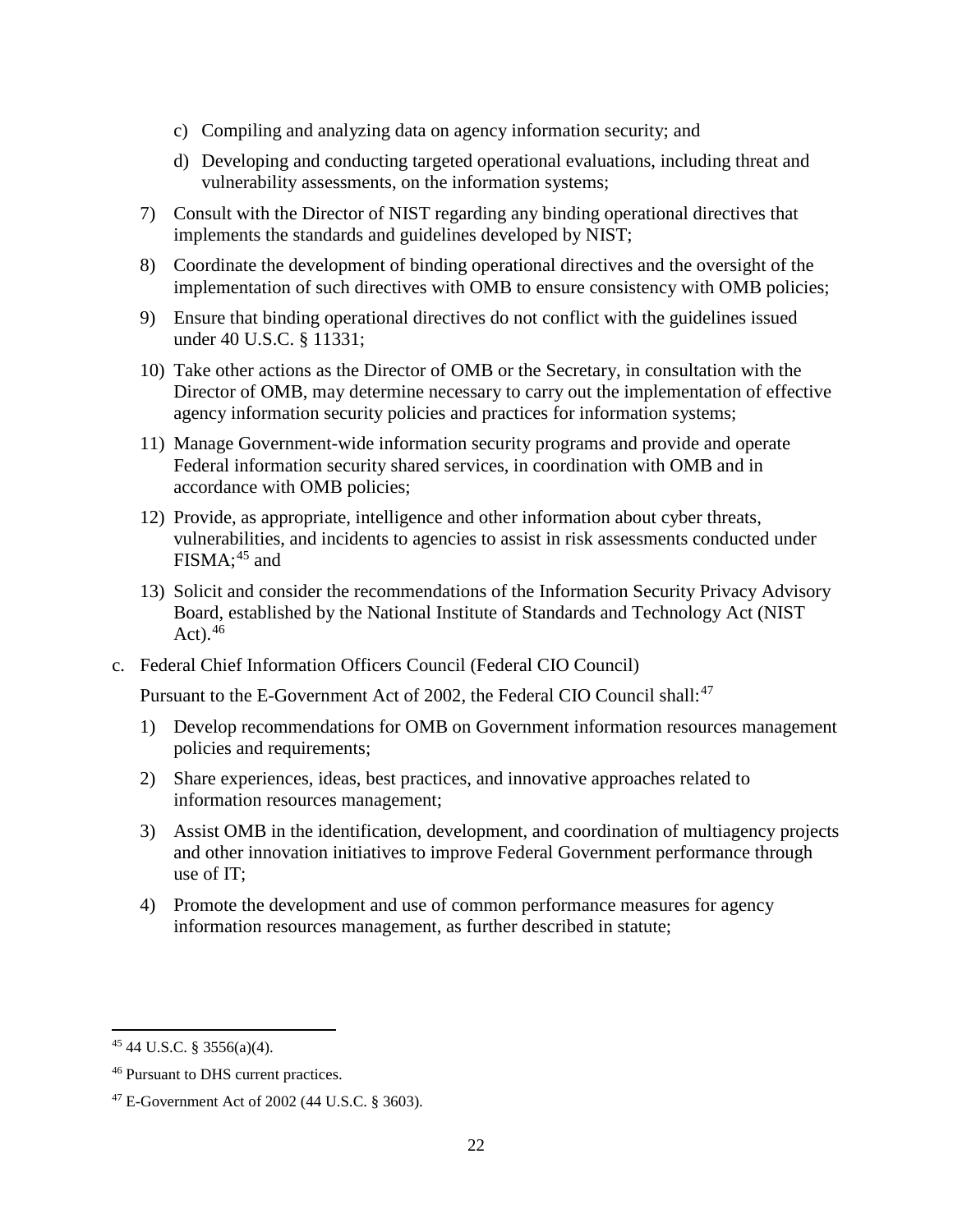c) Compiling and analyzing data on agency information security; and

d) Developing and conducting targeted operational evaluations, including threat and vulnerability assessments, on the information systems;

7) Consult with the Director of NIST regarding any binding operational directives that implements the standards and guidelines developed by NIST;

8) Coordinate the development of binding operational directives and the oversight of the implementation of such directives with OMB to ensure consistency with OMB policies;

9) Ensure that binding operational directives do not conflict with the guidelines issued under 40 U.S.C. § 11331;

10) Take other actions as the Director of OMB or the Secretary, in consultation with the Director of OMB, may determine necessary to carry out the implementation of effective agency information security policies and practices for information systems;

11) Manage Government-wide information security programs and provide and operate Federal information security shared services, in coordination with OMB and in accordance with OMB policies;

12) Provide, as appropriate, intelligence and other information about cyber threats, vulnerabilities, and incidents to agencies to assist in risk assessments conducted under FISMA;[45] and

13) Solicit and consider the recommendations of the Information Security Privacy Advisory Board, established by the National Institute of Standards and Technology Act (NIST Act).[46]

c. Federal Chief Information Officers Council (Federal CIO Council)

Pursuant to the E-Government Act of 2002, the Federal CIO Council shall:[47]

1) Develop recommendations for OMB on Government information resources management policies and requirements;

2) Share experiences, ideas, best practices, and innovative approaches related to information resources management;

3) Assist OMB in the identification, development, and coordination of multiagency projects and other innovation initiatives to improve Federal Government performance through use of IT;

4) Promote the development and use of common performance measures for agency information resources management, as further described in statute;

---

[45] 44 U.S.C. § 3556(a)(4).

[46] Pursuant to DHS current practices.

[47] E-Government Act of 2002 (44 U.S.C. § 3603).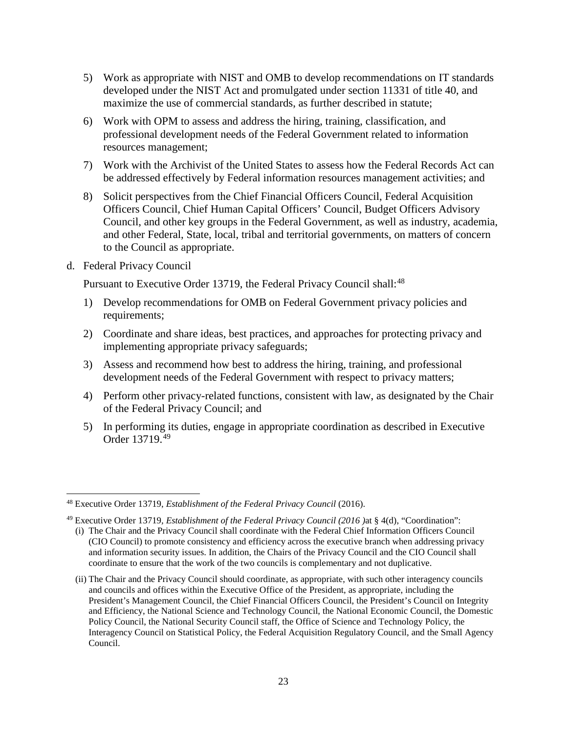5) Work as appropriate with NIST and OMB to develop recommendations on IT standards developed under the NIST Act and promulgated under section 11331 of title 40, and maximize the use of commercial standards, as further described in statute;

6) Work with OPM to assess and address the hiring, training, classification, and professional development needs of the Federal Government related to information resources management;

7) Work with the Archivist of the United States to assess how the Federal Records Act can be addressed effectively by Federal information resources management activities; and

8) Solicit perspectives from the Chief Financial Officers Council, Federal Acquisition Officers Council, Chief Human Capital Officers' Council, Budget Officers Advisory Council, and other key groups in the Federal Government, as well as industry, academia, and other Federal, State, local, tribal and territorial governments, on matters of concern to the Council as appropriate.

d. Federal Privacy Council

Pursuant to Executive Order 13719, the Federal Privacy Council shall:[48]

1) Develop recommendations for OMB on Federal Government privacy policies and requirements;

2) Coordinate and share ideas, best practices, and approaches for protecting privacy and implementing appropriate privacy safeguards;

3) Assess and recommend how best to address the hiring, training, and professional development needs of the Federal Government with respect to privacy matters;

4) Perform other privacy-related functions, consistent with law, as designated by the Chair of the Federal Privacy Council; and

5) In performing its duties, engage in appropriate coordination as described in Executive Order 13719.[49]

---

[48] Executive Order 13719, *Establishment of the Federal Privacy Council* (2016).

[49] Executive Order 13719, *Establishment of the Federal Privacy Council (2016 )*at § 4(d), "Coordination":

(i) The Chair and the Privacy Council shall coordinate with the Federal Chief Information Officers Council (CIO Council) to promote consistency and efficiency across the executive branch when addressing privacy and information security issues. In addition, the Chairs of the Privacy Council and the CIO Council shall coordinate to ensure that the work of the two councils is complementary and not duplicative.

(ii) The Chair and the Privacy Council should coordinate, as appropriate, with such other interagency councils and councils and offices within the Executive Office of the President, as appropriate, including the President's Management Council, the Chief Financial Officers Council, the President's Council on Integrity and Efficiency, the National Science and Technology Council, the National Economic Council, the Domestic Policy Council, the National Security Council staff, the Office of Science and Technology Policy, the Interagency Council on Statistical Policy, the Federal Acquisition Regulatory Council, and the Small Agency Council.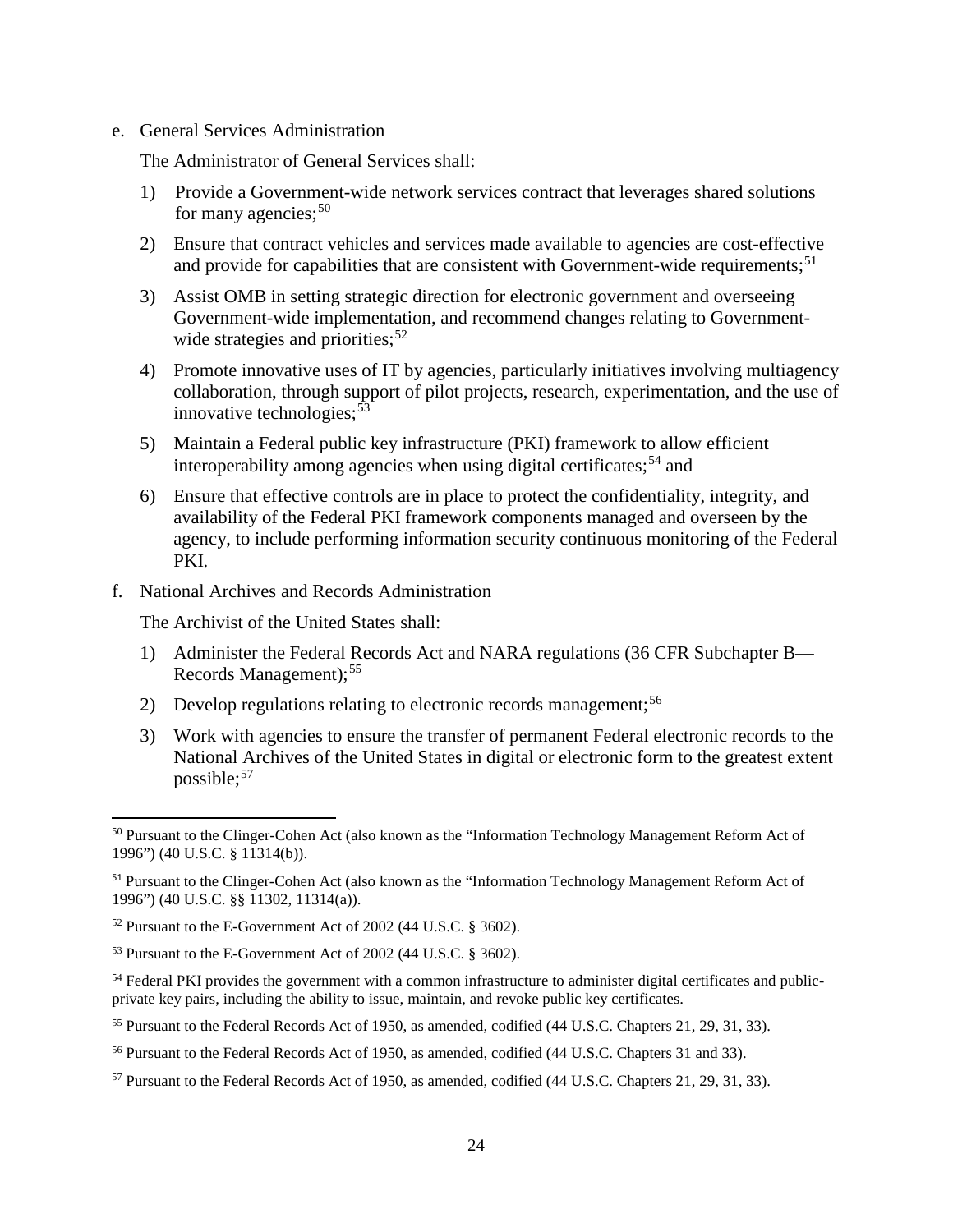e. General Services Administration

The Administrator of General Services shall:

1) Provide a Government-wide network services contract that leverages shared solutions for many agencies;[50]

2) Ensure that contract vehicles and services made available to agencies are cost-effective and provide for capabilities that are consistent with Government-wide requirements;[51]

3) Assist OMB in setting strategic direction for electronic government and overseeing Government-wide implementation, and recommend changes relating to Government-wide strategies and priorities;[52]

4) Promote innovative uses of IT by agencies, particularly initiatives involving multiagency collaboration, through support of pilot projects, research, experimentation, and the use of innovative technologies;[53]

5) Maintain a Federal public key infrastructure (PKI) framework to allow efficient interoperability among agencies when using digital certificates;[54] and

6) Ensure that effective controls are in place to protect the confidentiality, integrity, and availability of the Federal PKI framework components managed and overseen by the agency, to include performing information security continuous monitoring of the Federal PKI.

f. National Archives and Records Administration

The Archivist of the United States shall:

1) Administer the Federal Records Act and NARA regulations (36 CFR Subchapter B—Records Management);[55]

2) Develop regulations relating to electronic records management;[56]

3) Work with agencies to ensure the transfer of permanent Federal electronic records to the National Archives of the United States in digital or electronic form to the greatest extent possible;[57]

---

[50] Pursuant to the Clinger-Cohen Act (also known as the "Information Technology Management Reform Act of 1996") (40 U.S.C. § 11314(b)).

[51] Pursuant to the Clinger-Cohen Act (also known as the "Information Technology Management Reform Act of 1996") (40 U.S.C. §§ 11302, 11314(a)).

[52] Pursuant to the E-Government Act of 2002 (44 U.S.C. § 3602).

[53] Pursuant to the E-Government Act of 2002 (44 U.S.C. § 3602).

[54] Federal PKI provides the government with a common infrastructure to administer digital certificates and public-private key pairs, including the ability to issue, maintain, and revoke public key certificates.

[55] Pursuant to the Federal Records Act of 1950, as amended, codified (44 U.S.C. Chapters 21, 29, 31, 33).

[56] Pursuant to the Federal Records Act of 1950, as amended, codified (44 U.S.C. Chapters 31 and 33).

[57] Pursuant to the Federal Records Act of 1950, as amended, codified (44 U.S.C. Chapters 21, 29, 31, 33).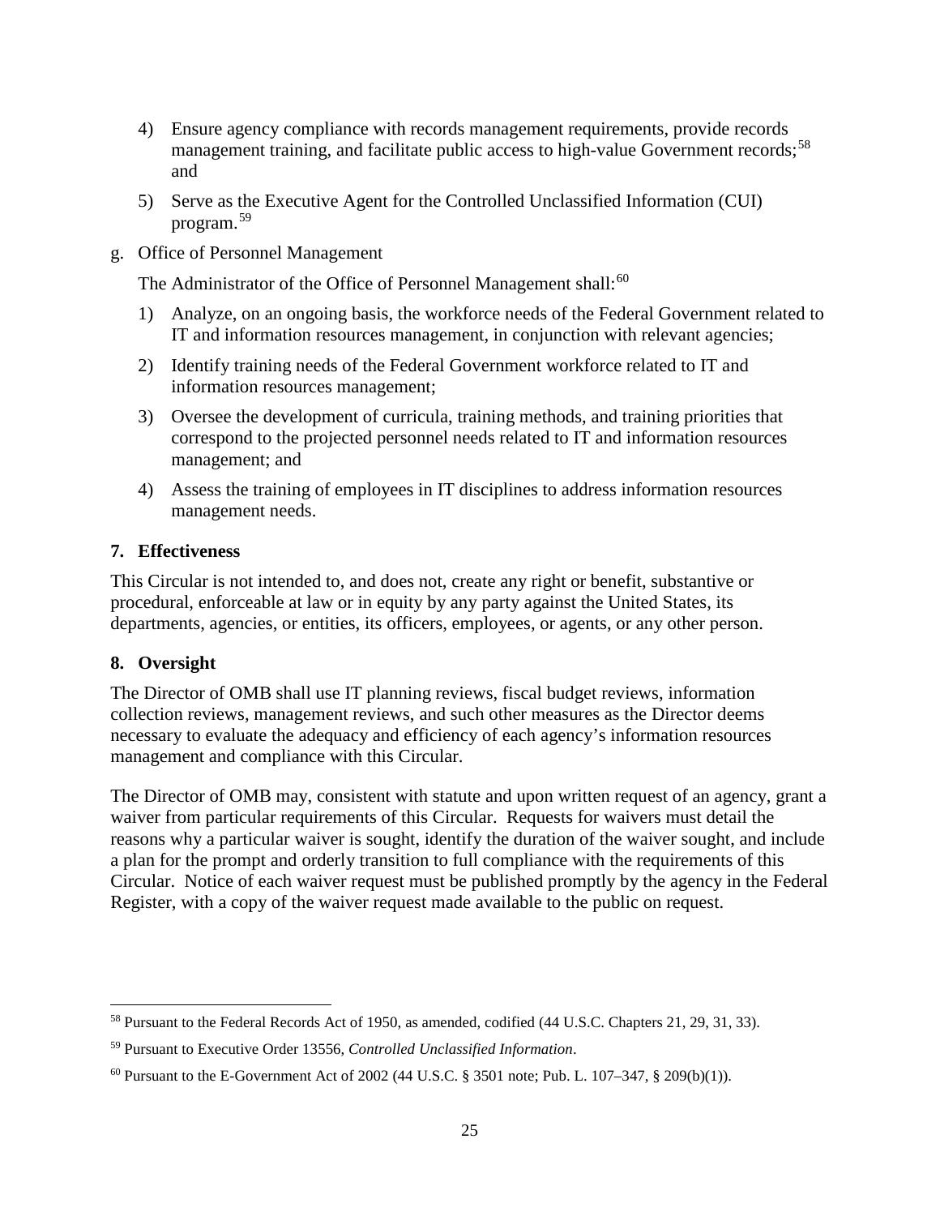4) Ensure agency compliance with records management requirements, provide records management training, and facilitate public access to high-value Government records;[58] and

5) Serve as the Executive Agent for the Controlled Unclassified Information (CUI) program.[59]

g. Office of Personnel Management

The Administrator of the Office of Personnel Management shall:[60]

1) Analyze, on an ongoing basis, the workforce needs of the Federal Government related to IT and information resources management, in conjunction with relevant agencies;

2) Identify training needs of the Federal Government workforce related to IT and information resources management;

3) Oversee the development of curricula, training methods, and training priorities that correspond to the projected personnel needs related to IT and information resources management; and

4) Assess the training of employees in IT disciplines to address information resources management needs.

## 7. Effectiveness

This Circular is not intended to, and does not, create any right or benefit, substantive or procedural, enforceable at law or in equity by any party against the United States, its departments, agencies, or entities, its officers, employees, or agents, or any other person.

## 8. Oversight

The Director of OMB shall use IT planning reviews, fiscal budget reviews, information collection reviews, management reviews, and such other measures as the Director deems necessary to evaluate the adequacy and efficiency of each agency's information resources management and compliance with this Circular.

The Director of OMB may, consistent with statute and upon written request of an agency, grant a waiver from particular requirements of this Circular. Requests for waivers must detail the reasons why a particular waiver is sought, identify the duration of the waiver sought, and include a plan for the prompt and orderly transition to full compliance with the requirements of this Circular. Notice of each waiver request must be published promptly by the agency in the Federal Register, with a copy of the waiver request made available to the public on request.

---

[58] Pursuant to the Federal Records Act of 1950, as amended, codified (44 U.S.C. Chapters 21, 29, 31, 33).

[59] Pursuant to Executive Order 13556, *Controlled Unclassified Information*.

[60] Pursuant to the E-Government Act of 2002 (44 U.S.C. § 3501 note; Pub. L. 107–347, § 209(b)(1)).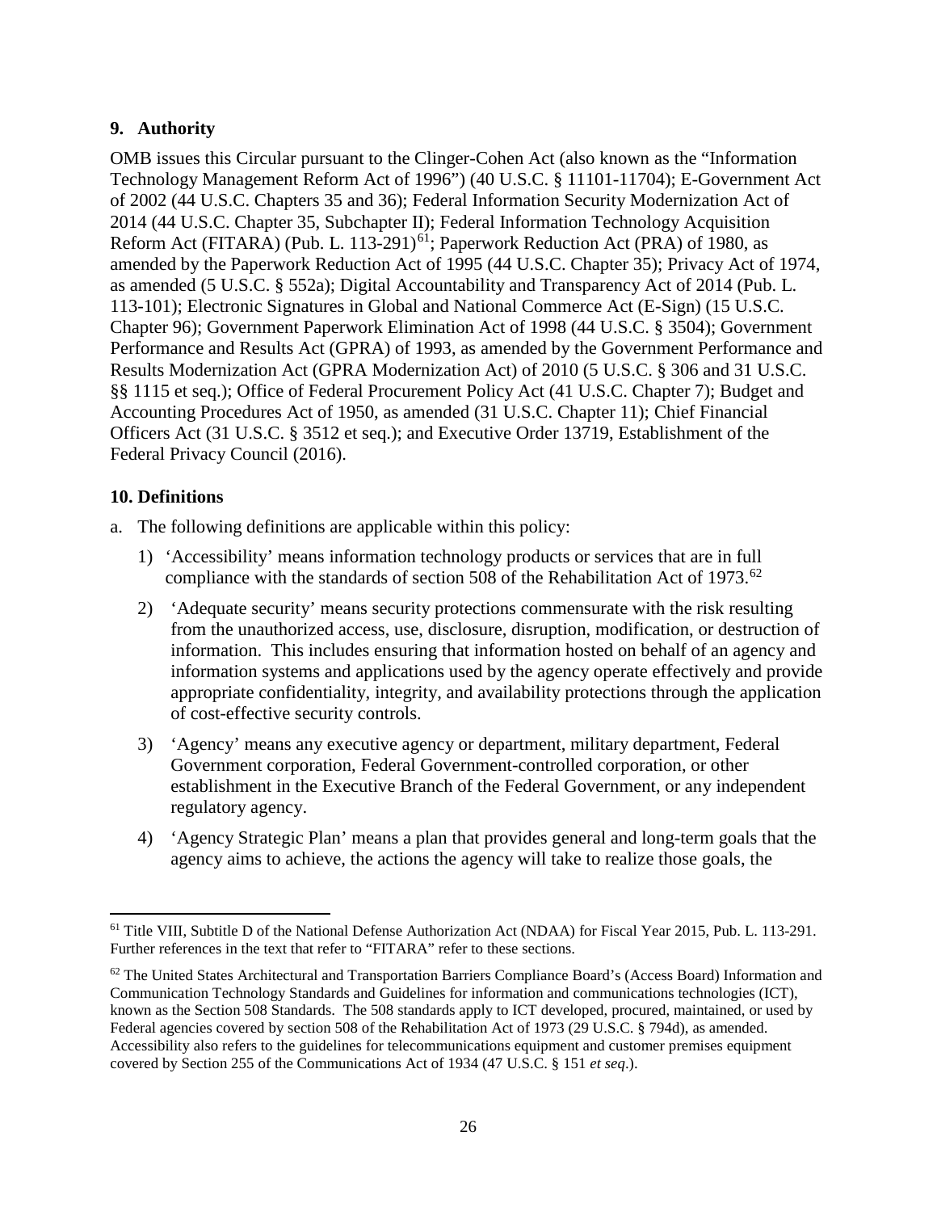## 9. Authority

OMB issues this Circular pursuant to the Clinger-Cohen Act (also known as the "Information Technology Management Reform Act of 1996") (40 U.S.C. § 11101-11704); E-Government Act of 2002 (44 U.S.C. Chapters 35 and 36); Federal Information Security Modernization Act of 2014 (44 U.S.C. Chapter 35, Subchapter II); Federal Information Technology Acquisition Reform Act (FITARA) (Pub. L. 113-291)[61]; Paperwork Reduction Act (PRA) of 1980, as amended by the Paperwork Reduction Act of 1995 (44 U.S.C. Chapter 35); Privacy Act of 1974, as amended (5 U.S.C. § 552a); Digital Accountability and Transparency Act of 2014 (Pub. L. 113-101); Electronic Signatures in Global and National Commerce Act (E-Sign) (15 U.S.C. Chapter 96); Government Paperwork Elimination Act of 1998 (44 U.S.C. § 3504); Government Performance and Results Act (GPRA) of 1993, as amended by the Government Performance and Results Modernization Act (GPRA Modernization Act) of 2010 (5 U.S.C. § 306 and 31 U.S.C. §§ 1115 et seq.); Office of Federal Procurement Policy Act (41 U.S.C. Chapter 7); Budget and Accounting Procedures Act of 1950, as amended (31 U.S.C. Chapter 11); Chief Financial Officers Act (31 U.S.C. § 3512 et seq.); and Executive Order 13719, Establishment of the Federal Privacy Council (2016).

## 10. Definitions

a. The following definitions are applicable within this policy:

   1) 'Accessibility' means information technology products or services that are in full compliance with the standards of section 508 of the Rehabilitation Act of 1973.[62]

   2) 'Adequate security' means security protections commensurate with the risk resulting from the unauthorized access, use, disclosure, disruption, modification, or destruction of information. This includes ensuring that information hosted on behalf of an agency and information systems and applications used by the agency operate effectively and provide appropriate confidentiality, integrity, and availability protections through the application of cost-effective security controls.

   3) 'Agency' means any executive agency or department, military department, Federal Government corporation, Federal Government-controlled corporation, or other establishment in the Executive Branch of the Federal Government, or any independent regulatory agency.

   4) 'Agency Strategic Plan' means a plan that provides general and long-term goals that the agency aims to achieve, the actions the agency will take to realize those goals, the

---

[61] Title VIII, Subtitle D of the National Defense Authorization Act (NDAA) for Fiscal Year 2015, Pub. L. 113-291. Further references in the text that refer to "FITARA" refer to these sections.

[62] The United States Architectural and Transportation Barriers Compliance Board's (Access Board) Information and Communication Technology Standards and Guidelines for information and communications technologies (ICT), known as the Section 508 Standards. The 508 standards apply to ICT developed, procured, maintained, or used by Federal agencies covered by section 508 of the Rehabilitation Act of 1973 (29 U.S.C. § 794d), as amended. Accessibility also refers to the guidelines for telecommunications equipment and customer premises equipment covered by Section 255 of the Communications Act of 1934 (47 U.S.C. § 151 *et seq*.).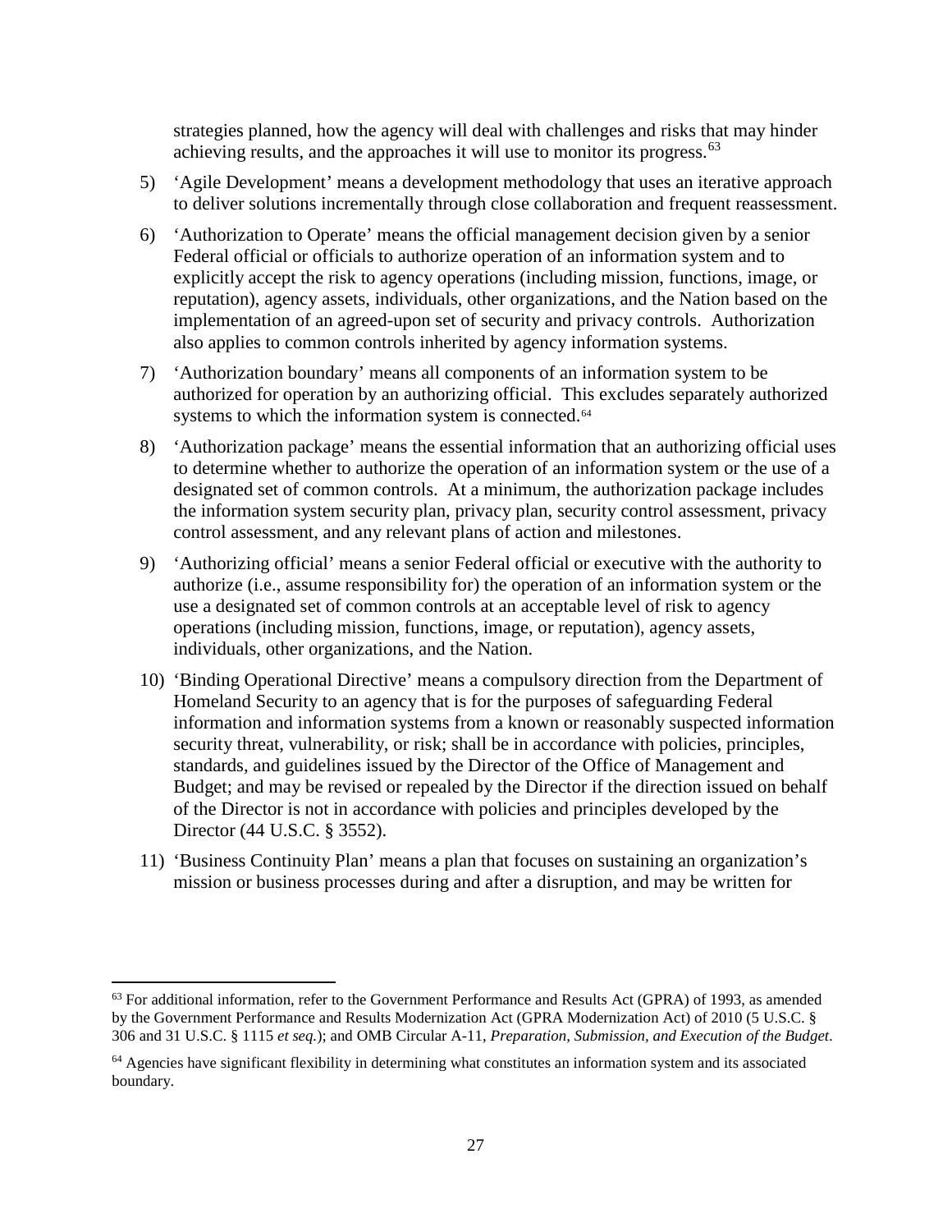strategies planned, how the agency will deal with challenges and risks that may hinder achieving results, and the approaches it will use to monitor its progress.[63]

5) 'Agile Development' means a development methodology that uses an iterative approach to deliver solutions incrementally through close collaboration and frequent reassessment.

6) 'Authorization to Operate' means the official management decision given by a senior Federal official or officials to authorize operation of an information system and to explicitly accept the risk to agency operations (including mission, functions, image, or reputation), agency assets, individuals, other organizations, and the Nation based on the implementation of an agreed-upon set of security and privacy controls. Authorization also applies to common controls inherited by agency information systems.

7) 'Authorization boundary' means all components of an information system to be authorized for operation by an authorizing official. This excludes separately authorized systems to which the information system is connected.[64]

8) 'Authorization package' means the essential information that an authorizing official uses to determine whether to authorize the operation of an information system or the use of a designated set of common controls. At a minimum, the authorization package includes the information system security plan, privacy plan, security control assessment, privacy control assessment, and any relevant plans of action and milestones.

9) 'Authorizing official' means a senior Federal official or executive with the authority to authorize (i.e., assume responsibility for) the operation of an information system or the use a designated set of common controls at an acceptable level of risk to agency operations (including mission, functions, image, or reputation), agency assets, individuals, other organizations, and the Nation.

10) 'Binding Operational Directive' means a compulsory direction from the Department of Homeland Security to an agency that is for the purposes of safeguarding Federal information and information systems from a known or reasonably suspected information security threat, vulnerability, or risk; shall be in accordance with policies, principles, standards, and guidelines issued by the Director of the Office of Management and Budget; and may be revised or repealed by the Director if the direction issued on behalf of the Director is not in accordance with policies and principles developed by the Director (44 U.S.C. § 3552).

11) 'Business Continuity Plan' means a plan that focuses on sustaining an organization's mission or business processes during and after a disruption, and may be written for

---

[63] For additional information, refer to the Government Performance and Results Act (GPRA) of 1993, as amended by the Government Performance and Results Modernization Act (GPRA Modernization Act) of 2010 (5 U.S.C. § 306 and 31 U.S.C. § 1115 *et seq.*); and OMB Circular A-11, *Preparation, Submission, and Execution of the Budget*.

[64] Agencies have significant flexibility in determining what constitutes an information system and its associated boundary.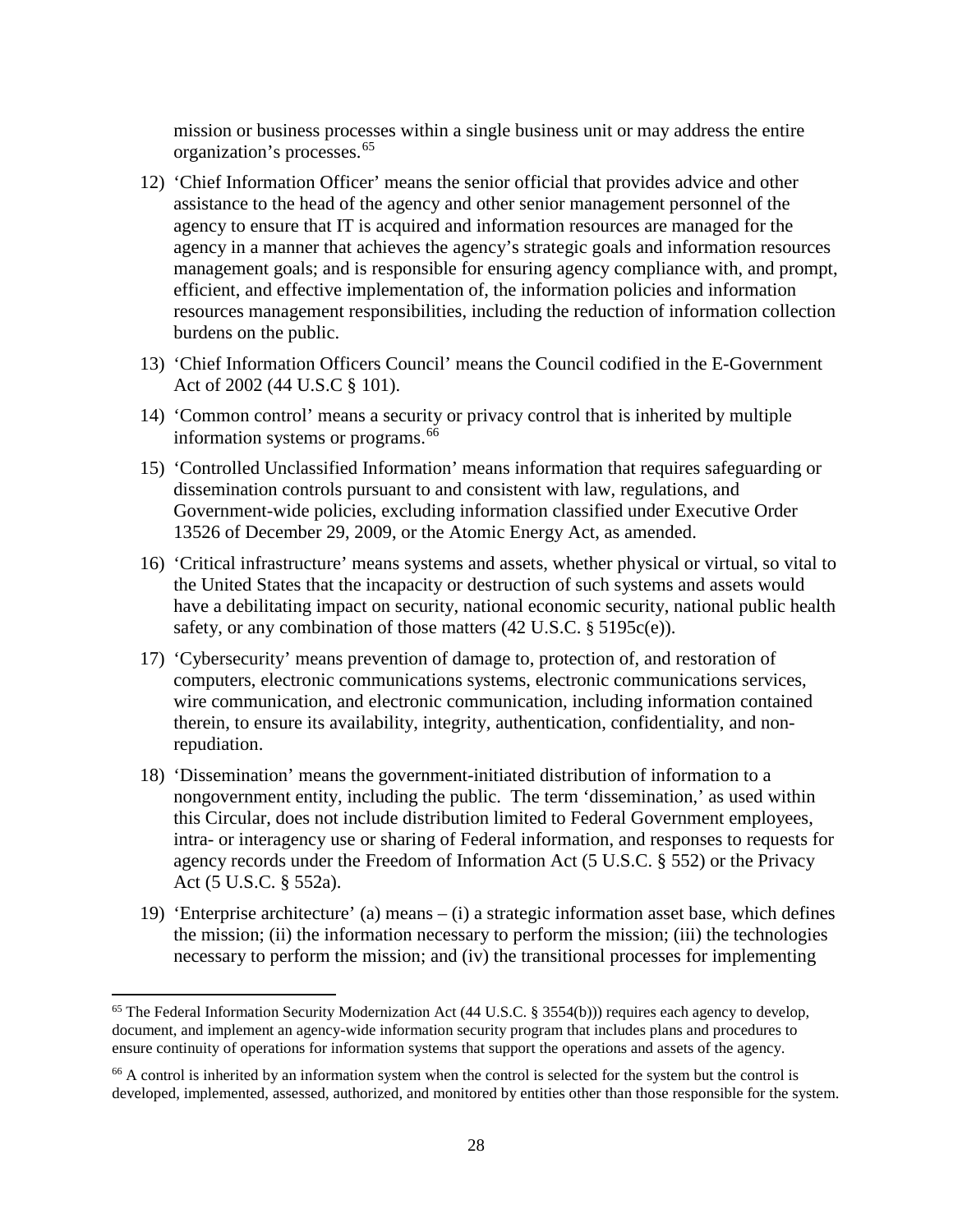mission or business processes within a single business unit or may address the entire organization's processes.[65]

12) 'Chief Information Officer' means the senior official that provides advice and other assistance to the head of the agency and other senior management personnel of the agency to ensure that IT is acquired and information resources are managed for the agency in a manner that achieves the agency's strategic goals and information resources management goals; and is responsible for ensuring agency compliance with, and prompt, efficient, and effective implementation of, the information policies and information resources management responsibilities, including the reduction of information collection burdens on the public.
13) 'Chief Information Officers Council' means the Council codified in the E-Government Act of 2002 (44 U.S.C § 101).
14) 'Common control' means a security or privacy control that is inherited by multiple information systems or programs.[66]
15) 'Controlled Unclassified Information' means information that requires safeguarding or dissemination controls pursuant to and consistent with law, regulations, and Government-wide policies, excluding information classified under Executive Order 13526 of December 29, 2009, or the Atomic Energy Act, as amended.
16) 'Critical infrastructure' means systems and assets, whether physical or virtual, so vital to the United States that the incapacity or destruction of such systems and assets would have a debilitating impact on security, national economic security, national public health safety, or any combination of those matters (42 U.S.C. § 5195c(e)).
17) 'Cybersecurity' means prevention of damage to, protection of, and restoration of computers, electronic communications systems, electronic communications services, wire communication, and electronic communication, including information contained therein, to ensure its availability, integrity, authentication, confidentiality, and non-repudiation.
18) 'Dissemination' means the government-initiated distribution of information to a nongovernment entity, including the public. The term 'dissemination,' as used within this Circular, does not include distribution limited to Federal Government employees, intra- or interagency use or sharing of Federal information, and responses to requests for agency records under the Freedom of Information Act (5 U.S.C. § 552) or the Privacy Act (5 U.S.C. § 552a).
19) 'Enterprise architecture' (a) means – (i) a strategic information asset base, which defines the mission; (ii) the information necessary to perform the mission; (iii) the technologies necessary to perform the mission; and (iv) the transitional processes for implementing

[65] The Federal Information Security Modernization Act (44 U.S.C. § 3554(b))) requires each agency to develop, document, and implement an agency-wide information security program that includes plans and procedures to ensure continuity of operations for information systems that support the operations and assets of the agency.

[66] A control is inherited by an information system when the control is selected for the system but the control is developed, implemented, assessed, authorized, and monitored by entities other than those responsible for the system.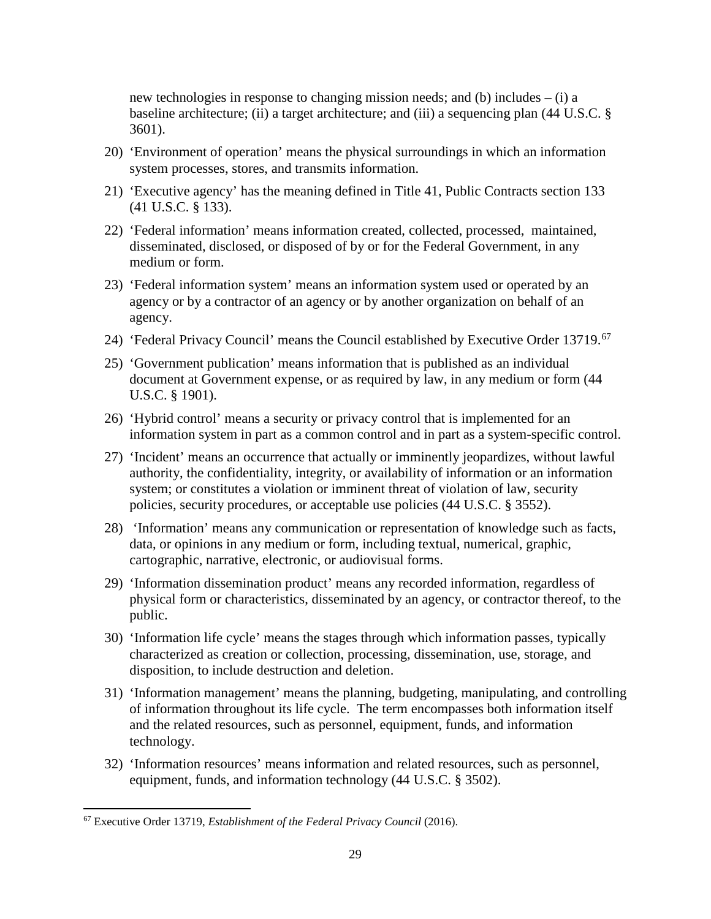new technologies in response to changing mission needs; and (b) includes – (i) a baseline architecture; (ii) a target architecture; and (iii) a sequencing plan (44 U.S.C. § 3601).

20) 'Environment of operation' means the physical surroundings in which an information system processes, stores, and transmits information.

21) 'Executive agency' has the meaning defined in Title 41, Public Contracts section 133 (41 U.S.C. § 133).

22) 'Federal information' means information created, collected, processed, maintained, disseminated, disclosed, or disposed of by or for the Federal Government, in any medium or form.

23) 'Federal information system' means an information system used or operated by an agency or by a contractor of an agency or by another organization on behalf of an agency.

24) 'Federal Privacy Council' means the Council established by Executive Order 13719.[67]

25) 'Government publication' means information that is published as an individual document at Government expense, or as required by law, in any medium or form (44 U.S.C. § 1901).

26) 'Hybrid control' means a security or privacy control that is implemented for an information system in part as a common control and in part as a system-specific control.

27) 'Incident' means an occurrence that actually or imminently jeopardizes, without lawful authority, the confidentiality, integrity, or availability of information or an information system; or constitutes a violation or imminent threat of violation of law, security policies, security procedures, or acceptable use policies (44 U.S.C. § 3552).

28) 'Information' means any communication or representation of knowledge such as facts, data, or opinions in any medium or form, including textual, numerical, graphic, cartographic, narrative, electronic, or audiovisual forms.

29) 'Information dissemination product' means any recorded information, regardless of physical form or characteristics, disseminated by an agency, or contractor thereof, to the public.

30) 'Information life cycle' means the stages through which information passes, typically characterized as creation or collection, processing, dissemination, use, storage, and disposition, to include destruction and deletion.

31) 'Information management' means the planning, budgeting, manipulating, and controlling of information throughout its life cycle. The term encompasses both information itself and the related resources, such as personnel, equipment, funds, and information technology.

32) 'Information resources' means information and related resources, such as personnel, equipment, funds, and information technology (44 U.S.C. § 3502).

---

[67] Executive Order 13719, *Establishment of the Federal Privacy Council* (2016).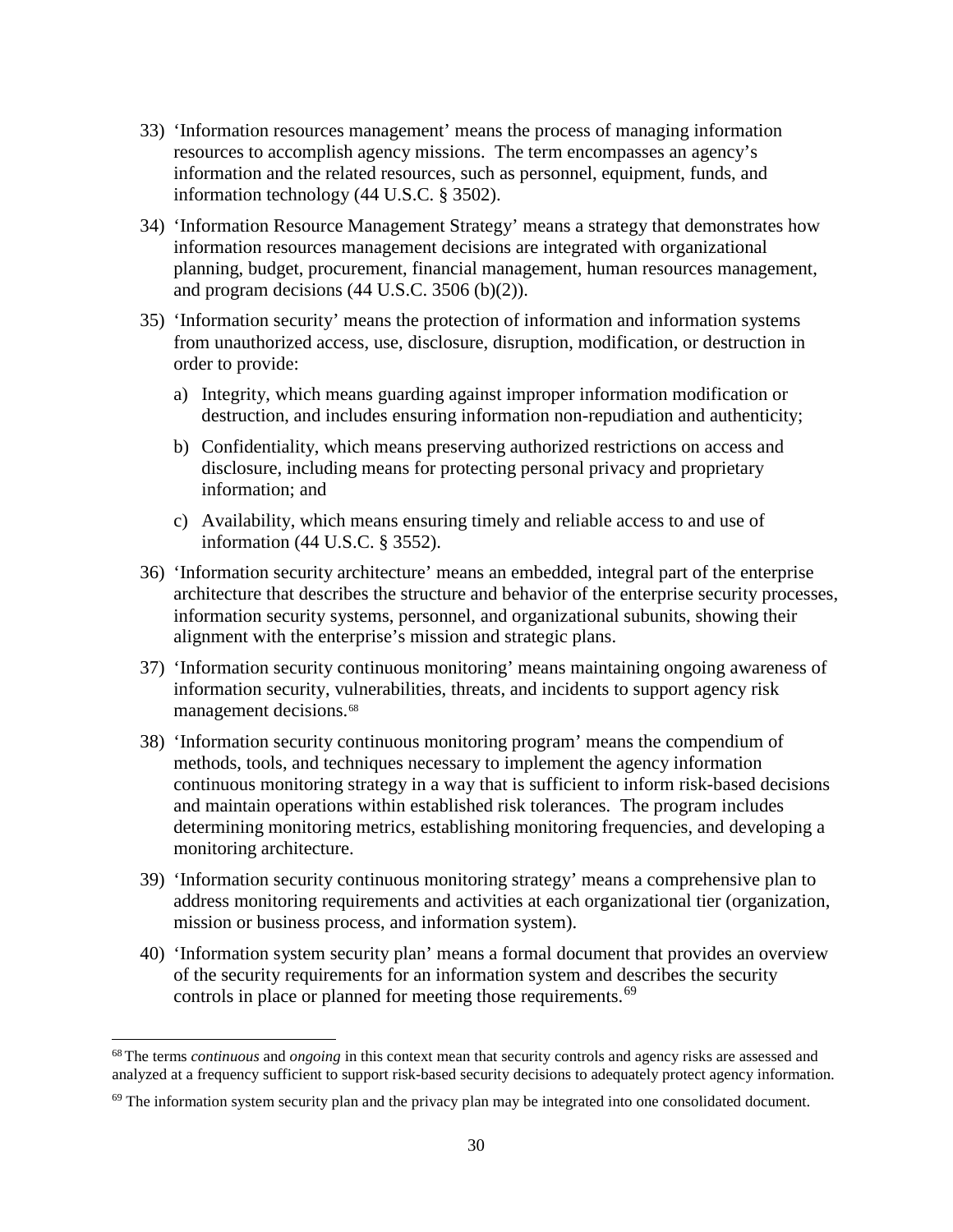33) 'Information resources management' means the process of managing information resources to accomplish agency missions. The term encompasses an agency's information and the related resources, such as personnel, equipment, funds, and information technology (44 U.S.C. § 3502).

34) 'Information Resource Management Strategy' means a strategy that demonstrates how information resources management decisions are integrated with organizational planning, budget, procurement, financial management, human resources management, and program decisions (44 U.S.C. 3506 (b)(2)).

35) 'Information security' means the protection of information and information systems from unauthorized access, use, disclosure, disruption, modification, or destruction in order to provide:

    a) Integrity, which means guarding against improper information modification or destruction, and includes ensuring information non-repudiation and authenticity;

    b) Confidentiality, which means preserving authorized restrictions on access and disclosure, including means for protecting personal privacy and proprietary information; and

    c) Availability, which means ensuring timely and reliable access to and use of information (44 U.S.C. § 3552).

36) 'Information security architecture' means an embedded, integral part of the enterprise architecture that describes the structure and behavior of the enterprise security processes, information security systems, personnel, and organizational subunits, showing their alignment with the enterprise's mission and strategic plans.

37) 'Information security continuous monitoring' means maintaining ongoing awareness of information security, vulnerabilities, threats, and incidents to support agency risk management decisions.[68]

38) 'Information security continuous monitoring program' means the compendium of methods, tools, and techniques necessary to implement the agency information continuous monitoring strategy in a way that is sufficient to inform risk-based decisions and maintain operations within established risk tolerances. The program includes determining monitoring metrics, establishing monitoring frequencies, and developing a monitoring architecture.

39) 'Information security continuous monitoring strategy' means a comprehensive plan to address monitoring requirements and activities at each organizational tier (organization, mission or business process, and information system).

40) 'Information system security plan' means a formal document that provides an overview of the security requirements for an information system and describes the security controls in place or planned for meeting those requirements.[69]

---

[68] The terms *continuous* and *ongoing* in this context mean that security controls and agency risks are assessed and analyzed at a frequency sufficient to support risk-based security decisions to adequately protect agency information.

[69] The information system security plan and the privacy plan may be integrated into one consolidated document.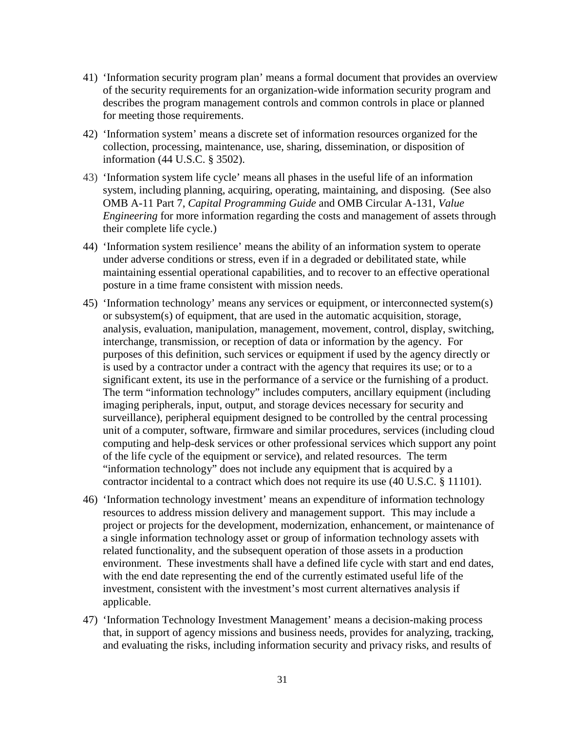41) 'Information security program plan' means a formal document that provides an overview of the security requirements for an organization-wide information security program and describes the program management controls and common controls in place or planned for meeting those requirements.

42) 'Information system' means a discrete set of information resources organized for the collection, processing, maintenance, use, sharing, dissemination, or disposition of information (44 U.S.C. § 3502).

43) 'Information system life cycle' means all phases in the useful life of an information system, including planning, acquiring, operating, maintaining, and disposing. (See also OMB A-11 Part 7, *Capital Programming Guide* and OMB Circular A-131, *Value Engineering* for more information regarding the costs and management of assets through their complete life cycle.)

44) 'Information system resilience' means the ability of an information system to operate under adverse conditions or stress, even if in a degraded or debilitated state, while maintaining essential operational capabilities, and to recover to an effective operational posture in a time frame consistent with mission needs.

45) 'Information technology' means any services or equipment, or interconnected system(s) or subsystem(s) of equipment, that are used in the automatic acquisition, storage, analysis, evaluation, manipulation, management, movement, control, display, switching, interchange, transmission, or reception of data or information by the agency. For purposes of this definition, such services or equipment if used by the agency directly or is used by a contractor under a contract with the agency that requires its use; or to a significant extent, its use in the performance of a service or the furnishing of a product. The term "information technology" includes computers, ancillary equipment (including imaging peripherals, input, output, and storage devices necessary for security and surveillance), peripheral equipment designed to be controlled by the central processing unit of a computer, software, firmware and similar procedures, services (including cloud computing and help-desk services or other professional services which support any point of the life cycle of the equipment or service), and related resources. The term "information technology" does not include any equipment that is acquired by a contractor incidental to a contract which does not require its use (40 U.S.C. § 11101).

46) 'Information technology investment' means an expenditure of information technology resources to address mission delivery and management support. This may include a project or projects for the development, modernization, enhancement, or maintenance of a single information technology asset or group of information technology assets with related functionality, and the subsequent operation of those assets in a production environment. These investments shall have a defined life cycle with start and end dates, with the end date representing the end of the currently estimated useful life of the investment, consistent with the investment's most current alternatives analysis if applicable.

47) 'Information Technology Investment Management' means a decision-making process that, in support of agency missions and business needs, provides for analyzing, tracking, and evaluating the risks, including information security and privacy risks, and results of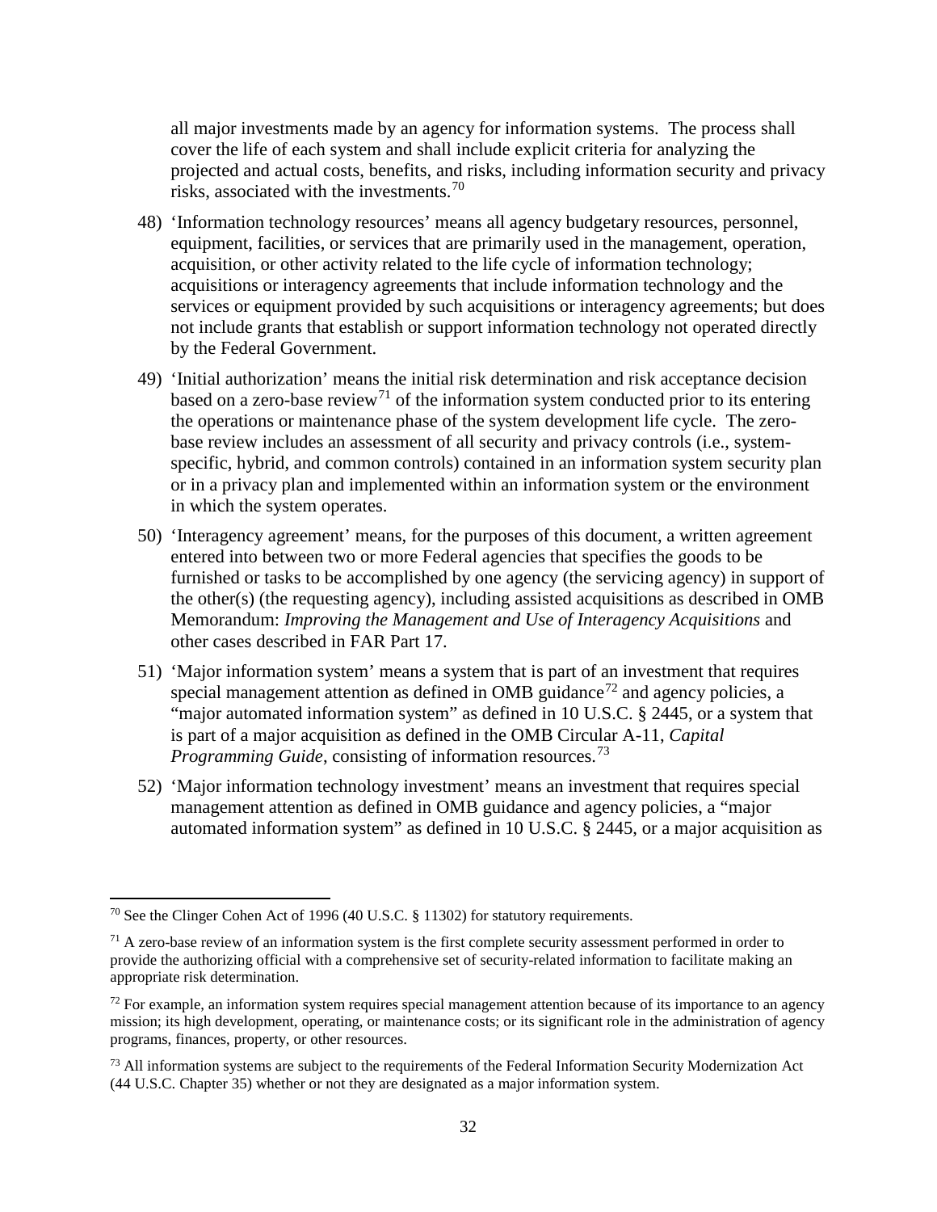all major investments made by an agency for information systems. The process shall cover the life of each system and shall include explicit criteria for analyzing the projected and actual costs, benefits, and risks, including information security and privacy risks, associated with the investments.[70]

48) 'Information technology resources' means all agency budgetary resources, personnel, equipment, facilities, or services that are primarily used in the management, operation, acquisition, or other activity related to the life cycle of information technology; acquisitions or interagency agreements that include information technology and the services or equipment provided by such acquisitions or interagency agreements; but does not include grants that establish or support information technology not operated directly by the Federal Government.

49) 'Initial authorization' means the initial risk determination and risk acceptance decision based on a zero-base review[71] of the information system conducted prior to its entering the operations or maintenance phase of the system development life cycle. The zero-base review includes an assessment of all security and privacy controls (i.e., system-specific, hybrid, and common controls) contained in an information system security plan or in a privacy plan and implemented within an information system or the environment in which the system operates.

50) 'Interagency agreement' means, for the purposes of this document, a written agreement entered into between two or more Federal agencies that specifies the goods to be furnished or tasks to be accomplished by one agency (the servicing agency) in support of the other(s) (the requesting agency), including assisted acquisitions as described in OMB Memorandum: *Improving the Management and Use of Interagency Acquisitions* and other cases described in FAR Part 17.

51) 'Major information system' means a system that is part of an investment that requires special management attention as defined in OMB guidance[72] and agency policies, a "major automated information system" as defined in 10 U.S.C. § 2445, or a system that is part of a major acquisition as defined in the OMB Circular A-11, *Capital Programming Guide*, consisting of information resources.[73]

52) 'Major information technology investment' means an investment that requires special management attention as defined in OMB guidance and agency policies, a "major automated information system" as defined in 10 U.S.C. § 2445, or a major acquisition as

---

[70] See the Clinger Cohen Act of 1996 (40 U.S.C. § 11302) for statutory requirements.

[71] A zero-base review of an information system is the first complete security assessment performed in order to provide the authorizing official with a comprehensive set of security-related information to facilitate making an appropriate risk determination.

[72] For example, an information system requires special management attention because of its importance to an agency mission; its high development, operating, or maintenance costs; or its significant role in the administration of agency programs, finances, property, or other resources.

[73] All information systems are subject to the requirements of the Federal Information Security Modernization Act (44 U.S.C. Chapter 35) whether or not they are designated as a major information system.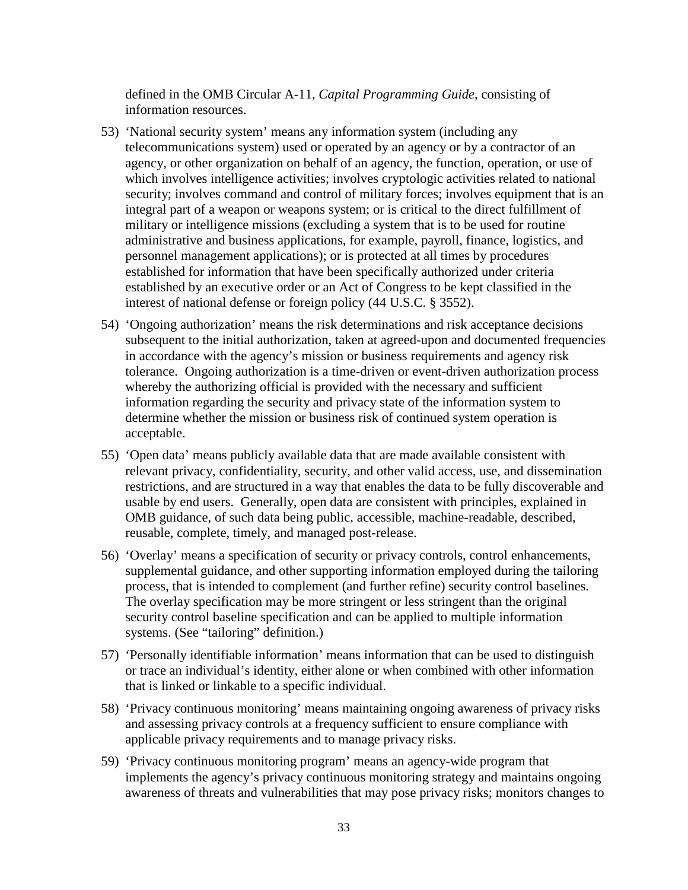defined in the OMB Circular A-11, *Capital Programming Guide*, consisting of information resources.

53) 'National security system' means any information system (including any telecommunications system) used or operated by an agency or by a contractor of an agency, or other organization on behalf of an agency, the function, operation, or use of which involves intelligence activities; involves cryptologic activities related to national security; involves command and control of military forces; involves equipment that is an integral part of a weapon or weapons system; or is critical to the direct fulfillment of military or intelligence missions (excluding a system that is to be used for routine administrative and business applications, for example, payroll, finance, logistics, and personnel management applications); or is protected at all times by procedures established for information that have been specifically authorized under criteria established by an executive order or an Act of Congress to be kept classified in the interest of national defense or foreign policy (44 U.S.C. § 3552).

54) 'Ongoing authorization' means the risk determinations and risk acceptance decisions subsequent to the initial authorization, taken at agreed-upon and documented frequencies in accordance with the agency's mission or business requirements and agency risk tolerance. Ongoing authorization is a time-driven or event-driven authorization process whereby the authorizing official is provided with the necessary and sufficient information regarding the security and privacy state of the information system to determine whether the mission or business risk of continued system operation is acceptable.

55) 'Open data' means publicly available data that are made available consistent with relevant privacy, confidentiality, security, and other valid access, use, and dissemination restrictions, and are structured in a way that enables the data to be fully discoverable and usable by end users. Generally, open data are consistent with principles, explained in OMB guidance, of such data being public, accessible, machine-readable, described, reusable, complete, timely, and managed post-release.

56) 'Overlay' means a specification of security or privacy controls, control enhancements, supplemental guidance, and other supporting information employed during the tailoring process, that is intended to complement (and further refine) security control baselines. The overlay specification may be more stringent or less stringent than the original security control baseline specification and can be applied to multiple information systems. (See "tailoring" definition.)

57) 'Personally identifiable information' means information that can be used to distinguish or trace an individual's identity, either alone or when combined with other information that is linked or linkable to a specific individual.

58) 'Privacy continuous monitoring' means maintaining ongoing awareness of privacy risks and assessing privacy controls at a frequency sufficient to ensure compliance with applicable privacy requirements and to manage privacy risks.

59) 'Privacy continuous monitoring program' means an agency-wide program that implements the agency's privacy continuous monitoring strategy and maintains ongoing awareness of threats and vulnerabilities that may pose privacy risks; monitors changes to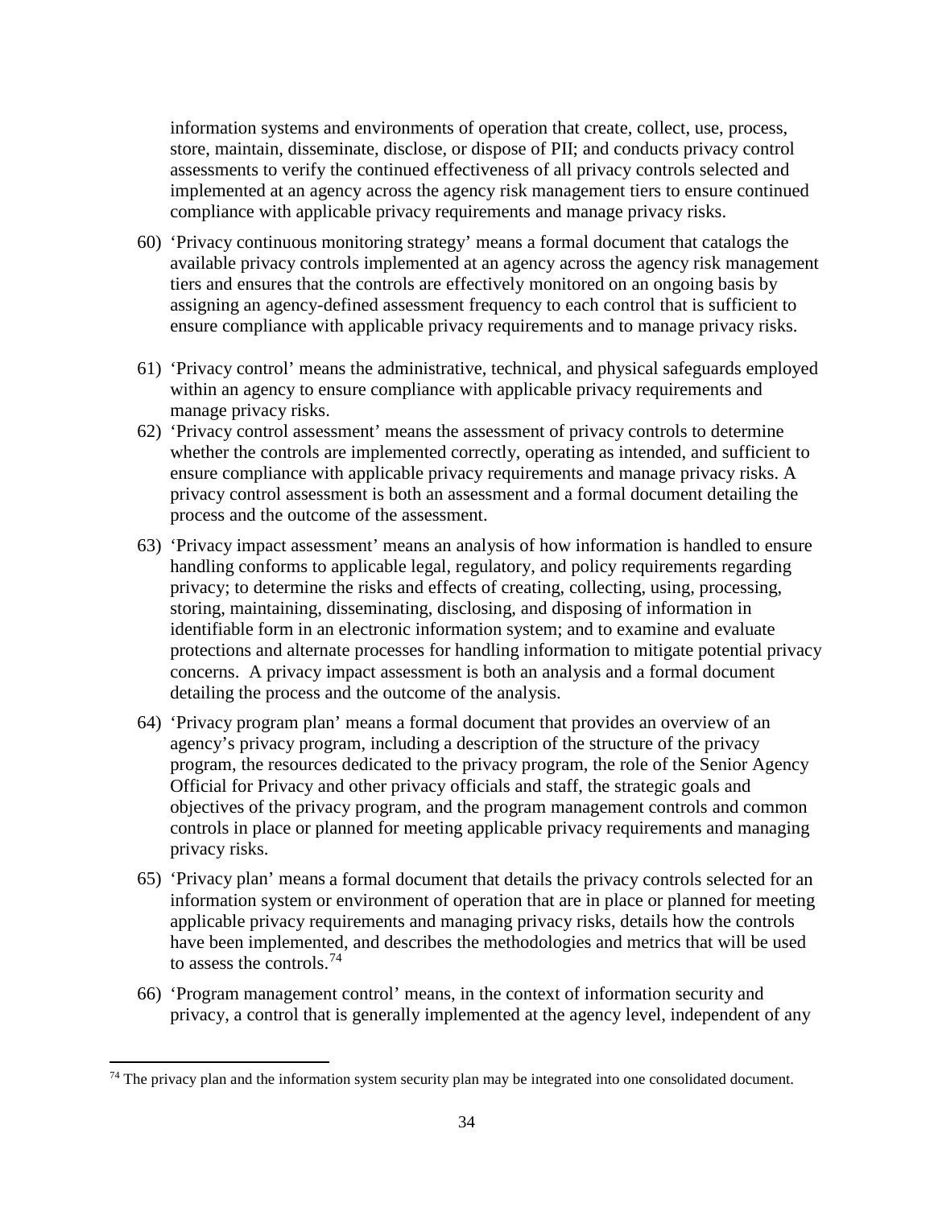information systems and environments of operation that create, collect, use, process, store, maintain, disseminate, disclose, or dispose of PII; and conducts privacy control assessments to verify the continued effectiveness of all privacy controls selected and implemented at an agency across the agency risk management tiers to ensure continued compliance with applicable privacy requirements and manage privacy risks.

60) 'Privacy continuous monitoring strategy' means a formal document that catalogs the available privacy controls implemented at an agency across the agency risk management tiers and ensures that the controls are effectively monitored on an ongoing basis by assigning an agency-defined assessment frequency to each control that is sufficient to ensure compliance with applicable privacy requirements and to manage privacy risks.

61) 'Privacy control' means the administrative, technical, and physical safeguards employed within an agency to ensure compliance with applicable privacy requirements and manage privacy risks.

62) 'Privacy control assessment' means the assessment of privacy controls to determine whether the controls are implemented correctly, operating as intended, and sufficient to ensure compliance with applicable privacy requirements and manage privacy risks. A privacy control assessment is both an assessment and a formal document detailing the process and the outcome of the assessment.

63) 'Privacy impact assessment' means an analysis of how information is handled to ensure handling conforms to applicable legal, regulatory, and policy requirements regarding privacy; to determine the risks and effects of creating, collecting, using, processing, storing, maintaining, disseminating, disclosing, and disposing of information in identifiable form in an electronic information system; and to examine and evaluate protections and alternate processes for handling information to mitigate potential privacy concerns. A privacy impact assessment is both an analysis and a formal document detailing the process and the outcome of the analysis.

64) 'Privacy program plan' means a formal document that provides an overview of an agency's privacy program, including a description of the structure of the privacy program, the resources dedicated to the privacy program, the role of the Senior Agency Official for Privacy and other privacy officials and staff, the strategic goals and objectives of the privacy program, and the program management controls and common controls in place or planned for meeting applicable privacy requirements and managing privacy risks.

65) 'Privacy plan' means a formal document that details the privacy controls selected for an information system or environment of operation that are in place or planned for meeting applicable privacy requirements and managing privacy risks, details how the controls have been implemented, and describes the methodologies and metrics that will be used to assess the controls.[74]

66) 'Program management control' means, in the context of information security and privacy, a control that is generally implemented at the agency level, independent of any

[74] The privacy plan and the information system security plan may be integrated into one consolidated document.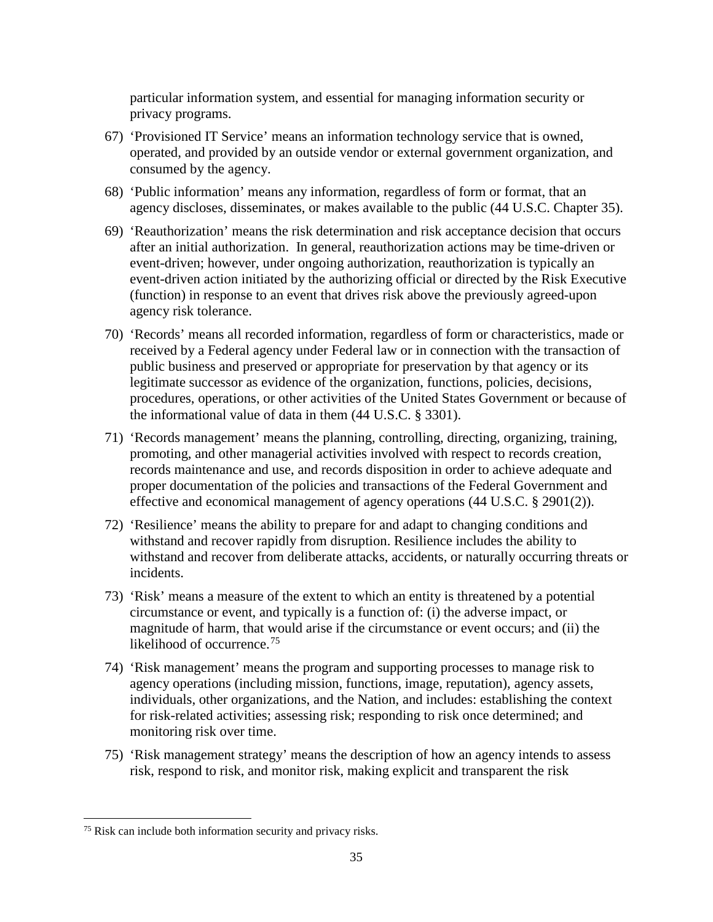particular information system, and essential for managing information security or privacy programs.

67) 'Provisioned IT Service' means an information technology service that is owned, operated, and provided by an outside vendor or external government organization, and consumed by the agency.

68) 'Public information' means any information, regardless of form or format, that an agency discloses, disseminates, or makes available to the public (44 U.S.C. Chapter 35).

69) 'Reauthorization' means the risk determination and risk acceptance decision that occurs after an initial authorization. In general, reauthorization actions may be time-driven or event-driven; however, under ongoing authorization, reauthorization is typically an event-driven action initiated by the authorizing official or directed by the Risk Executive (function) in response to an event that drives risk above the previously agreed-upon agency risk tolerance.

70) 'Records' means all recorded information, regardless of form or characteristics, made or received by a Federal agency under Federal law or in connection with the transaction of public business and preserved or appropriate for preservation by that agency or its legitimate successor as evidence of the organization, functions, policies, decisions, procedures, operations, or other activities of the United States Government or because of the informational value of data in them (44 U.S.C. § 3301).

71) 'Records management' means the planning, controlling, directing, organizing, training, promoting, and other managerial activities involved with respect to records creation, records maintenance and use, and records disposition in order to achieve adequate and proper documentation of the policies and transactions of the Federal Government and effective and economical management of agency operations (44 U.S.C. § 2901(2)).

72) 'Resilience' means the ability to prepare for and adapt to changing conditions and withstand and recover rapidly from disruption. Resilience includes the ability to withstand and recover from deliberate attacks, accidents, or naturally occurring threats or incidents.

73) 'Risk' means a measure of the extent to which an entity is threatened by a potential circumstance or event, and typically is a function of: (i) the adverse impact, or magnitude of harm, that would arise if the circumstance or event occurs; and (ii) the likelihood of occurrence.[75]

74) 'Risk management' means the program and supporting processes to manage risk to agency operations (including mission, functions, image, reputation), agency assets, individuals, other organizations, and the Nation, and includes: establishing the context for risk-related activities; assessing risk; responding to risk once determined; and monitoring risk over time.

75) 'Risk management strategy' means the description of how an agency intends to assess risk, respond to risk, and monitor risk, making explicit and transparent the risk

---

[75] Risk can include both information security and privacy risks.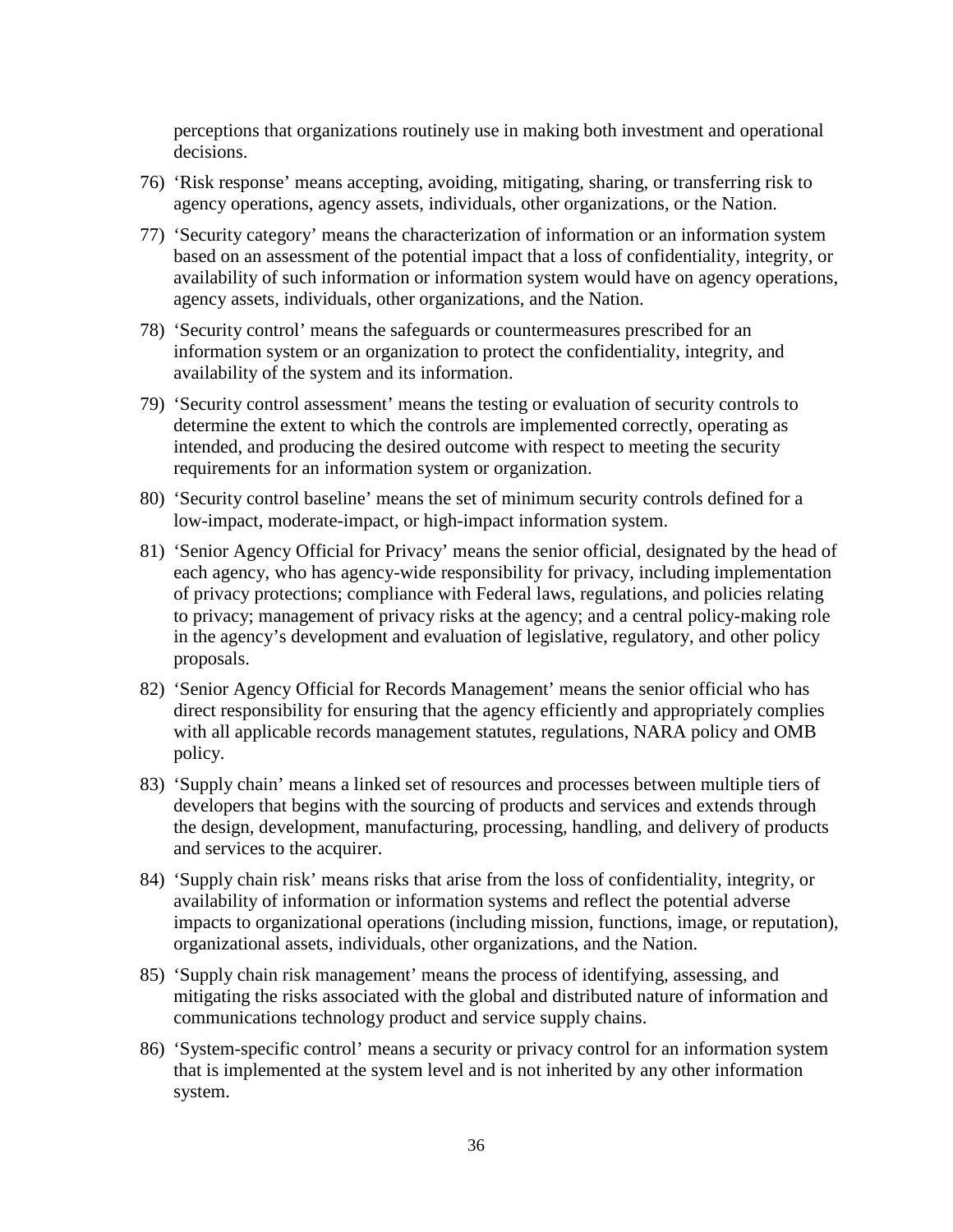perceptions that organizations routinely use in making both investment and operational decisions.

76) ‘Risk response’ means accepting, avoiding, mitigating, sharing, or transferring risk to agency operations, agency assets, individuals, other organizations, or the Nation.

77) ‘Security category’ means the characterization of information or an information system based on an assessment of the potential impact that a loss of confidentiality, integrity, or availability of such information or information system would have on agency operations, agency assets, individuals, other organizations, and the Nation.

78) ‘Security control’ means the safeguards or countermeasures prescribed for an information system or an organization to protect the confidentiality, integrity, and availability of the system and its information.

79) ‘Security control assessment’ means the testing or evaluation of security controls to determine the extent to which the controls are implemented correctly, operating as intended, and producing the desired outcome with respect to meeting the security requirements for an information system or organization.

80) ‘Security control baseline’ means the set of minimum security controls defined for a low-impact, moderate-impact, or high-impact information system.

81) ‘Senior Agency Official for Privacy’ means the senior official, designated by the head of each agency, who has agency-wide responsibility for privacy, including implementation of privacy protections; compliance with Federal laws, regulations, and policies relating to privacy; management of privacy risks at the agency; and a central policy-making role in the agency’s development and evaluation of legislative, regulatory, and other policy proposals.

82) ‘Senior Agency Official for Records Management’ means the senior official who has direct responsibility for ensuring that the agency efficiently and appropriately complies with all applicable records management statutes, regulations, NARA policy and OMB policy.

83) ‘Supply chain’ means a linked set of resources and processes between multiple tiers of developers that begins with the sourcing of products and services and extends through the design, development, manufacturing, processing, handling, and delivery of products and services to the acquirer.

84) ‘Supply chain risk’ means risks that arise from the loss of confidentiality, integrity, or availability of information or information systems and reflect the potential adverse impacts to organizational operations (including mission, functions, image, or reputation), organizational assets, individuals, other organizations, and the Nation.

85) ‘Supply chain risk management’ means the process of identifying, assessing, and mitigating the risks associated with the global and distributed nature of information and communications technology product and service supply chains.

86) ‘System-specific control’ means a security or privacy control for an information system that is implemented at the system level and is not inherited by any other information system.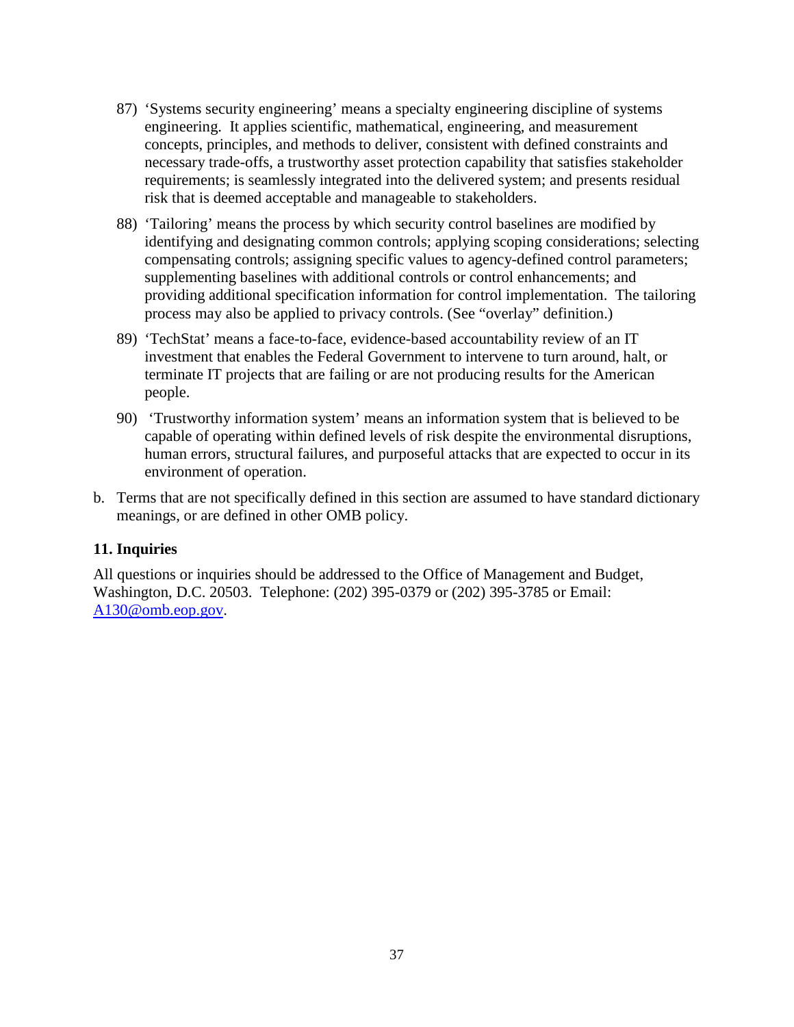87) 'Systems security engineering' means a specialty engineering discipline of systems engineering. It applies scientific, mathematical, engineering, and measurement concepts, principles, and methods to deliver, consistent with defined constraints and necessary trade-offs, a trustworthy asset protection capability that satisfies stakeholder requirements; is seamlessly integrated into the delivered system; and presents residual risk that is deemed acceptable and manageable to stakeholders.

88) 'Tailoring' means the process by which security control baselines are modified by identifying and designating common controls; applying scoping considerations; selecting compensating controls; assigning specific values to agency-defined control parameters; supplementing baselines with additional controls or control enhancements; and providing additional specification information for control implementation. The tailoring process may also be applied to privacy controls. (See "overlay" definition.)

89) 'TechStat' means a face-to-face, evidence-based accountability review of an IT investment that enables the Federal Government to intervene to turn around, halt, or terminate IT projects that are failing or are not producing results for the American people.

90) 'Trustworthy information system' means an information system that is believed to be capable of operating within defined levels of risk despite the environmental disruptions, human errors, structural failures, and purposeful attacks that are expected to occur in its environment of operation.

b. Terms that are not specifically defined in this section are assumed to have standard dictionary meanings, or are defined in other OMB policy.

**11. Inquiries**

All questions or inquiries should be addressed to the Office of Management and Budget, Washington, D.C. 20503. Telephone: (202) 395-0379 or (202) 395-3785 or Email: A130@omb.eop.gov.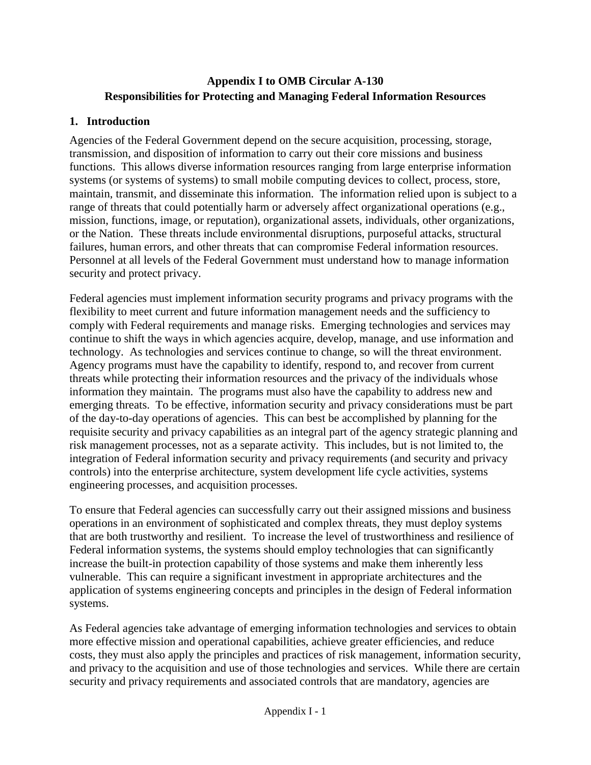# Appendix I to OMB Circular A-130
# Responsibilities for Protecting and Managing Federal Information Resources

## 1. Introduction

Agencies of the Federal Government depend on the secure acquisition, processing, storage, transmission, and disposition of information to carry out their core missions and business functions. This allows diverse information resources ranging from large enterprise information systems (or systems of systems) to small mobile computing devices to collect, process, store, maintain, transmit, and disseminate this information. The information relied upon is subject to a range of threats that could potentially harm or adversely affect organizational operations (e.g., mission, functions, image, or reputation), organizational assets, individuals, other organizations, or the Nation. These threats include environmental disruptions, purposeful attacks, structural failures, human errors, and other threats that can compromise Federal information resources. Personnel at all levels of the Federal Government must understand how to manage information security and protect privacy.

Federal agencies must implement information security programs and privacy programs with the flexibility to meet current and future information management needs and the sufficiency to comply with Federal requirements and manage risks. Emerging technologies and services may continue to shift the ways in which agencies acquire, develop, manage, and use information and technology. As technologies and services continue to change, so will the threat environment. Agency programs must have the capability to identify, respond to, and recover from current threats while protecting their information resources and the privacy of the individuals whose information they maintain. The programs must also have the capability to address new and emerging threats. To be effective, information security and privacy considerations must be part of the day-to-day operations of agencies. This can best be accomplished by planning for the requisite security and privacy capabilities as an integral part of the agency strategic planning and risk management processes, not as a separate activity. This includes, but is not limited to, the integration of Federal information security and privacy requirements (and security and privacy controls) into the enterprise architecture, system development life cycle activities, systems engineering processes, and acquisition processes.

To ensure that Federal agencies can successfully carry out their assigned missions and business operations in an environment of sophisticated and complex threats, they must deploy systems that are both trustworthy and resilient. To increase the level of trustworthiness and resilience of Federal information systems, the systems should employ technologies that can significantly increase the built-in protection capability of those systems and make them inherently less vulnerable. This can require a significant investment in appropriate architectures and the application of systems engineering concepts and principles in the design of Federal information systems.

As Federal agencies take advantage of emerging information technologies and services to obtain more effective mission and operational capabilities, achieve greater efficiencies, and reduce costs, they must also apply the principles and practices of risk management, information security, and privacy to the acquisition and use of those technologies and services. While there are certain security and privacy requirements and associated controls that are mandatory, agencies are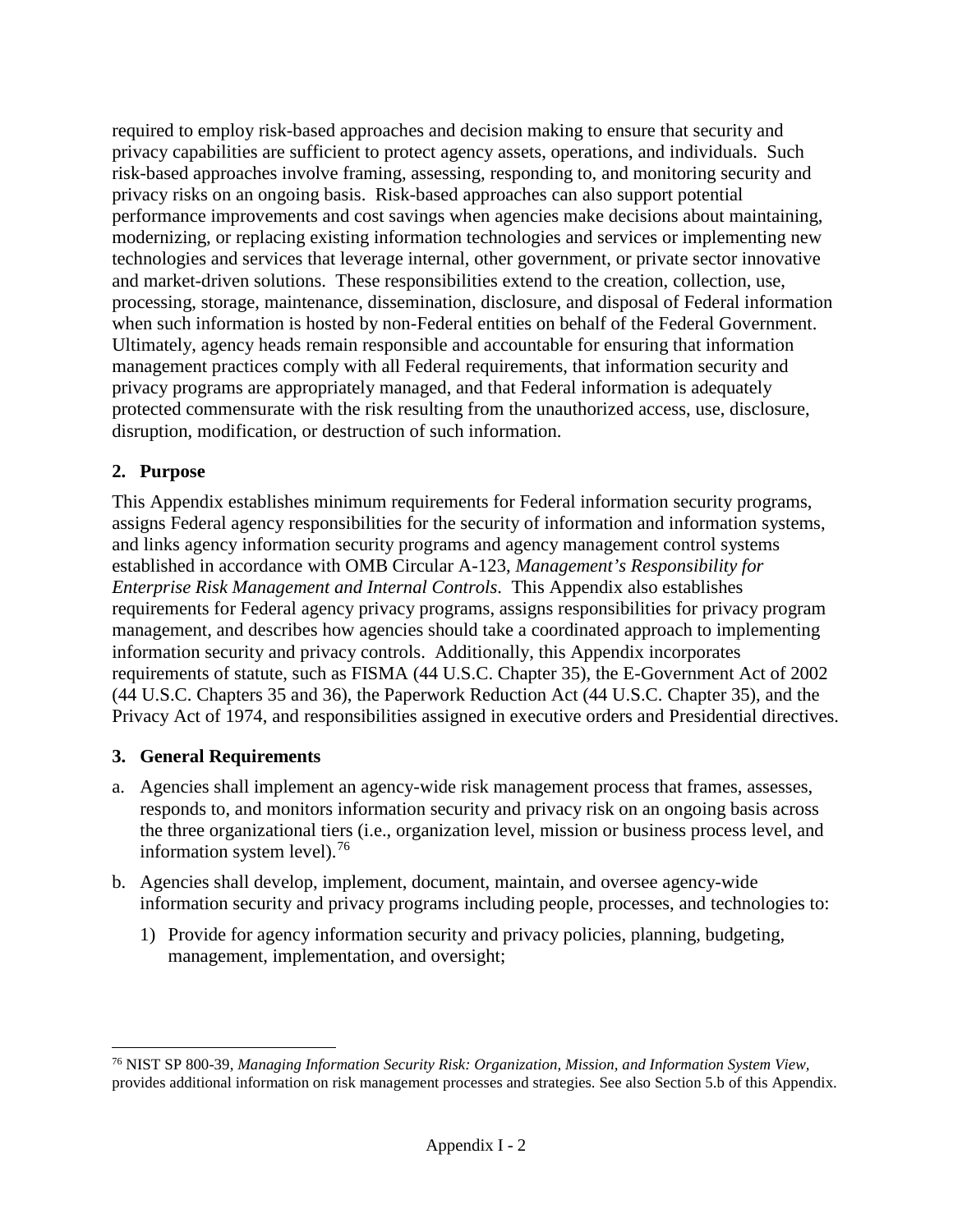required to employ risk-based approaches and decision making to ensure that security and privacy capabilities are sufficient to protect agency assets, operations, and individuals. Such risk-based approaches involve framing, assessing, responding to, and monitoring security and privacy risks on an ongoing basis. Risk-based approaches can also support potential performance improvements and cost savings when agencies make decisions about maintaining, modernizing, or replacing existing information technologies and services or implementing new technologies and services that leverage internal, other government, or private sector innovative and market-driven solutions. These responsibilities extend to the creation, collection, use, processing, storage, maintenance, dissemination, disclosure, and disposal of Federal information when such information is hosted by non-Federal entities on behalf of the Federal Government. Ultimately, agency heads remain responsible and accountable for ensuring that information management practices comply with all Federal requirements, that information security and privacy programs are appropriately managed, and that Federal information is adequately protected commensurate with the risk resulting from the unauthorized access, use, disclosure, disruption, modification, or destruction of such information.

## 2. Purpose

This Appendix establishes minimum requirements for Federal information security programs, assigns Federal agency responsibilities for the security of information and information systems, and links agency information security programs and agency management control systems established in accordance with OMB Circular A-123, *Management's Responsibility for Enterprise Risk Management and Internal Controls*. This Appendix also establishes requirements for Federal agency privacy programs, assigns responsibilities for privacy program management, and describes how agencies should take a coordinated approach to implementing information security and privacy controls. Additionally, this Appendix incorporates requirements of statute, such as FISMA (44 U.S.C. Chapter 35), the E-Government Act of 2002 (44 U.S.C. Chapters 35 and 36), the Paperwork Reduction Act (44 U.S.C. Chapter 35), and the Privacy Act of 1974, and responsibilities assigned in executive orders and Presidential directives.

## 3. General Requirements

a. Agencies shall implement an agency-wide risk management process that frames, assesses, responds to, and monitors information security and privacy risk on an ongoing basis across the three organizational tiers (i.e., organization level, mission or business process level, and information system level).[76]

b. Agencies shall develop, implement, document, maintain, and oversee agency-wide information security and privacy programs including people, processes, and technologies to:

   1) Provide for agency information security and privacy policies, planning, budgeting, management, implementation, and oversight;

---

[76] NIST SP 800-39, *Managing Information Security Risk: Organization, Mission, and Information System View*, provides additional information on risk management processes and strategies. See also Section 5.b of this Appendix.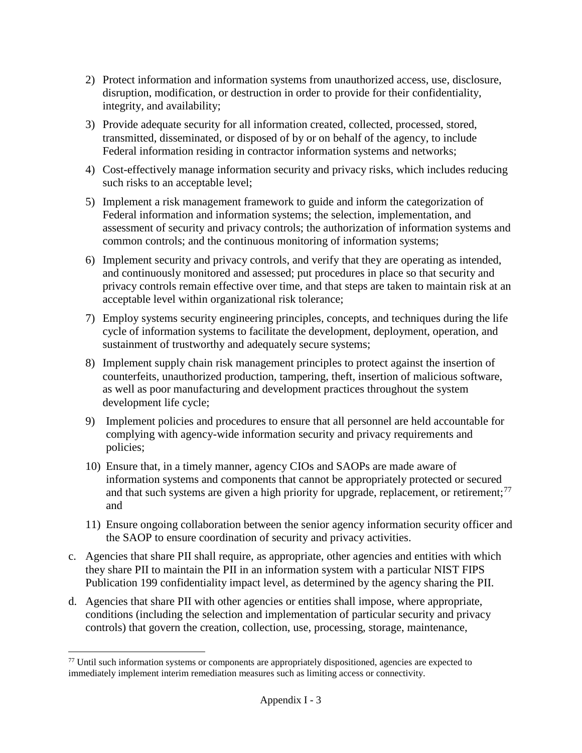2) Protect information and information systems from unauthorized access, use, disclosure, disruption, modification, or destruction in order to provide for their confidentiality, integrity, and availability;

3) Provide adequate security for all information created, collected, processed, stored, transmitted, disseminated, or disposed of by or on behalf of the agency, to include Federal information residing in contractor information systems and networks;

4) Cost-effectively manage information security and privacy risks, which includes reducing such risks to an acceptable level;

5) Implement a risk management framework to guide and inform the categorization of Federal information and information systems; the selection, implementation, and assessment of security and privacy controls; the authorization of information systems and common controls; and the continuous monitoring of information systems;

6) Implement security and privacy controls, and verify that they are operating as intended, and continuously monitored and assessed; put procedures in place so that security and privacy controls remain effective over time, and that steps are taken to maintain risk at an acceptable level within organizational risk tolerance;

7) Employ systems security engineering principles, concepts, and techniques during the life cycle of information systems to facilitate the development, deployment, operation, and sustainment of trustworthy and adequately secure systems;

8) Implement supply chain risk management principles to protect against the insertion of counterfeits, unauthorized production, tampering, theft, insertion of malicious software, as well as poor manufacturing and development practices throughout the system development life cycle;

9) Implement policies and procedures to ensure that all personnel are held accountable for complying with agency-wide information security and privacy requirements and policies;

10) Ensure that, in a timely manner, agency CIOs and SAOPs are made aware of information systems and components that cannot be appropriately protected or secured and that such systems are given a high priority for upgrade, replacement, or retirement;[77] and

11) Ensure ongoing collaboration between the senior agency information security officer and the SAOP to ensure coordination of security and privacy activities.

c. Agencies that share PII shall require, as appropriate, other agencies and entities with which they share PII to maintain the PII in an information system with a particular NIST FIPS Publication 199 confidentiality impact level, as determined by the agency sharing the PII.

d. Agencies that share PII with other agencies or entities shall impose, where appropriate, conditions (including the selection and implementation of particular security and privacy controls) that govern the creation, collection, use, processing, storage, maintenance,

[77] Until such information systems or components are appropriately dispositioned, agencies are expected to immediately implement interim remediation measures such as limiting access or connectivity.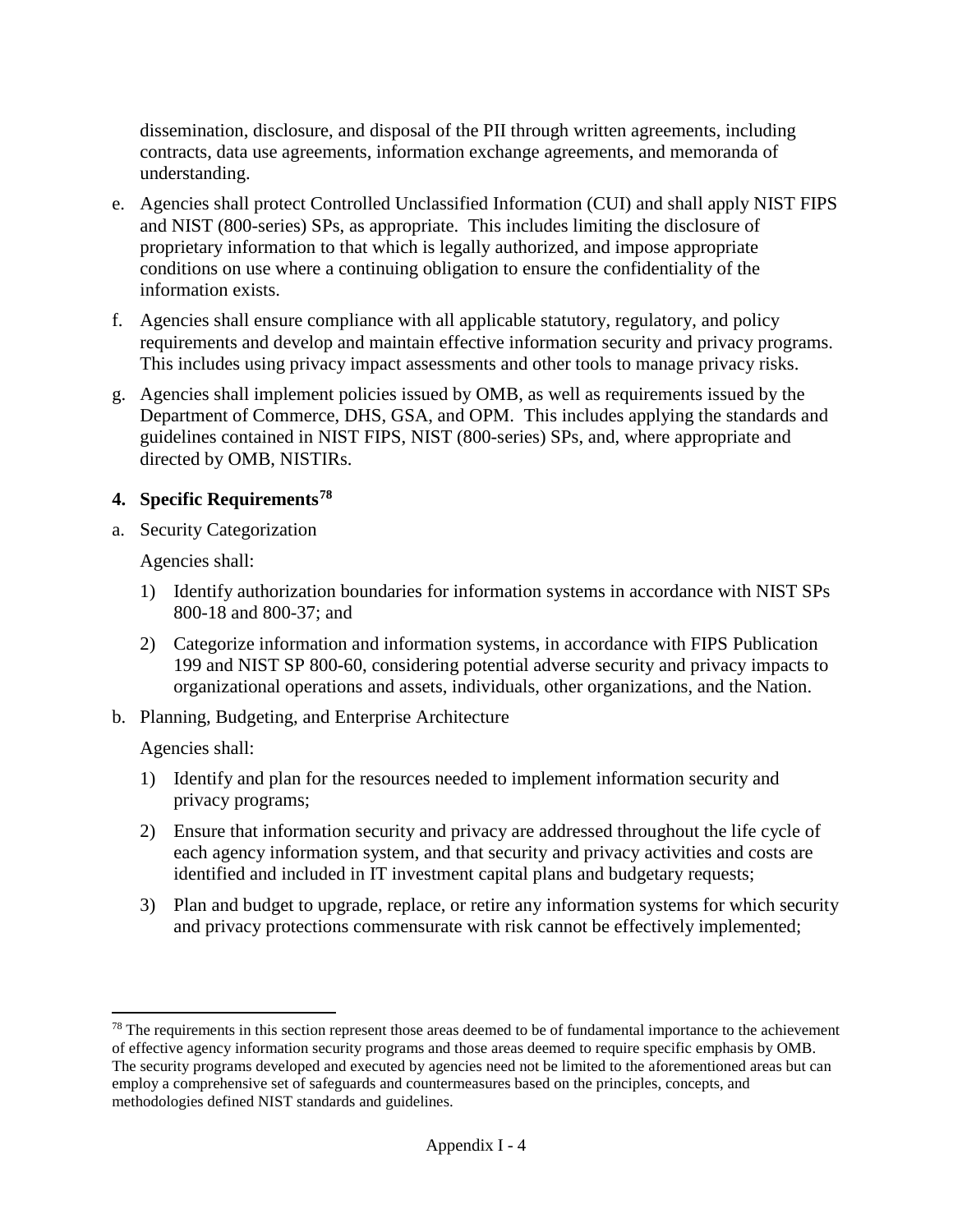dissemination, disclosure, and disposal of the PII through written agreements, including contracts, data use agreements, information exchange agreements, and memoranda of understanding.

e. Agencies shall protect Controlled Unclassified Information (CUI) and shall apply NIST FIPS and NIST (800-series) SPs, as appropriate. This includes limiting the disclosure of proprietary information to that which is legally authorized, and impose appropriate conditions on use where a continuing obligation to ensure the confidentiality of the information exists.

f. Agencies shall ensure compliance with all applicable statutory, regulatory, and policy requirements and develop and maintain effective information security and privacy programs. This includes using privacy impact assessments and other tools to manage privacy risks.

g. Agencies shall implement policies issued by OMB, as well as requirements issued by the Department of Commerce, DHS, GSA, and OPM. This includes applying the standards and guidelines contained in NIST FIPS, NIST (800-series) SPs, and, where appropriate and directed by OMB, NISTIRs.

## 4. Specific Requirements[78]

a. Security Categorization

Agencies shall:

1) Identify authorization boundaries for information systems in accordance with NIST SPs 800-18 and 800-37; and

2) Categorize information and information systems, in accordance with FIPS Publication 199 and NIST SP 800-60, considering potential adverse security and privacy impacts to organizational operations and assets, individuals, other organizations, and the Nation.

b. Planning, Budgeting, and Enterprise Architecture

Agencies shall:

1) Identify and plan for the resources needed to implement information security and privacy programs;

2) Ensure that information security and privacy are addressed throughout the life cycle of each agency information system, and that security and privacy activities and costs are identified and included in IT investment capital plans and budgetary requests;

3) Plan and budget to upgrade, replace, or retire any information systems for which security and privacy protections commensurate with risk cannot be effectively implemented;

---

[78] The requirements in this section represent those areas deemed to be of fundamental importance to the achievement of effective agency information security programs and those areas deemed to require specific emphasis by OMB. The security programs developed and executed by agencies need not be limited to the aforementioned areas but can employ a comprehensive set of safeguards and countermeasures based on the principles, concepts, and methodologies defined NIST standards and guidelines.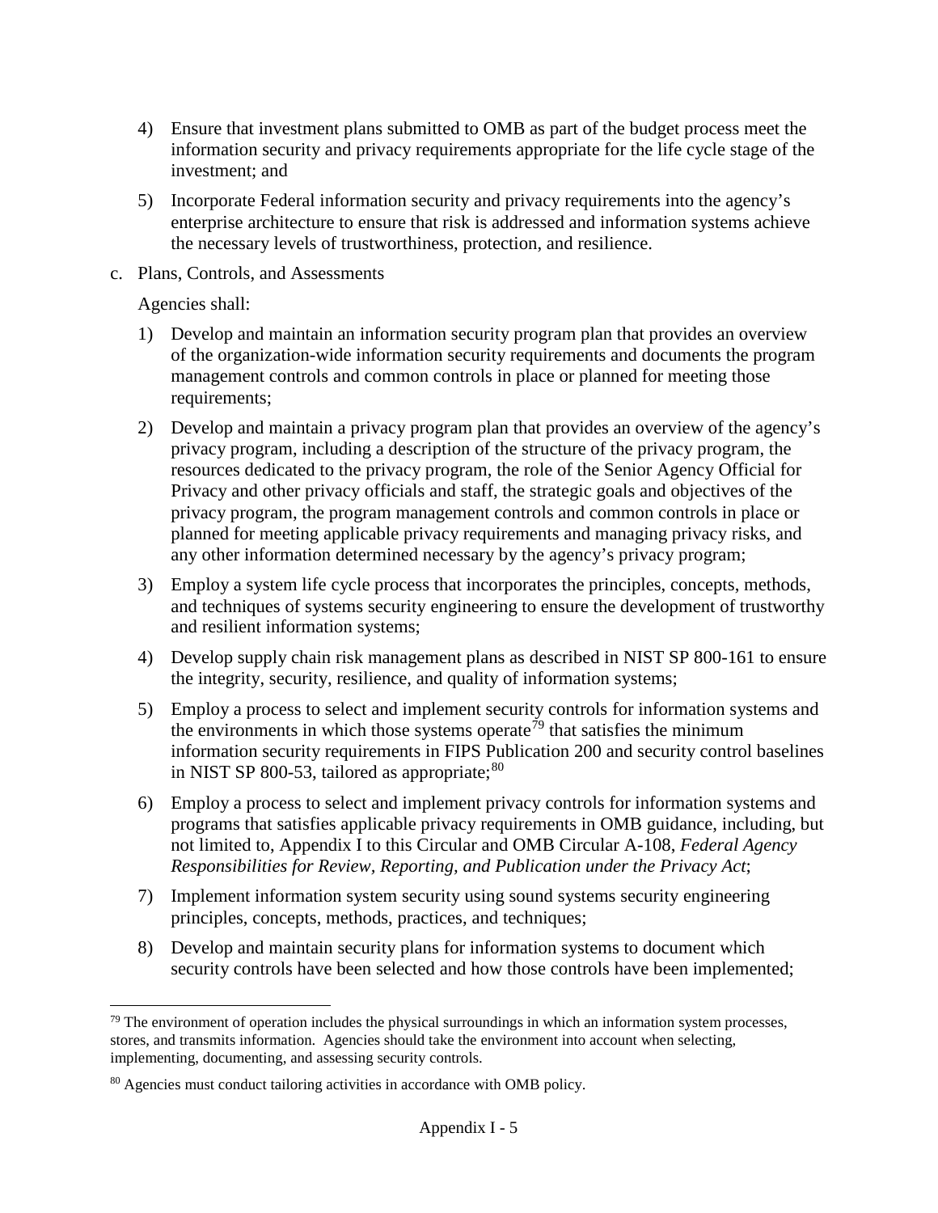4) Ensure that investment plans submitted to OMB as part of the budget process meet the information security and privacy requirements appropriate for the life cycle stage of the investment; and

5) Incorporate Federal information security and privacy requirements into the agency's enterprise architecture to ensure that risk is addressed and information systems achieve the necessary levels of trustworthiness, protection, and resilience.

c. Plans, Controls, and Assessments

Agencies shall:

1) Develop and maintain an information security program plan that provides an overview of the organization-wide information security requirements and documents the program management controls and common controls in place or planned for meeting those requirements;

2) Develop and maintain a privacy program plan that provides an overview of the agency's privacy program, including a description of the structure of the privacy program, the resources dedicated to the privacy program, the role of the Senior Agency Official for Privacy and other privacy officials and staff, the strategic goals and objectives of the privacy program, the program management controls and common controls in place or planned for meeting applicable privacy requirements and managing privacy risks, and any other information determined necessary by the agency's privacy program;

3) Employ a system life cycle process that incorporates the principles, concepts, methods, and techniques of systems security engineering to ensure the development of trustworthy and resilient information systems;

4) Develop supply chain risk management plans as described in NIST SP 800-161 to ensure the integrity, security, resilience, and quality of information systems;

5) Employ a process to select and implement security controls for information systems and the environments in which those systems operate[79] that satisfies the minimum information security requirements in FIPS Publication 200 and security control baselines in NIST SP 800-53, tailored as appropriate;[80]

6) Employ a process to select and implement privacy controls for information systems and programs that satisfies applicable privacy requirements in OMB guidance, including, but not limited to, Appendix I to this Circular and OMB Circular A-108, *Federal Agency Responsibilities for Review, Reporting, and Publication under the Privacy Act*;

7) Implement information system security using sound systems security engineering principles, concepts, methods, practices, and techniques;

8) Develop and maintain security plans for information systems to document which security controls have been selected and how those controls have been implemented;

---

[79] The environment of operation includes the physical surroundings in which an information system processes, stores, and transmits information. Agencies should take the environment into account when selecting, implementing, documenting, and assessing security controls.

[80] Agencies must conduct tailoring activities in accordance with OMB policy.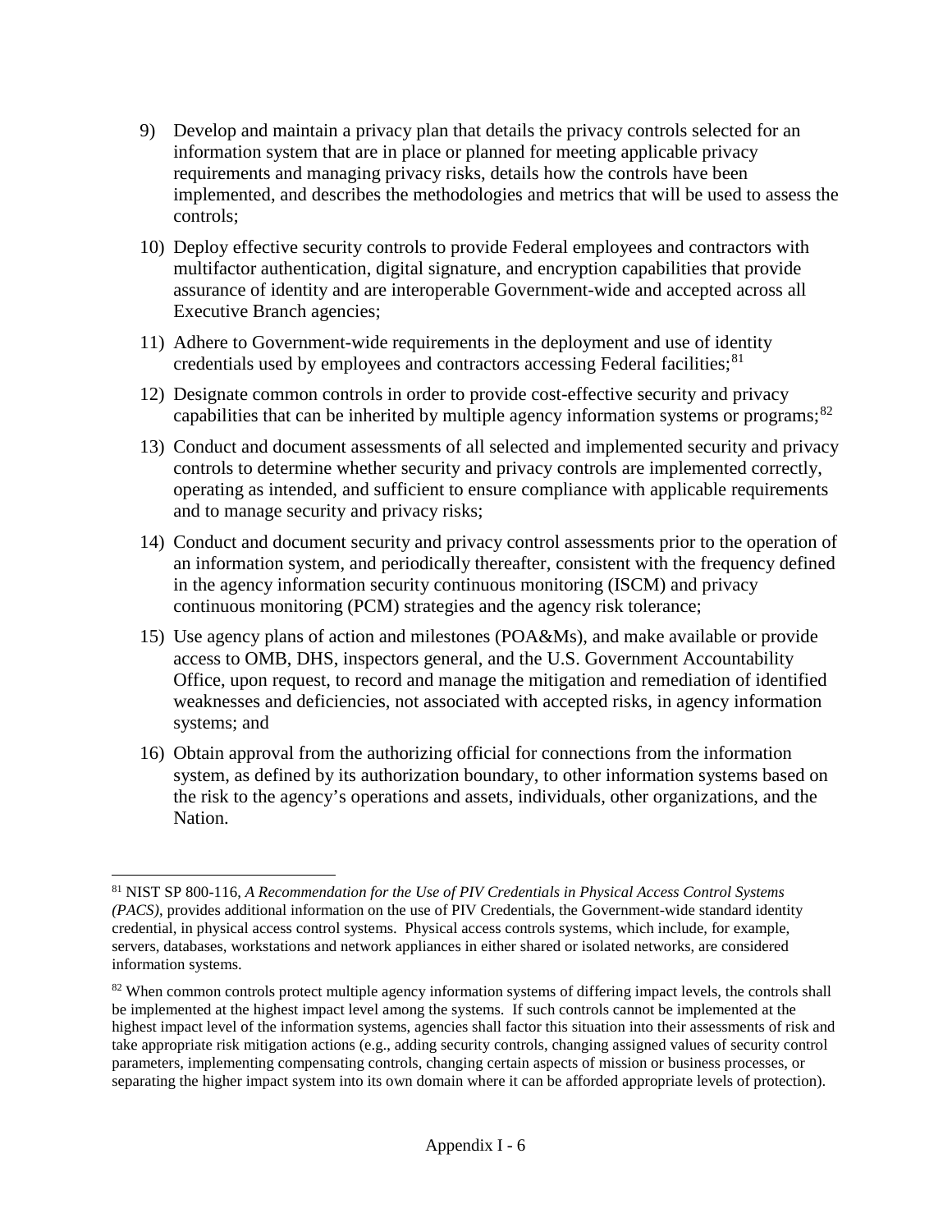9) Develop and maintain a privacy plan that details the privacy controls selected for an information system that are in place or planned for meeting applicable privacy requirements and managing privacy risks, details how the controls have been implemented, and describes the methodologies and metrics that will be used to assess the controls;

10) Deploy effective security controls to provide Federal employees and contractors with multifactor authentication, digital signature, and encryption capabilities that provide assurance of identity and are interoperable Government-wide and accepted across all Executive Branch agencies;

11) Adhere to Government-wide requirements in the deployment and use of identity credentials used by employees and contractors accessing Federal facilities;[81]

12) Designate common controls in order to provide cost-effective security and privacy capabilities that can be inherited by multiple agency information systems or programs;[82]

13) Conduct and document assessments of all selected and implemented security and privacy controls to determine whether security and privacy controls are implemented correctly, operating as intended, and sufficient to ensure compliance with applicable requirements and to manage security and privacy risks;

14) Conduct and document security and privacy control assessments prior to the operation of an information system, and periodically thereafter, consistent with the frequency defined in the agency information security continuous monitoring (ISCM) and privacy continuous monitoring (PCM) strategies and the agency risk tolerance;

15) Use agency plans of action and milestones (POA&Ms), and make available or provide access to OMB, DHS, inspectors general, and the U.S. Government Accountability Office, upon request, to record and manage the mitigation and remediation of identified weaknesses and deficiencies, not associated with accepted risks, in agency information systems; and

16) Obtain approval from the authorizing official for connections from the information system, as defined by its authorization boundary, to other information systems based on the risk to the agency's operations and assets, individuals, other organizations, and the Nation.

---

[81] NIST SP 800-116, *A Recommendation for the Use of PIV Credentials in Physical Access Control Systems (PACS)*, provides additional information on the use of PIV Credentials, the Government-wide standard identity credential, in physical access control systems. Physical access controls systems, which include, for example, servers, databases, workstations and network appliances in either shared or isolated networks, are considered information systems.

[82] When common controls protect multiple agency information systems of differing impact levels, the controls shall be implemented at the highest impact level among the systems. If such controls cannot be implemented at the highest impact level of the information systems, agencies shall factor this situation into their assessments of risk and take appropriate risk mitigation actions (e.g., adding security controls, changing assigned values of security control parameters, implementing compensating controls, changing certain aspects of mission or business processes, or separating the higher impact system into its own domain where it can be afforded appropriate levels of protection).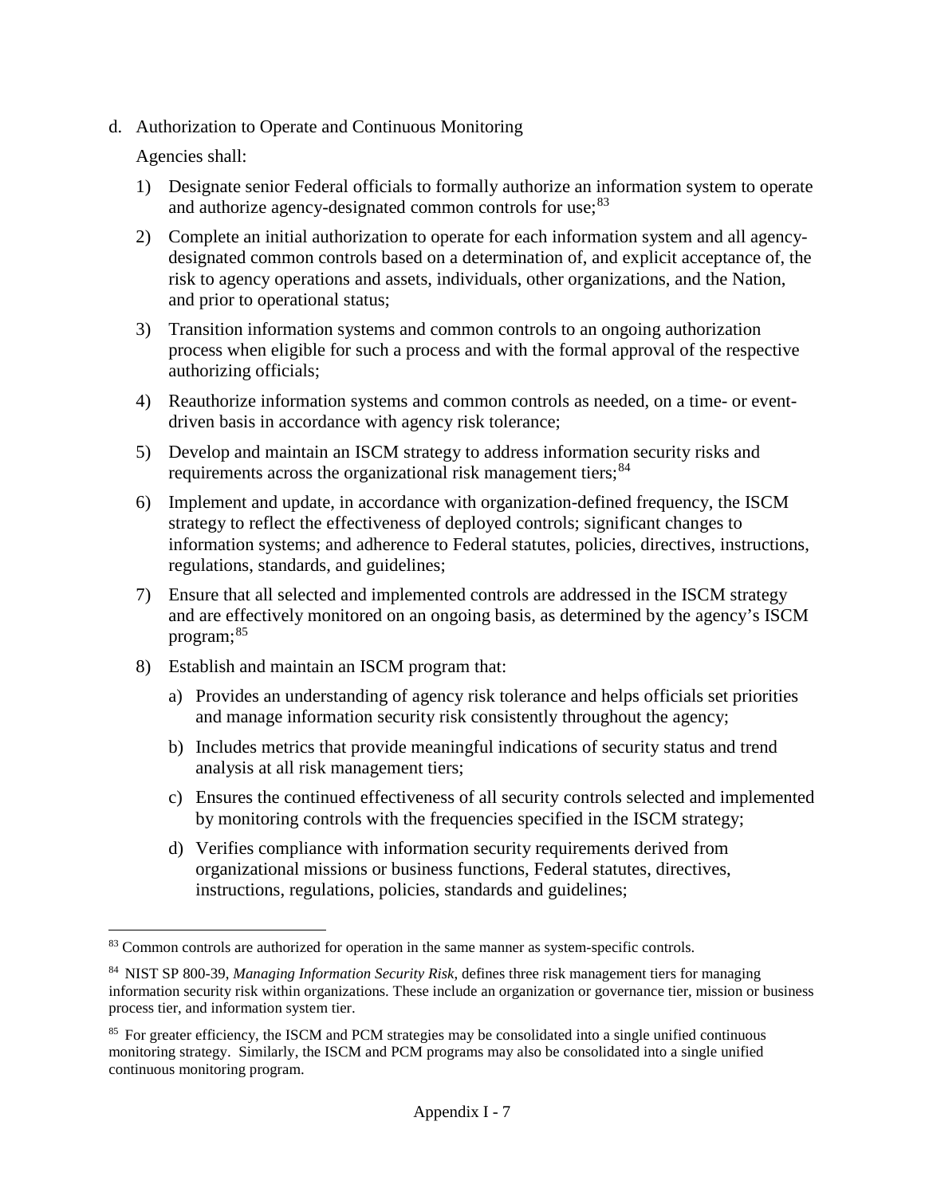d. Authorization to Operate and Continuous Monitoring

Agencies shall:

1) Designate senior Federal officials to formally authorize an information system to operate and authorize agency-designated common controls for use;[83]

2) Complete an initial authorization to operate for each information system and all agency-designated common controls based on a determination of, and explicit acceptance of, the risk to agency operations and assets, individuals, other organizations, and the Nation, and prior to operational status;

3) Transition information systems and common controls to an ongoing authorization process when eligible for such a process and with the formal approval of the respective authorizing officials;

4) Reauthorize information systems and common controls as needed, on a time- or event-driven basis in accordance with agency risk tolerance;

5) Develop and maintain an ISCM strategy to address information security risks and requirements across the organizational risk management tiers;[84]

6) Implement and update, in accordance with organization-defined frequency, the ISCM strategy to reflect the effectiveness of deployed controls; significant changes to information systems; and adherence to Federal statutes, policies, directives, instructions, regulations, standards, and guidelines;

7) Ensure that all selected and implemented controls are addressed in the ISCM strategy and are effectively monitored on an ongoing basis, as determined by the agency's ISCM program;[85]

8) Establish and maintain an ISCM program that:

   a) Provides an understanding of agency risk tolerance and helps officials set priorities and manage information security risk consistently throughout the agency;

   b) Includes metrics that provide meaningful indications of security status and trend analysis at all risk management tiers;

   c) Ensures the continued effectiveness of all security controls selected and implemented by monitoring controls with the frequencies specified in the ISCM strategy;

   d) Verifies compliance with information security requirements derived from organizational missions or business functions, Federal statutes, directives, instructions, regulations, policies, standards and guidelines;

---

[83] Common controls are authorized for operation in the same manner as system-specific controls.

[84] NIST SP 800-39, *Managing Information Security Risk*, defines three risk management tiers for managing information security risk within organizations. These include an organization or governance tier, mission or business process tier, and information system tier.

[85] For greater efficiency, the ISCM and PCM strategies may be consolidated into a single unified continuous monitoring strategy. Similarly, the ISCM and PCM programs may also be consolidated into a single unified continuous monitoring program.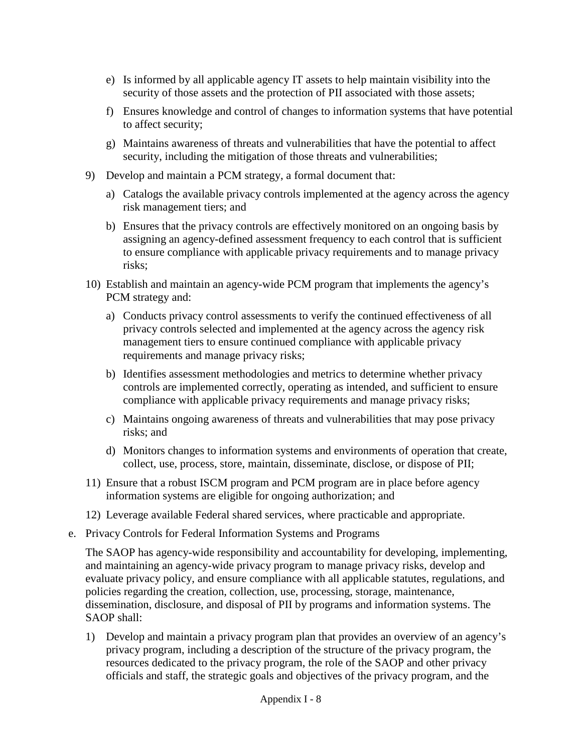e) Is informed by all applicable agency IT assets to help maintain visibility into the security of those assets and the protection of PII associated with those assets;

   f) Ensures knowledge and control of changes to information systems that have potential to affect security;

   g) Maintains awareness of threats and vulnerabilities that have the potential to affect security, including the mitigation of those threats and vulnerabilities;

9) Develop and maintain a PCM strategy, a formal document that:

   a) Catalogs the available privacy controls implemented at the agency across the agency risk management tiers; and

   b) Ensures that the privacy controls are effectively monitored on an ongoing basis by assigning an agency-defined assessment frequency to each control that is sufficient to ensure compliance with applicable privacy requirements and to manage privacy risks;

10) Establish and maintain an agency-wide PCM program that implements the agency's PCM strategy and:

   a) Conducts privacy control assessments to verify the continued effectiveness of all privacy controls selected and implemented at the agency across the agency risk management tiers to ensure continued compliance with applicable privacy requirements and manage privacy risks;

   b) Identifies assessment methodologies and metrics to determine whether privacy controls are implemented correctly, operating as intended, and sufficient to ensure compliance with applicable privacy requirements and manage privacy risks;

   c) Maintains ongoing awareness of threats and vulnerabilities that may pose privacy risks; and

   d) Monitors changes to information systems and environments of operation that create, collect, use, process, store, maintain, disseminate, disclose, or dispose of PII;

11) Ensure that a robust ISCM program and PCM program are in place before agency information systems are eligible for ongoing authorization; and

12) Leverage available Federal shared services, where practicable and appropriate.

e. Privacy Controls for Federal Information Systems and Programs

The SAOP has agency-wide responsibility and accountability for developing, implementing, and maintaining an agency-wide privacy program to manage privacy risks, develop and evaluate privacy policy, and ensure compliance with all applicable statutes, regulations, and policies regarding the creation, collection, use, processing, storage, maintenance, dissemination, disclosure, and disposal of PII by programs and information systems. The SAOP shall:

1) Develop and maintain a privacy program plan that provides an overview of an agency's privacy program, including a description of the structure of the privacy program, the resources dedicated to the privacy program, the role of the SAOP and other privacy officials and staff, the strategic goals and objectives of the privacy program, and the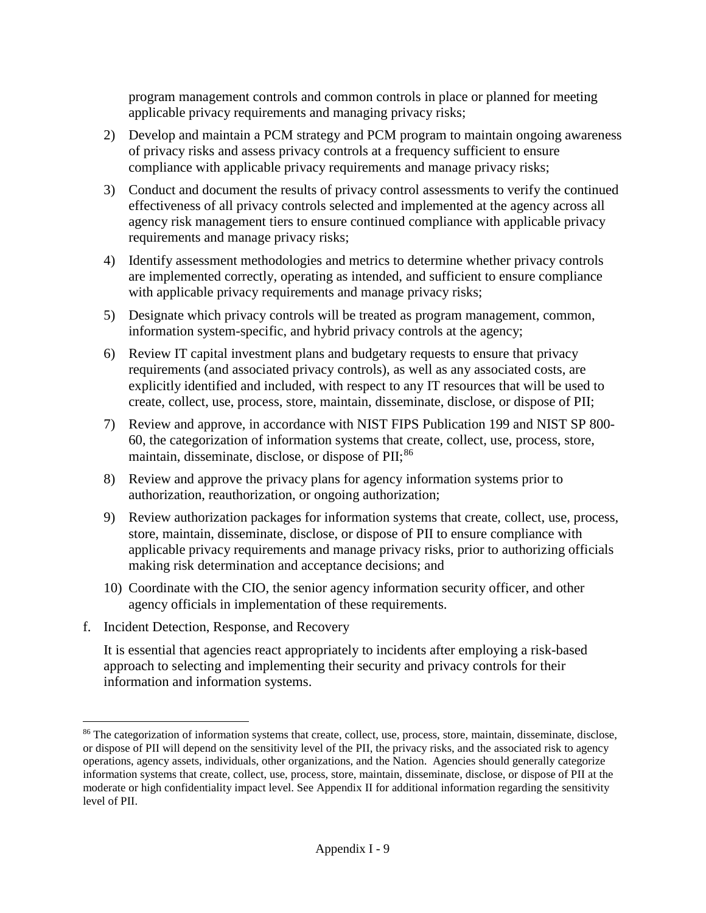program management controls and common controls in place or planned for meeting applicable privacy requirements and managing privacy risks;

2) Develop and maintain a PCM strategy and PCM program to maintain ongoing awareness of privacy risks and assess privacy controls at a frequency sufficient to ensure compliance with applicable privacy requirements and manage privacy risks;

3) Conduct and document the results of privacy control assessments to verify the continued effectiveness of all privacy controls selected and implemented at the agency across all agency risk management tiers to ensure continued compliance with applicable privacy requirements and manage privacy risks;

4) Identify assessment methodologies and metrics to determine whether privacy controls are implemented correctly, operating as intended, and sufficient to ensure compliance with applicable privacy requirements and manage privacy risks;

5) Designate which privacy controls will be treated as program management, common, information system-specific, and hybrid privacy controls at the agency;

6) Review IT capital investment plans and budgetary requests to ensure that privacy requirements (and associated privacy controls), as well as any associated costs, are explicitly identified and included, with respect to any IT resources that will be used to create, collect, use, process, store, maintain, disseminate, disclose, or dispose of PII;

7) Review and approve, in accordance with NIST FIPS Publication 199 and NIST SP 800-60, the categorization of information systems that create, collect, use, process, store, maintain, disseminate, disclose, or dispose of PII;[86]

8) Review and approve the privacy plans for agency information systems prior to authorization, reauthorization, or ongoing authorization;

9) Review authorization packages for information systems that create, collect, use, process, store, maintain, disseminate, disclose, or dispose of PII to ensure compliance with applicable privacy requirements and manage privacy risks, prior to authorizing officials making risk determination and acceptance decisions; and

10) Coordinate with the CIO, the senior agency information security officer, and other agency officials in implementation of these requirements.

f. Incident Detection, Response, and Recovery

It is essential that agencies react appropriately to incidents after employing a risk-based approach to selecting and implementing their security and privacy controls for their information and information systems.

[86] The categorization of information systems that create, collect, use, process, store, maintain, disseminate, disclose, or dispose of PII will depend on the sensitivity level of the PII, the privacy risks, and the associated risk to agency operations, agency assets, individuals, other organizations, and the Nation. Agencies should generally categorize information systems that create, collect, use, process, store, maintain, disseminate, disclose, or dispose of PII at the moderate or high confidentiality impact level. See Appendix II for additional information regarding the sensitivity level of PII.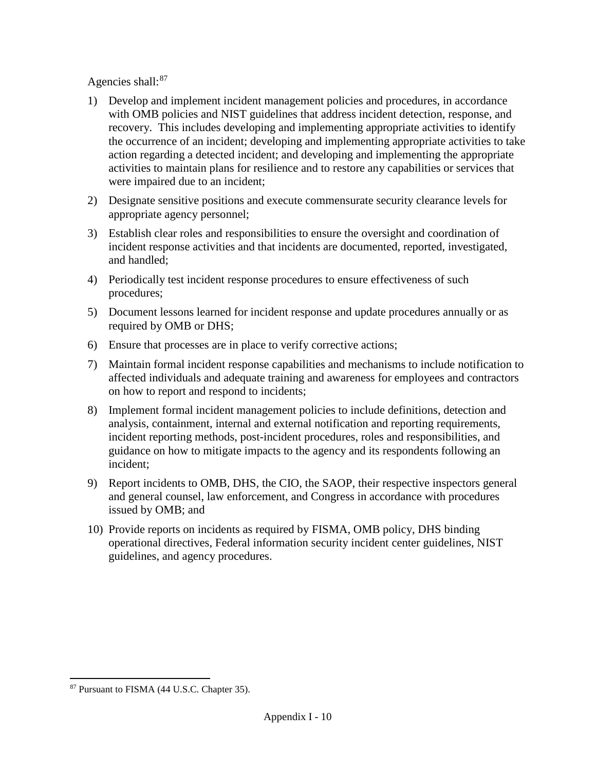Agencies shall:[87]

1) Develop and implement incident management policies and procedures, in accordance with OMB policies and NIST guidelines that address incident detection, response, and recovery. This includes developing and implementing appropriate activities to identify the occurrence of an incident; developing and implementing appropriate activities to take action regarding a detected incident; and developing and implementing the appropriate activities to maintain plans for resilience and to restore any capabilities or services that were impaired due to an incident;
2) Designate sensitive positions and execute commensurate security clearance levels for appropriate agency personnel;
3) Establish clear roles and responsibilities to ensure the oversight and coordination of incident response activities and that incidents are documented, reported, investigated, and handled;
4) Periodically test incident response procedures to ensure effectiveness of such procedures;
5) Document lessons learned for incident response and update procedures annually or as required by OMB or DHS;
6) Ensure that processes are in place to verify corrective actions;
7) Maintain formal incident response capabilities and mechanisms to include notification to affected individuals and adequate training and awareness for employees and contractors on how to report and respond to incidents;
8) Implement formal incident management policies to include definitions, detection and analysis, containment, internal and external notification and reporting requirements, incident reporting methods, post-incident procedures, roles and responsibilities, and guidance on how to mitigate impacts to the agency and its respondents following an incident;
9) Report incidents to OMB, DHS, the CIO, the SAOP, their respective inspectors general and general counsel, law enforcement, and Congress in accordance with procedures issued by OMB; and
10) Provide reports on incidents as required by FISMA, OMB policy, DHS binding operational directives, Federal information security incident center guidelines, NIST guidelines, and agency procedures.

[87] Pursuant to FISMA (44 U.S.C. Chapter 35).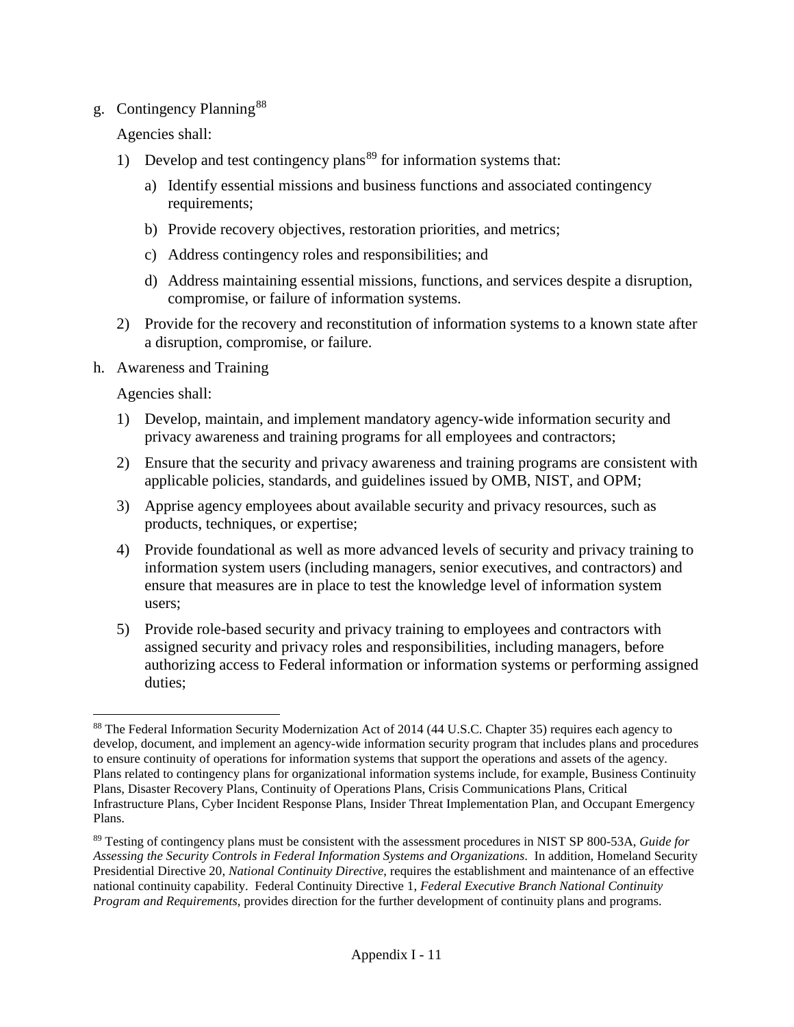g. Contingency Planning[88]

Agencies shall:

1) Develop and test contingency plans[89] for information systems that:

   a) Identify essential missions and business functions and associated contingency requirements;

   b) Provide recovery objectives, restoration priorities, and metrics;

   c) Address contingency roles and responsibilities; and

   d) Address maintaining essential missions, functions, and services despite a disruption, compromise, or failure of information systems.

2) Provide for the recovery and reconstitution of information systems to a known state after a disruption, compromise, or failure.

h. Awareness and Training

Agencies shall:

1) Develop, maintain, and implement mandatory agency-wide information security and privacy awareness and training programs for all employees and contractors;

2) Ensure that the security and privacy awareness and training programs are consistent with applicable policies, standards, and guidelines issued by OMB, NIST, and OPM;

3) Apprise agency employees about available security and privacy resources, such as products, techniques, or expertise;

4) Provide foundational as well as more advanced levels of security and privacy training to information system users (including managers, senior executives, and contractors) and ensure that measures are in place to test the knowledge level of information system users;

5) Provide role-based security and privacy training to employees and contractors with assigned security and privacy roles and responsibilities, including managers, before authorizing access to Federal information or information systems or performing assigned duties;

---

[88] The Federal Information Security Modernization Act of 2014 (44 U.S.C. Chapter 35) requires each agency to develop, document, and implement an agency-wide information security program that includes plans and procedures to ensure continuity of operations for information systems that support the operations and assets of the agency. Plans related to contingency plans for organizational information systems include, for example, Business Continuity Plans, Disaster Recovery Plans, Continuity of Operations Plans, Crisis Communications Plans, Critical Infrastructure Plans, Cyber Incident Response Plans, Insider Threat Implementation Plan, and Occupant Emergency Plans.

[89] Testing of contingency plans must be consistent with the assessment procedures in NIST SP 800-53A, *Guide for Assessing the Security Controls in Federal Information Systems and Organizations*. In addition, Homeland Security Presidential Directive 20, *National Continuity Directive*, requires the establishment and maintenance of an effective national continuity capability. Federal Continuity Directive 1, *Federal Executive Branch National Continuity Program and Requirements*, provides direction for the further development of continuity plans and programs.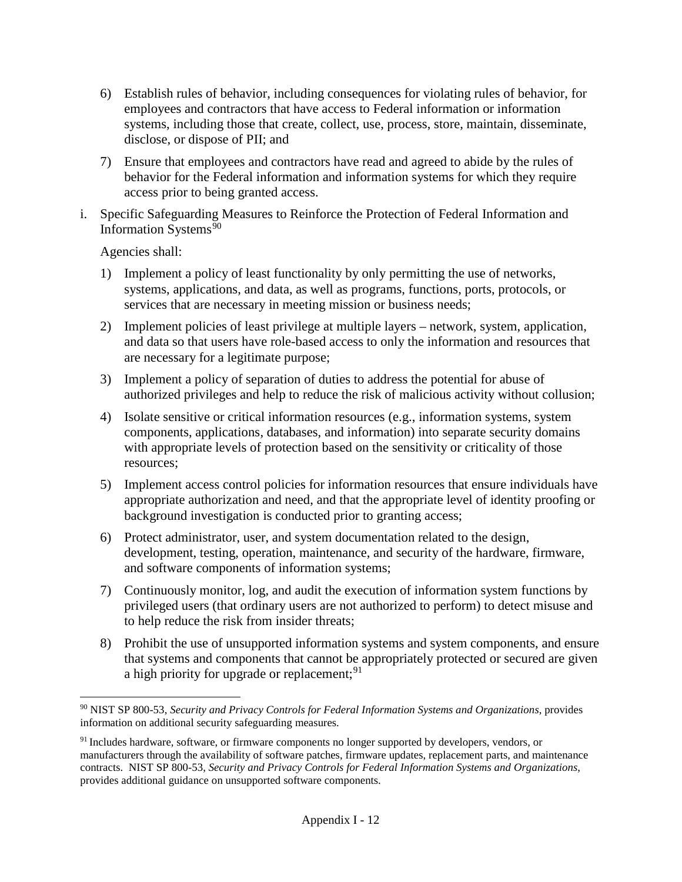6) Establish rules of behavior, including consequences for violating rules of behavior, for employees and contractors that have access to Federal information or information systems, including those that create, collect, use, process, store, maintain, disseminate, disclose, or dispose of PII; and

7) Ensure that employees and contractors have read and agreed to abide by the rules of behavior for the Federal information and information systems for which they require access prior to being granted access.

i. Specific Safeguarding Measures to Reinforce the Protection of Federal Information and Information Systems[90]

Agencies shall:

1) Implement a policy of least functionality by only permitting the use of networks, systems, applications, and data, as well as programs, functions, ports, protocols, or services that are necessary in meeting mission or business needs;

2) Implement policies of least privilege at multiple layers – network, system, application, and data so that users have role-based access to only the information and resources that are necessary for a legitimate purpose;

3) Implement a policy of separation of duties to address the potential for abuse of authorized privileges and help to reduce the risk of malicious activity without collusion;

4) Isolate sensitive or critical information resources (e.g., information systems, system components, applications, databases, and information) into separate security domains with appropriate levels of protection based on the sensitivity or criticality of those resources;

5) Implement access control policies for information resources that ensure individuals have appropriate authorization and need, and that the appropriate level of identity proofing or background investigation is conducted prior to granting access;

6) Protect administrator, user, and system documentation related to the design, development, testing, operation, maintenance, and security of the hardware, firmware, and software components of information systems;

7) Continuously monitor, log, and audit the execution of information system functions by privileged users (that ordinary users are not authorized to perform) to detect misuse and to help reduce the risk from insider threats;

8) Prohibit the use of unsupported information systems and system components, and ensure that systems and components that cannot be appropriately protected or secured are given a high priority for upgrade or replacement;[91]

---

[90] NIST SP 800-53, *Security and Privacy Controls for Federal Information Systems and Organizations*, provides information on additional security safeguarding measures.

[91] Includes hardware, software, or firmware components no longer supported by developers, vendors, or manufacturers through the availability of software patches, firmware updates, replacement parts, and maintenance contracts. NIST SP 800-53, *Security and Privacy Controls for Federal Information Systems and Organizations*, provides additional guidance on unsupported software components.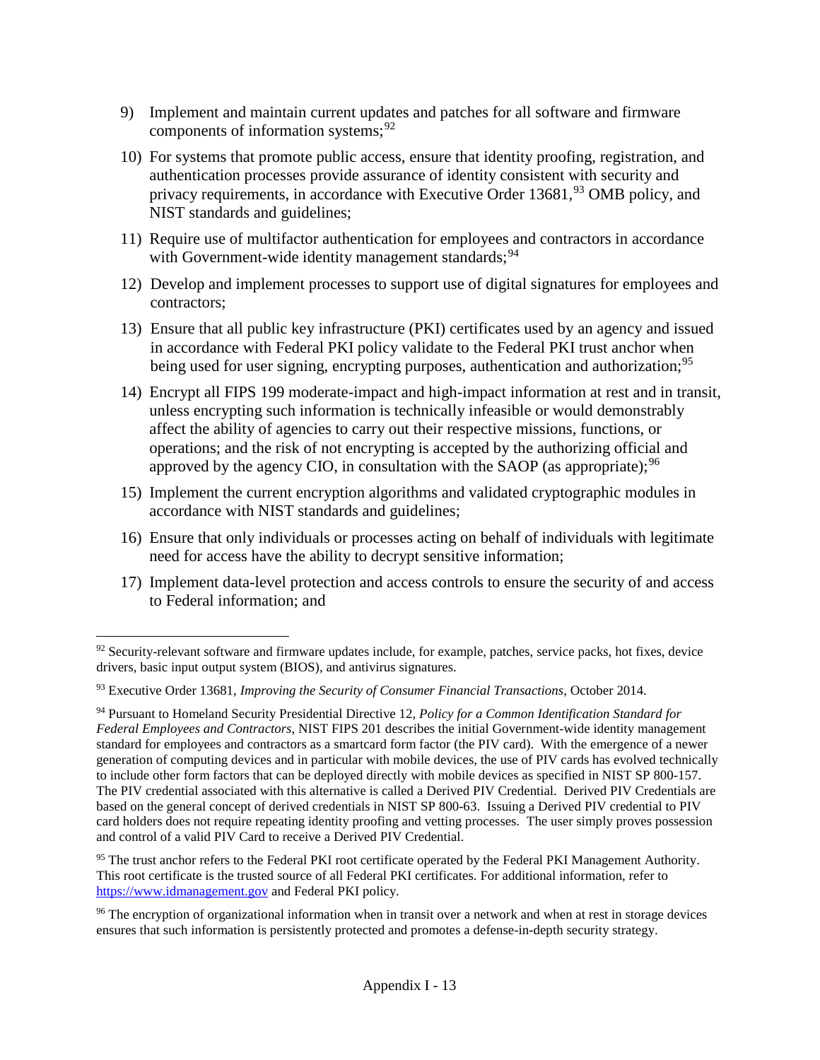9) Implement and maintain current updates and patches for all software and firmware components of information systems;[92]

10) For systems that promote public access, ensure that identity proofing, registration, and authentication processes provide assurance of identity consistent with security and privacy requirements, in accordance with Executive Order 13681,[93] OMB policy, and NIST standards and guidelines;

11) Require use of multifactor authentication for employees and contractors in accordance with Government-wide identity management standards;[94]

12) Develop and implement processes to support use of digital signatures for employees and contractors;

13) Ensure that all public key infrastructure (PKI) certificates used by an agency and issued in accordance with Federal PKI policy validate to the Federal PKI trust anchor when being used for user signing, encrypting purposes, authentication and authorization;[95]

14) Encrypt all FIPS 199 moderate-impact and high-impact information at rest and in transit, unless encrypting such information is technically infeasible or would demonstrably affect the ability of agencies to carry out their respective missions, functions, or operations; and the risk of not encrypting is accepted by the authorizing official and approved by the agency CIO, in consultation with the SAOP (as appropriate);[96]

15) Implement the current encryption algorithms and validated cryptographic modules in accordance with NIST standards and guidelines;

16) Ensure that only individuals or processes acting on behalf of individuals with legitimate need for access have the ability to decrypt sensitive information;

17) Implement data-level protection and access controls to ensure the security of and access to Federal information; and

---

[92] Security-relevant software and firmware updates include, for example, patches, service packs, hot fixes, device drivers, basic input output system (BIOS), and antivirus signatures.

[93] Executive Order 13681, *Improving the Security of Consumer Financial Transactions*, October 2014.

[94] Pursuant to Homeland Security Presidential Directive 12, *Policy for a Common Identification Standard for Federal Employees and Contractors*, NIST FIPS 201 describes the initial Government-wide identity management standard for employees and contractors as a smartcard form factor (the PIV card). With the emergence of a newer generation of computing devices and in particular with mobile devices, the use of PIV cards has evolved technically to include other form factors that can be deployed directly with mobile devices as specified in NIST SP 800-157. The PIV credential associated with this alternative is called a Derived PIV Credential. Derived PIV Credentials are based on the general concept of derived credentials in NIST SP 800-63. Issuing a Derived PIV credential to PIV card holders does not require repeating identity proofing and vetting processes. The user simply proves possession and control of a valid PIV Card to receive a Derived PIV Credential.

[95] The trust anchor refers to the Federal PKI root certificate operated by the Federal PKI Management Authority. This root certificate is the trusted source of all Federal PKI certificates. For additional information, refer to https://www.idmanagement.gov and Federal PKI policy.

[96] The encryption of organizational information when in transit over a network and when at rest in storage devices ensures that such information is persistently protected and promotes a defense-in-depth security strategy.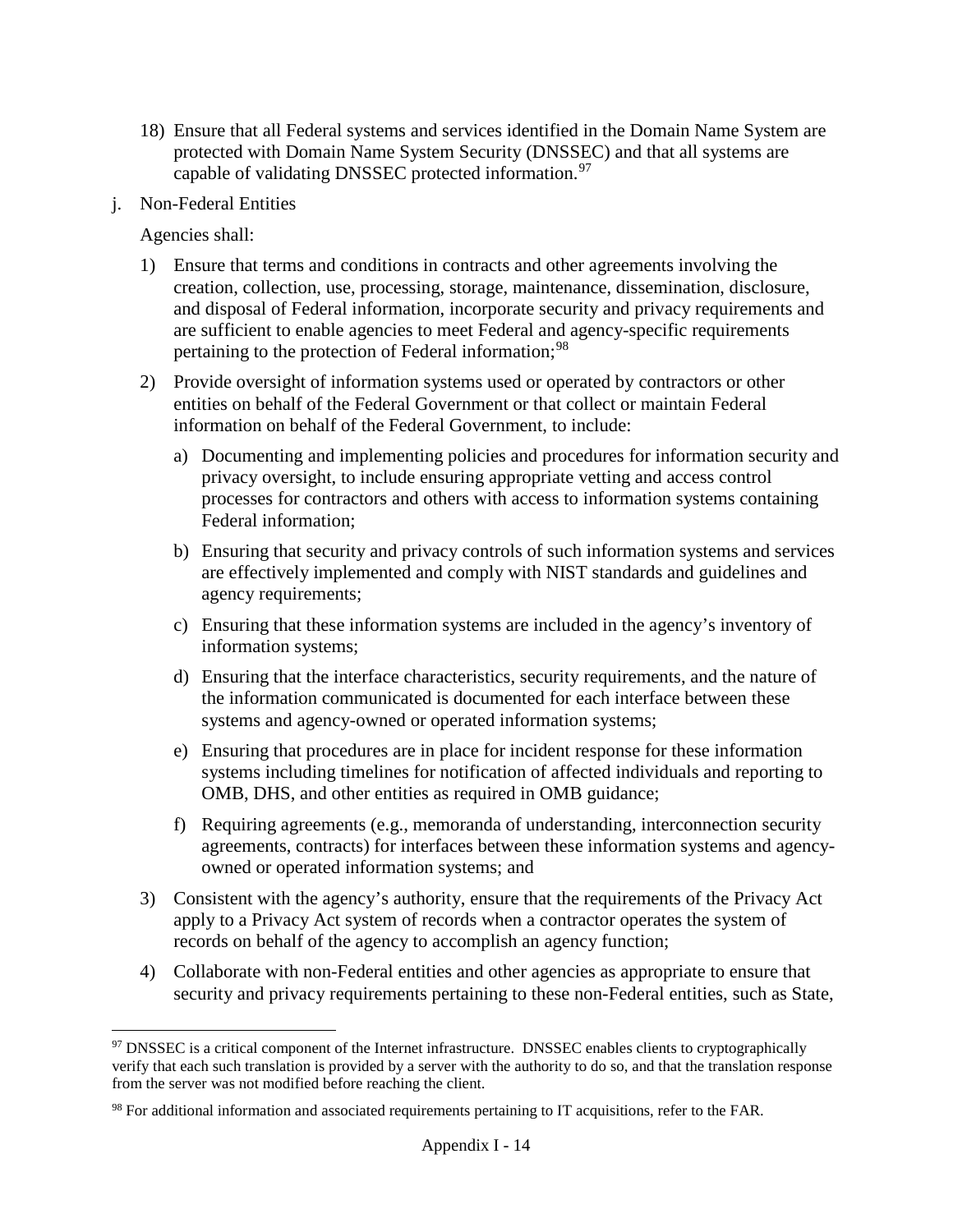18) Ensure that all Federal systems and services identified in the Domain Name System are protected with Domain Name System Security (DNSSEC) and that all systems are capable of validating DNSSEC protected information.[97]

j. Non-Federal Entities

Agencies shall:

1) Ensure that terms and conditions in contracts and other agreements involving the creation, collection, use, processing, storage, maintenance, dissemination, disclosure, and disposal of Federal information, incorporate security and privacy requirements and are sufficient to enable agencies to meet Federal and agency-specific requirements pertaining to the protection of Federal information;[98]

2) Provide oversight of information systems used or operated by contractors or other entities on behalf of the Federal Government or that collect or maintain Federal information on behalf of the Federal Government, to include:

   a) Documenting and implementing policies and procedures for information security and privacy oversight, to include ensuring appropriate vetting and access control processes for contractors and others with access to information systems containing Federal information;

   b) Ensuring that security and privacy controls of such information systems and services are effectively implemented and comply with NIST standards and guidelines and agency requirements;

   c) Ensuring that these information systems are included in the agency's inventory of information systems;

   d) Ensuring that the interface characteristics, security requirements, and the nature of the information communicated is documented for each interface between these systems and agency-owned or operated information systems;

   e) Ensuring that procedures are in place for incident response for these information systems including timelines for notification of affected individuals and reporting to OMB, DHS, and other entities as required in OMB guidance;

   f) Requiring agreements (e.g., memoranda of understanding, interconnection security agreements, contracts) for interfaces between these information systems and agency-owned or operated information systems; and

3) Consistent with the agency's authority, ensure that the requirements of the Privacy Act apply to a Privacy Act system of records when a contractor operates the system of records on behalf of the agency to accomplish an agency function;

4) Collaborate with non-Federal entities and other agencies as appropriate to ensure that security and privacy requirements pertaining to these non-Federal entities, such as State,

---

[97] DNSSEC is a critical component of the Internet infrastructure. DNSSEC enables clients to cryptographically verify that each such translation is provided by a server with the authority to do so, and that the translation response from the server was not modified before reaching the client.

[98] For additional information and associated requirements pertaining to IT acquisitions, refer to the FAR.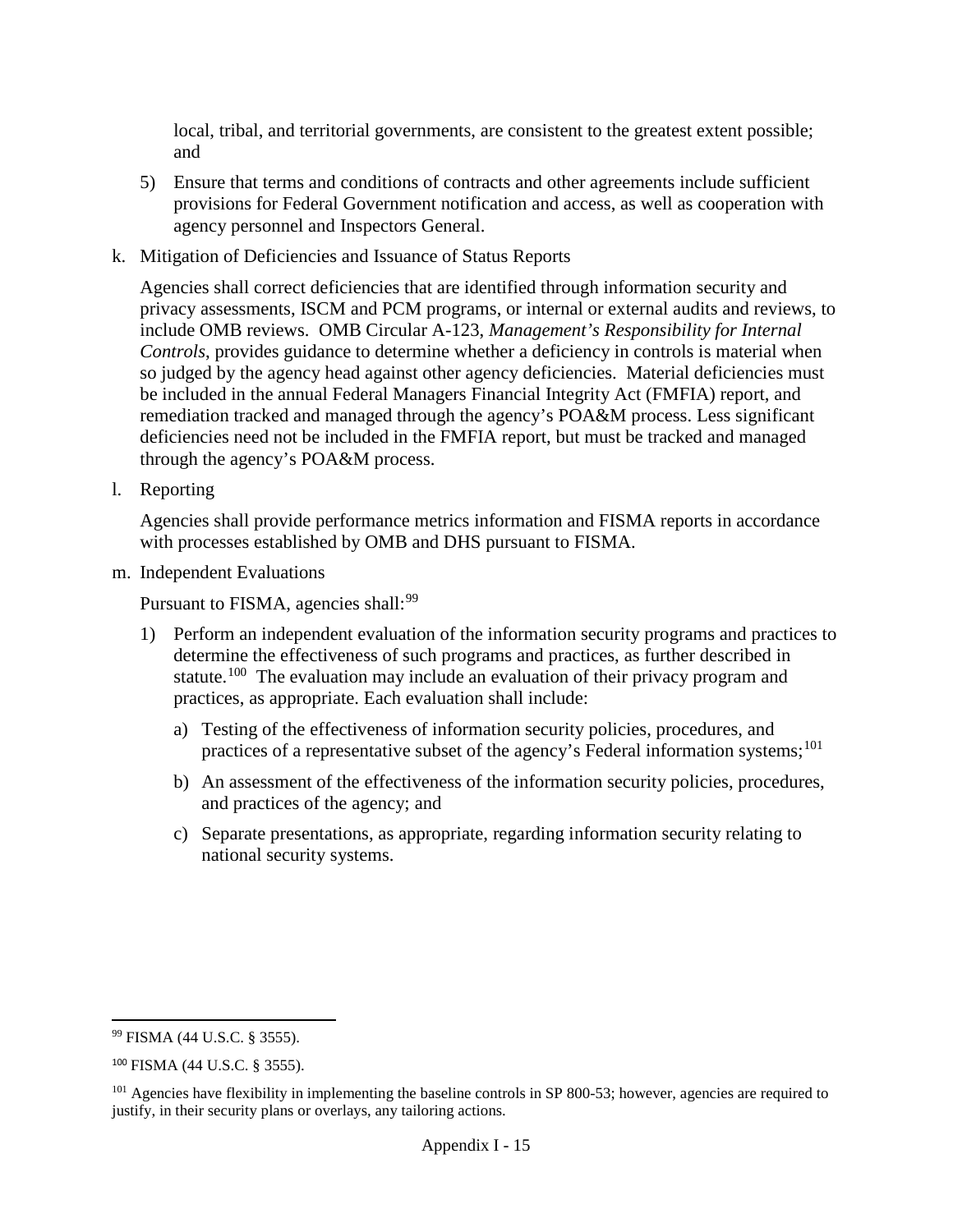local, tribal, and territorial governments, are consistent to the greatest extent possible; and

5) Ensure that terms and conditions of contracts and other agreements include sufficient provisions for Federal Government notification and access, as well as cooperation with agency personnel and Inspectors General.

k. Mitigation of Deficiencies and Issuance of Status Reports

Agencies shall correct deficiencies that are identified through information security and privacy assessments, ISCM and PCM programs, or internal or external audits and reviews, to include OMB reviews. OMB Circular A-123, *Management's Responsibility for Internal Controls*, provides guidance to determine whether a deficiency in controls is material when so judged by the agency head against other agency deficiencies. Material deficiencies must be included in the annual Federal Managers Financial Integrity Act (FMFIA) report, and remediation tracked and managed through the agency's POA&M process. Less significant deficiencies need not be included in the FMFIA report, but must be tracked and managed through the agency's POA&M process.

l. Reporting

Agencies shall provide performance metrics information and FISMA reports in accordance with processes established by OMB and DHS pursuant to FISMA.

m. Independent Evaluations

Pursuant to FISMA, agencies shall:[99]

1) Perform an independent evaluation of the information security programs and practices to determine the effectiveness of such programs and practices, as further described in statute.[100] The evaluation may include an evaluation of their privacy program and practices, as appropriate. Each evaluation shall include:

   a) Testing of the effectiveness of information security policies, procedures, and practices of a representative subset of the agency's Federal information systems;[101]

   b) An assessment of the effectiveness of the information security policies, procedures, and practices of the agency; and

   c) Separate presentations, as appropriate, regarding information security relating to national security systems.

---

[99] FISMA (44 U.S.C. § 3555).

[100] FISMA (44 U.S.C. § 3555).

[101] Agencies have flexibility in implementing the baseline controls in SP 800-53; however, agencies are required to justify, in their security plans or overlays, any tailoring actions.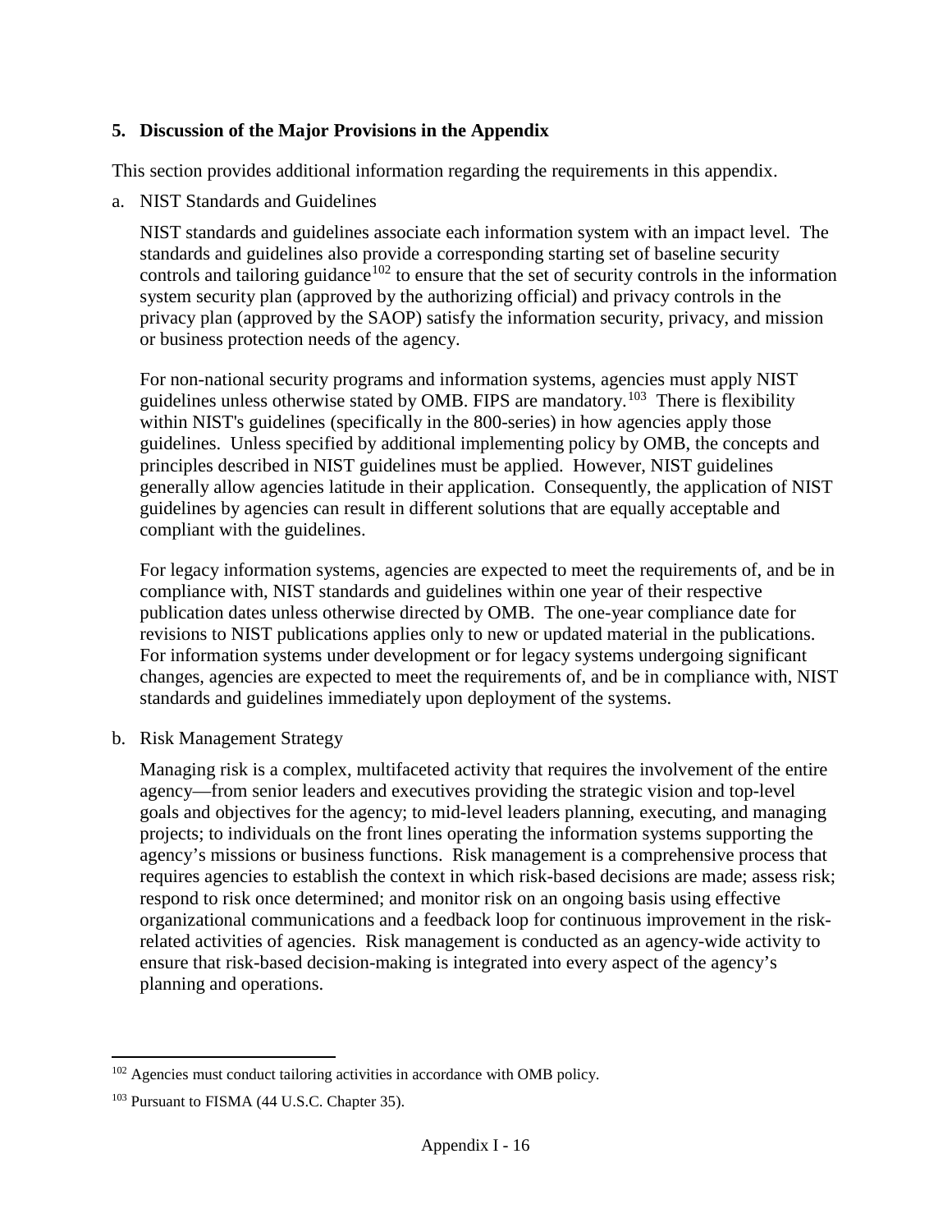## 5. Discussion of the Major Provisions in the Appendix

This section provides additional information regarding the requirements in this appendix.

a. NIST Standards and Guidelines

NIST standards and guidelines associate each information system with an impact level. The standards and guidelines also provide a corresponding starting set of baseline security controls and tailoring guidance[102] to ensure that the set of security controls in the information system security plan (approved by the authorizing official) and privacy controls in the privacy plan (approved by the SAOP) satisfy the information security, privacy, and mission or business protection needs of the agency.

For non-national security programs and information systems, agencies must apply NIST guidelines unless otherwise stated by OMB. FIPS are mandatory.[103] There is flexibility within NIST's guidelines (specifically in the 800-series) in how agencies apply those guidelines. Unless specified by additional implementing policy by OMB, the concepts and principles described in NIST guidelines must be applied. However, NIST guidelines generally allow agencies latitude in their application. Consequently, the application of NIST guidelines by agencies can result in different solutions that are equally acceptable and compliant with the guidelines.

For legacy information systems, agencies are expected to meet the requirements of, and be in compliance with, NIST standards and guidelines within one year of their respective publication dates unless otherwise directed by OMB. The one-year compliance date for revisions to NIST publications applies only to new or updated material in the publications. For information systems under development or for legacy systems undergoing significant changes, agencies are expected to meet the requirements of, and be in compliance with, NIST standards and guidelines immediately upon deployment of the systems.

b. Risk Management Strategy

Managing risk is a complex, multifaceted activity that requires the involvement of the entire agency—from senior leaders and executives providing the strategic vision and top-level goals and objectives for the agency; to mid-level leaders planning, executing, and managing projects; to individuals on the front lines operating the information systems supporting the agency's missions or business functions. Risk management is a comprehensive process that requires agencies to establish the context in which risk-based decisions are made; assess risk; respond to risk once determined; and monitor risk on an ongoing basis using effective organizational communications and a feedback loop for continuous improvement in the risk-related activities of agencies. Risk management is conducted as an agency-wide activity to ensure that risk-based decision-making is integrated into every aspect of the agency's planning and operations.

---

[102] Agencies must conduct tailoring activities in accordance with OMB policy.

[103] Pursuant to FISMA (44 U.S.C. Chapter 35).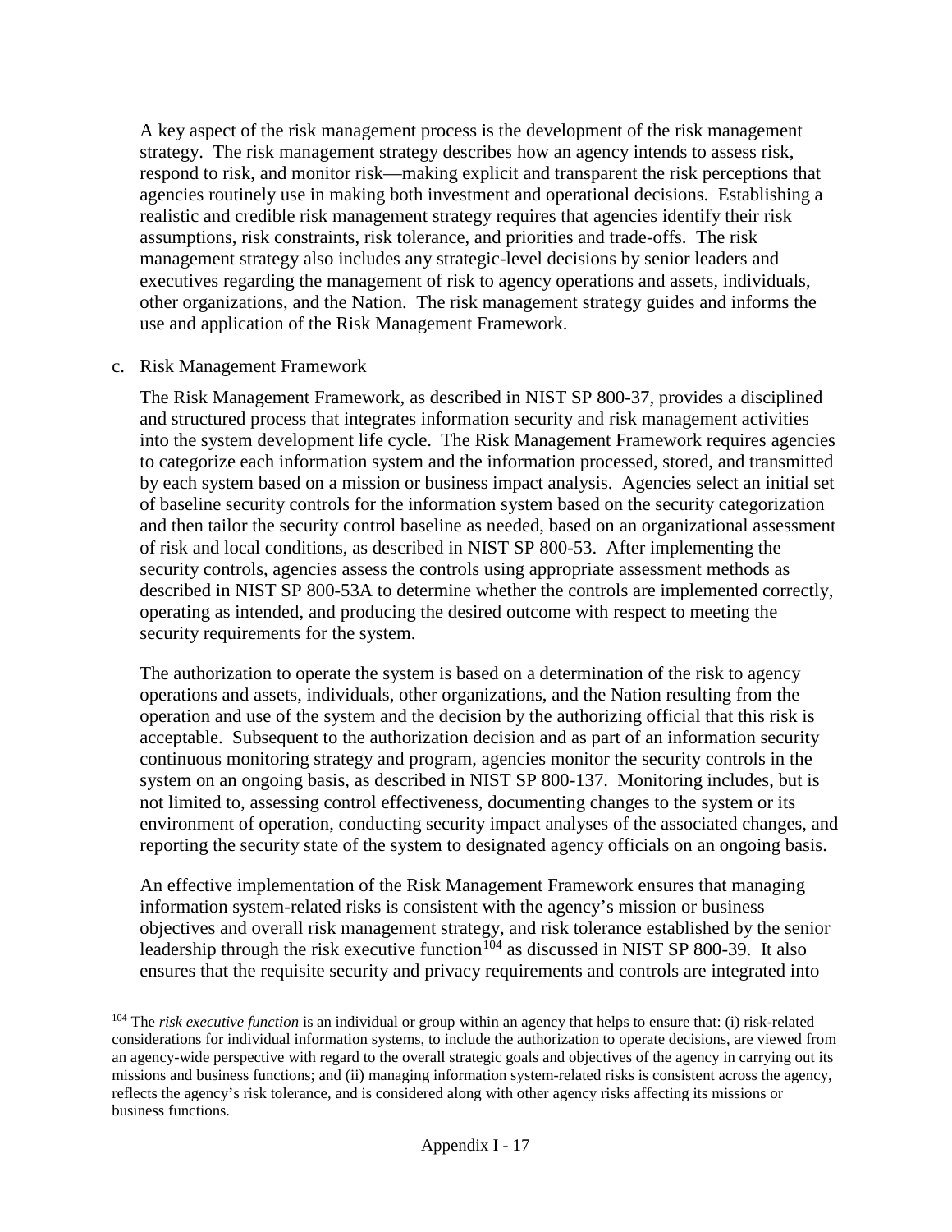A key aspect of the risk management process is the development of the risk management strategy. The risk management strategy describes how an agency intends to assess risk, respond to risk, and monitor risk—making explicit and transparent the risk perceptions that agencies routinely use in making both investment and operational decisions. Establishing a realistic and credible risk management strategy requires that agencies identify their risk assumptions, risk constraints, risk tolerance, and priorities and trade-offs. The risk management strategy also includes any strategic-level decisions by senior leaders and executives regarding the management of risk to agency operations and assets, individuals, other organizations, and the Nation. The risk management strategy guides and informs the use and application of the Risk Management Framework.

c. Risk Management Framework

The Risk Management Framework, as described in NIST SP 800-37, provides a disciplined and structured process that integrates information security and risk management activities into the system development life cycle. The Risk Management Framework requires agencies to categorize each information system and the information processed, stored, and transmitted by each system based on a mission or business impact analysis. Agencies select an initial set of baseline security controls for the information system based on the security categorization and then tailor the security control baseline as needed, based on an organizational assessment of risk and local conditions, as described in NIST SP 800-53. After implementing the security controls, agencies assess the controls using appropriate assessment methods as described in NIST SP 800-53A to determine whether the controls are implemented correctly, operating as intended, and producing the desired outcome with respect to meeting the security requirements for the system.

The authorization to operate the system is based on a determination of the risk to agency operations and assets, individuals, other organizations, and the Nation resulting from the operation and use of the system and the decision by the authorizing official that this risk is acceptable. Subsequent to the authorization decision and as part of an information security continuous monitoring strategy and program, agencies monitor the security controls in the system on an ongoing basis, as described in NIST SP 800-137. Monitoring includes, but is not limited to, assessing control effectiveness, documenting changes to the system or its environment of operation, conducting security impact analyses of the associated changes, and reporting the security state of the system to designated agency officials on an ongoing basis.

An effective implementation of the Risk Management Framework ensures that managing information system-related risks is consistent with the agency's mission or business objectives and overall risk management strategy, and risk tolerance established by the senior leadership through the risk executive function[104] as discussed in NIST SP 800-39. It also ensures that the requisite security and privacy requirements and controls are integrated into

[104] The *risk executive function* is an individual or group within an agency that helps to ensure that: (i) risk-related considerations for individual information systems, to include the authorization to operate decisions, are viewed from an agency-wide perspective with regard to the overall strategic goals and objectives of the agency in carrying out its missions and business functions; and (ii) managing information system-related risks is consistent across the agency, reflects the agency's risk tolerance, and is considered along with other agency risks affecting its missions or business functions.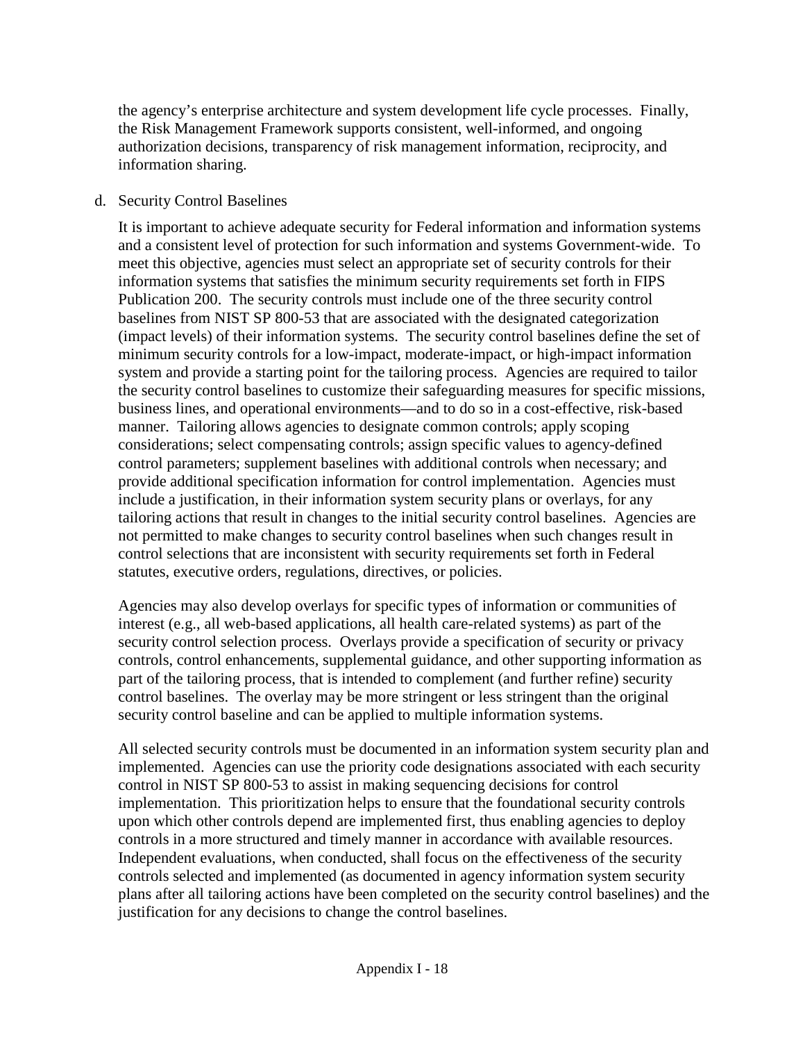the agency's enterprise architecture and system development life cycle processes. Finally, the Risk Management Framework supports consistent, well-informed, and ongoing authorization decisions, transparency of risk management information, reciprocity, and information sharing.

d. Security Control Baselines

It is important to achieve adequate security for Federal information and information systems and a consistent level of protection for such information and systems Government-wide. To meet this objective, agencies must select an appropriate set of security controls for their information systems that satisfies the minimum security requirements set forth in FIPS Publication 200. The security controls must include one of the three security control baselines from NIST SP 800-53 that are associated with the designated categorization (impact levels) of their information systems. The security control baselines define the set of minimum security controls for a low-impact, moderate-impact, or high-impact information system and provide a starting point for the tailoring process. Agencies are required to tailor the security control baselines to customize their safeguarding measures for specific missions, business lines, and operational environments—and to do so in a cost-effective, risk-based manner. Tailoring allows agencies to designate common controls; apply scoping considerations; select compensating controls; assign specific values to agency-defined control parameters; supplement baselines with additional controls when necessary; and provide additional specification information for control implementation. Agencies must include a justification, in their information system security plans or overlays, for any tailoring actions that result in changes to the initial security control baselines. Agencies are not permitted to make changes to security control baselines when such changes result in control selections that are inconsistent with security requirements set forth in Federal statutes, executive orders, regulations, directives, or policies.

Agencies may also develop overlays for specific types of information or communities of interest (e.g., all web-based applications, all health care-related systems) as part of the security control selection process. Overlays provide a specification of security or privacy controls, control enhancements, supplemental guidance, and other supporting information as part of the tailoring process, that is intended to complement (and further refine) security control baselines. The overlay may be more stringent or less stringent than the original security control baseline and can be applied to multiple information systems.

All selected security controls must be documented in an information system security plan and implemented. Agencies can use the priority code designations associated with each security control in NIST SP 800-53 to assist in making sequencing decisions for control implementation. This prioritization helps to ensure that the foundational security controls upon which other controls depend are implemented first, thus enabling agencies to deploy controls in a more structured and timely manner in accordance with available resources. Independent evaluations, when conducted, shall focus on the effectiveness of the security controls selected and implemented (as documented in agency information system security plans after all tailoring actions have been completed on the security control baselines) and the justification for any decisions to change the control baselines.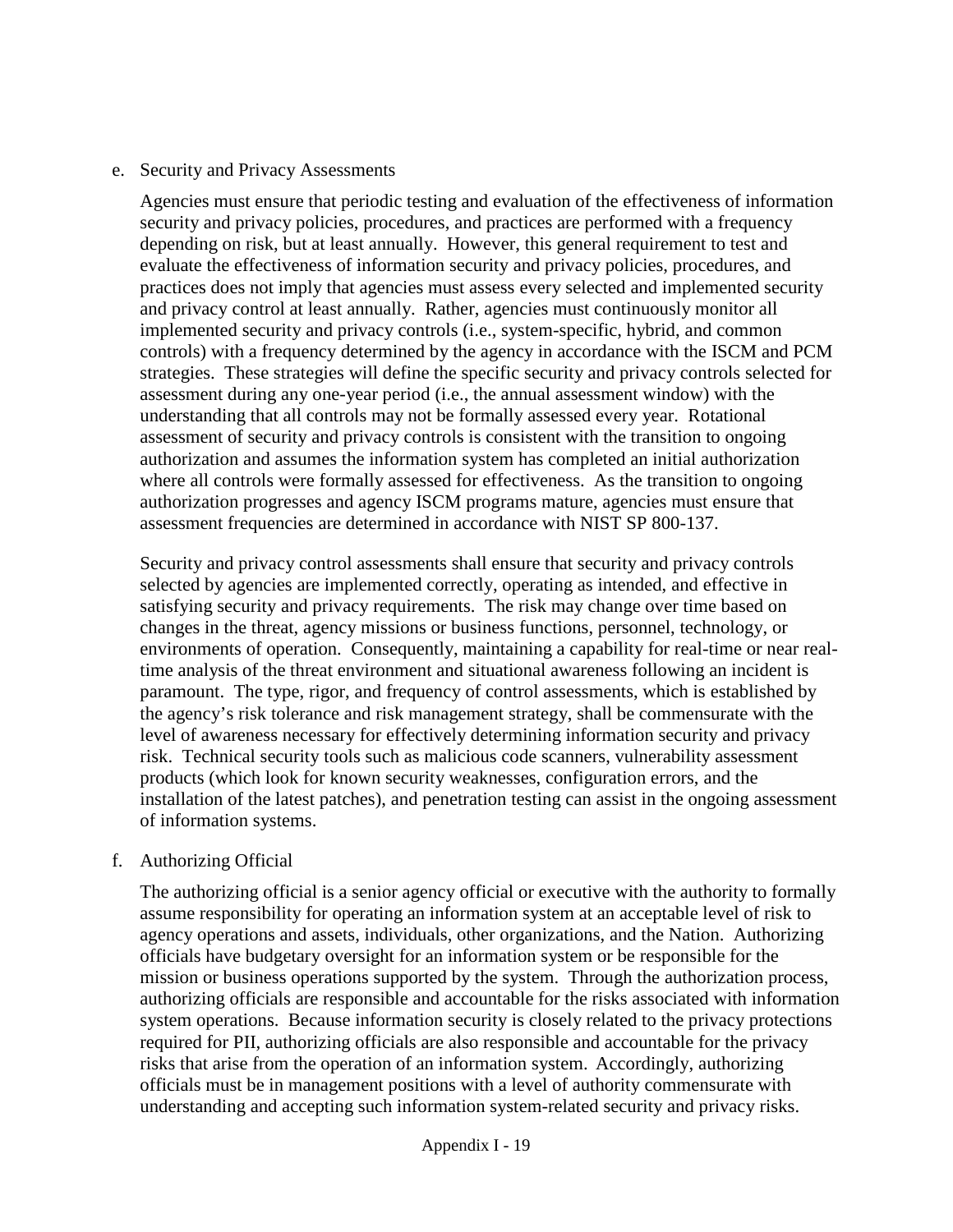e. Security and Privacy Assessments

Agencies must ensure that periodic testing and evaluation of the effectiveness of information security and privacy policies, procedures, and practices are performed with a frequency depending on risk, but at least annually. However, this general requirement to test and evaluate the effectiveness of information security and privacy policies, procedures, and practices does not imply that agencies must assess every selected and implemented security and privacy control at least annually. Rather, agencies must continuously monitor all implemented security and privacy controls (i.e., system-specific, hybrid, and common controls) with a frequency determined by the agency in accordance with the ISCM and PCM strategies. These strategies will define the specific security and privacy controls selected for assessment during any one-year period (i.e., the annual assessment window) with the understanding that all controls may not be formally assessed every year. Rotational assessment of security and privacy controls is consistent with the transition to ongoing authorization and assumes the information system has completed an initial authorization where all controls were formally assessed for effectiveness. As the transition to ongoing authorization progresses and agency ISCM programs mature, agencies must ensure that assessment frequencies are determined in accordance with NIST SP 800-137.

Security and privacy control assessments shall ensure that security and privacy controls selected by agencies are implemented correctly, operating as intended, and effective in satisfying security and privacy requirements. The risk may change over time based on changes in the threat, agency missions or business functions, personnel, technology, or environments of operation. Consequently, maintaining a capability for real-time or near real-time analysis of the threat environment and situational awareness following an incident is paramount. The type, rigor, and frequency of control assessments, which is established by the agency's risk tolerance and risk management strategy, shall be commensurate with the level of awareness necessary for effectively determining information security and privacy risk. Technical security tools such as malicious code scanners, vulnerability assessment products (which look for known security weaknesses, configuration errors, and the installation of the latest patches), and penetration testing can assist in the ongoing assessment of information systems.

f. Authorizing Official

The authorizing official is a senior agency official or executive with the authority to formally assume responsibility for operating an information system at an acceptable level of risk to agency operations and assets, individuals, other organizations, and the Nation. Authorizing officials have budgetary oversight for an information system or be responsible for the mission or business operations supported by the system. Through the authorization process, authorizing officials are responsible and accountable for the risks associated with information system operations. Because information security is closely related to the privacy protections required for PII, authorizing officials are also responsible and accountable for the privacy risks that arise from the operation of an information system. Accordingly, authorizing officials must be in management positions with a level of authority commensurate with understanding and accepting such information system-related security and privacy risks.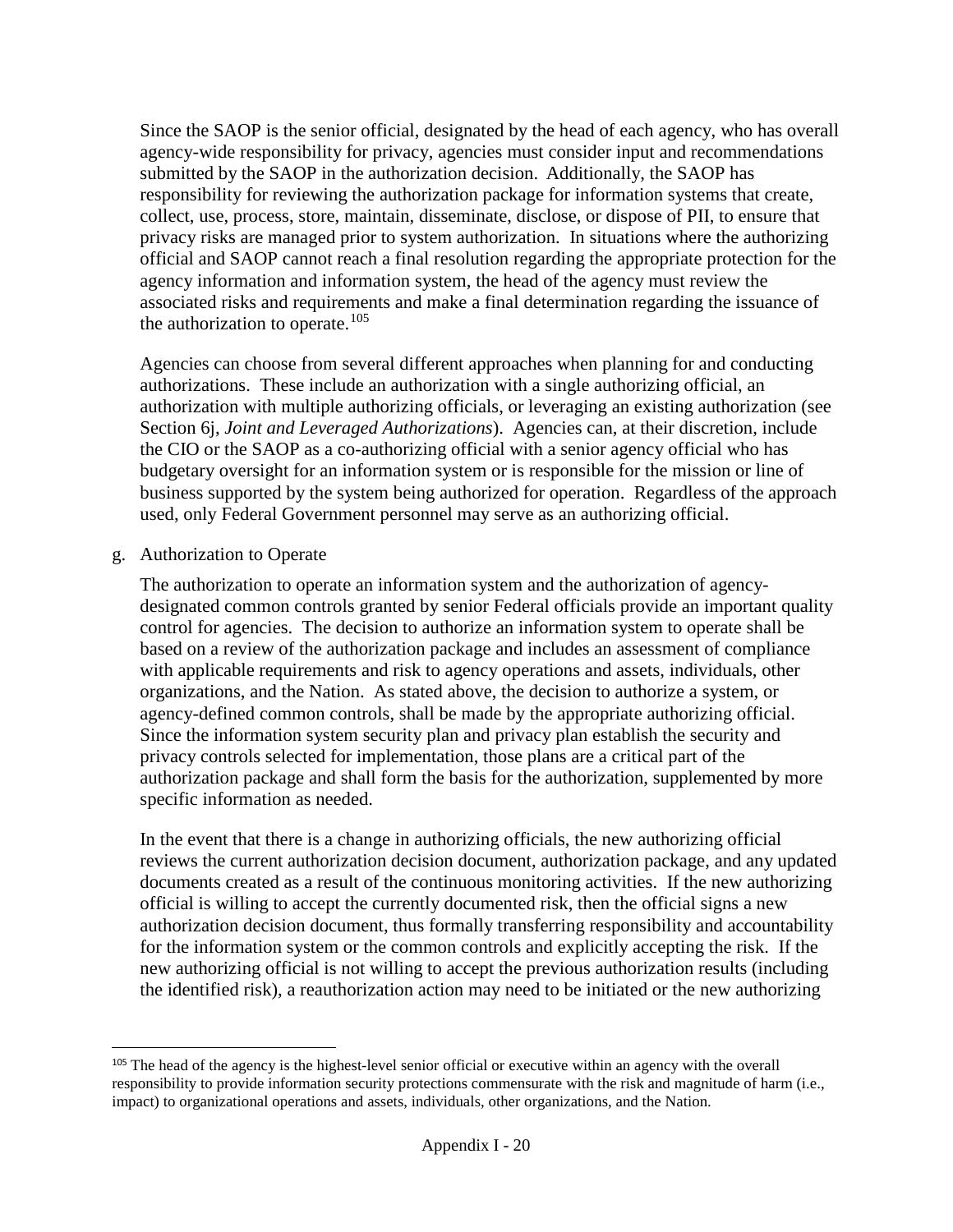Since the SAOP is the senior official, designated by the head of each agency, who has overall agency-wide responsibility for privacy, agencies must consider input and recommendations submitted by the SAOP in the authorization decision. Additionally, the SAOP has responsibility for reviewing the authorization package for information systems that create, collect, use, process, store, maintain, disseminate, disclose, or dispose of PII, to ensure that privacy risks are managed prior to system authorization. In situations where the authorizing official and SAOP cannot reach a final resolution regarding the appropriate protection for the agency information and information system, the head of the agency must review the associated risks and requirements and make a final determination regarding the issuance of the authorization to operate.[105]

Agencies can choose from several different approaches when planning for and conducting authorizations. These include an authorization with a single authorizing official, an authorization with multiple authorizing officials, or leveraging an existing authorization (see Section 6j, *Joint and Leveraged Authorizations*). Agencies can, at their discretion, include the CIO or the SAOP as a co-authorizing official with a senior agency official who has budgetary oversight for an information system or is responsible for the mission or line of business supported by the system being authorized for operation. Regardless of the approach used, only Federal Government personnel may serve as an authorizing official.

g. Authorization to Operate

The authorization to operate an information system and the authorization of agency-designated common controls granted by senior Federal officials provide an important quality control for agencies. The decision to authorize an information system to operate shall be based on a review of the authorization package and includes an assessment of compliance with applicable requirements and risk to agency operations and assets, individuals, other organizations, and the Nation. As stated above, the decision to authorize a system, or agency-defined common controls, shall be made by the appropriate authorizing official. Since the information system security plan and privacy plan establish the security and privacy controls selected for implementation, those plans are a critical part of the authorization package and shall form the basis for the authorization, supplemented by more specific information as needed.

In the event that there is a change in authorizing officials, the new authorizing official reviews the current authorization decision document, authorization package, and any updated documents created as a result of the continuous monitoring activities. If the new authorizing official is willing to accept the currently documented risk, then the official signs a new authorization decision document, thus formally transferring responsibility and accountability for the information system or the common controls and explicitly accepting the risk. If the new authorizing official is not willing to accept the previous authorization results (including the identified risk), a reauthorization action may need to be initiated or the new authorizing

[105] The head of the agency is the highest-level senior official or executive within an agency with the overall responsibility to provide information security protections commensurate with the risk and magnitude of harm (i.e., impact) to organizational operations and assets, individuals, other organizations, and the Nation.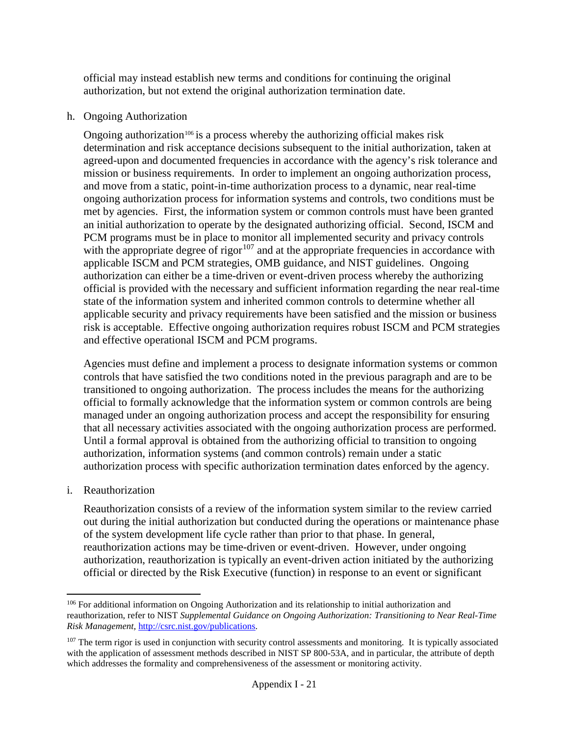official may instead establish new terms and conditions for continuing the original authorization, but not extend the original authorization termination date.

h. Ongoing Authorization

Ongoing authorization[106] is a process whereby the authorizing official makes risk determination and risk acceptance decisions subsequent to the initial authorization, taken at agreed-upon and documented frequencies in accordance with the agency's risk tolerance and mission or business requirements. In order to implement an ongoing authorization process, and move from a static, point-in-time authorization process to a dynamic, near real-time ongoing authorization process for information systems and controls, two conditions must be met by agencies. First, the information system or common controls must have been granted an initial authorization to operate by the designated authorizing official. Second, ISCM and PCM programs must be in place to monitor all implemented security and privacy controls with the appropriate degree of rigor[107] and at the appropriate frequencies in accordance with applicable ISCM and PCM strategies, OMB guidance, and NIST guidelines. Ongoing authorization can either be a time-driven or event-driven process whereby the authorizing official is provided with the necessary and sufficient information regarding the near real-time state of the information system and inherited common controls to determine whether all applicable security and privacy requirements have been satisfied and the mission or business risk is acceptable. Effective ongoing authorization requires robust ISCM and PCM strategies and effective operational ISCM and PCM programs.

Agencies must define and implement a process to designate information systems or common controls that have satisfied the two conditions noted in the previous paragraph and are to be transitioned to ongoing authorization. The process includes the means for the authorizing official to formally acknowledge that the information system or common controls are being managed under an ongoing authorization process and accept the responsibility for ensuring that all necessary activities associated with the ongoing authorization process are performed. Until a formal approval is obtained from the authorizing official to transition to ongoing authorization, information systems (and common controls) remain under a static authorization process with specific authorization termination dates enforced by the agency.

i. Reauthorization

Reauthorization consists of a review of the information system similar to the review carried out during the initial authorization but conducted during the operations or maintenance phase of the system development life cycle rather than prior to that phase. In general, reauthorization actions may be time-driven or event-driven. However, under ongoing authorization, reauthorization is typically an event-driven action initiated by the authorizing official or directed by the Risk Executive (function) in response to an event or significant

[106] For additional information on Ongoing Authorization and its relationship to initial authorization and reauthorization, refer to NIST *Supplemental Guidance on Ongoing Authorization: Transitioning to Near Real-Time Risk Management*, http://csrc.nist.gov/publications.

[107] The term rigor is used in conjunction with security control assessments and monitoring. It is typically associated with the application of assessment methods described in NIST SP 800-53A, and in particular, the attribute of depth which addresses the formality and comprehensiveness of the assessment or monitoring activity.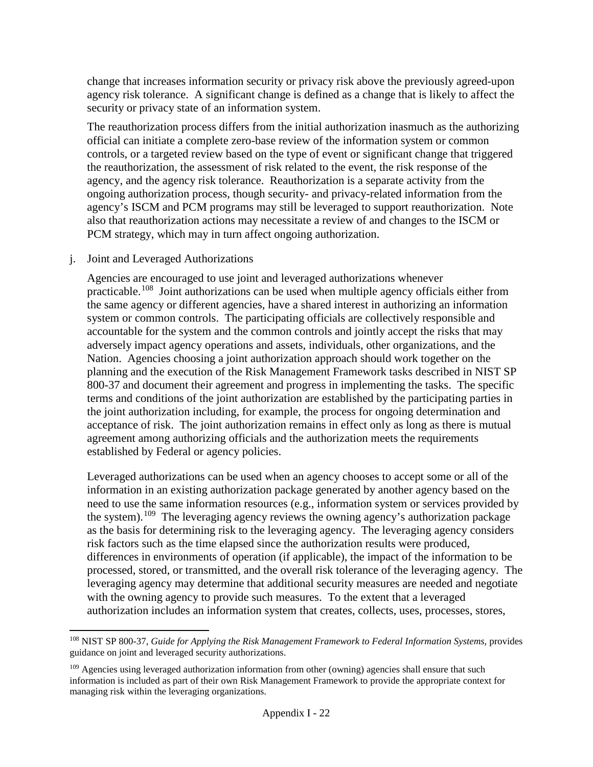change that increases information security or privacy risk above the previously agreed-upon agency risk tolerance. A significant change is defined as a change that is likely to affect the security or privacy state of an information system.

The reauthorization process differs from the initial authorization inasmuch as the authorizing official can initiate a complete zero-base review of the information system or common controls, or a targeted review based on the type of event or significant change that triggered the reauthorization, the assessment of risk related to the event, the risk response of the agency, and the agency risk tolerance. Reauthorization is a separate activity from the ongoing authorization process, though security- and privacy-related information from the agency's ISCM and PCM programs may still be leveraged to support reauthorization. Note also that reauthorization actions may necessitate a review of and changes to the ISCM or PCM strategy, which may in turn affect ongoing authorization.

j. Joint and Leveraged Authorizations

Agencies are encouraged to use joint and leveraged authorizations whenever practicable.[108] Joint authorizations can be used when multiple agency officials either from the same agency or different agencies, have a shared interest in authorizing an information system or common controls. The participating officials are collectively responsible and accountable for the system and the common controls and jointly accept the risks that may adversely impact agency operations and assets, individuals, other organizations, and the Nation. Agencies choosing a joint authorization approach should work together on the planning and the execution of the Risk Management Framework tasks described in NIST SP 800-37 and document their agreement and progress in implementing the tasks. The specific terms and conditions of the joint authorization are established by the participating parties in the joint authorization including, for example, the process for ongoing determination and acceptance of risk. The joint authorization remains in effect only as long as there is mutual agreement among authorizing officials and the authorization meets the requirements established by Federal or agency policies.

Leveraged authorizations can be used when an agency chooses to accept some or all of the information in an existing authorization package generated by another agency based on the need to use the same information resources (e.g., information system or services provided by the system).[109] The leveraging agency reviews the owning agency's authorization package as the basis for determining risk to the leveraging agency. The leveraging agency considers risk factors such as the time elapsed since the authorization results were produced, differences in environments of operation (if applicable), the impact of the information to be processed, stored, or transmitted, and the overall risk tolerance of the leveraging agency. The leveraging agency may determine that additional security measures are needed and negotiate with the owning agency to provide such measures. To the extent that a leveraged authorization includes an information system that creates, collects, uses, processes, stores,

---

[108] NIST SP 800-37, *Guide for Applying the Risk Management Framework to Federal Information Systems*, provides guidance on joint and leveraged security authorizations.

[109] Agencies using leveraged authorization information from other (owning) agencies shall ensure that such information is included as part of their own Risk Management Framework to provide the appropriate context for managing risk within the leveraging organizations.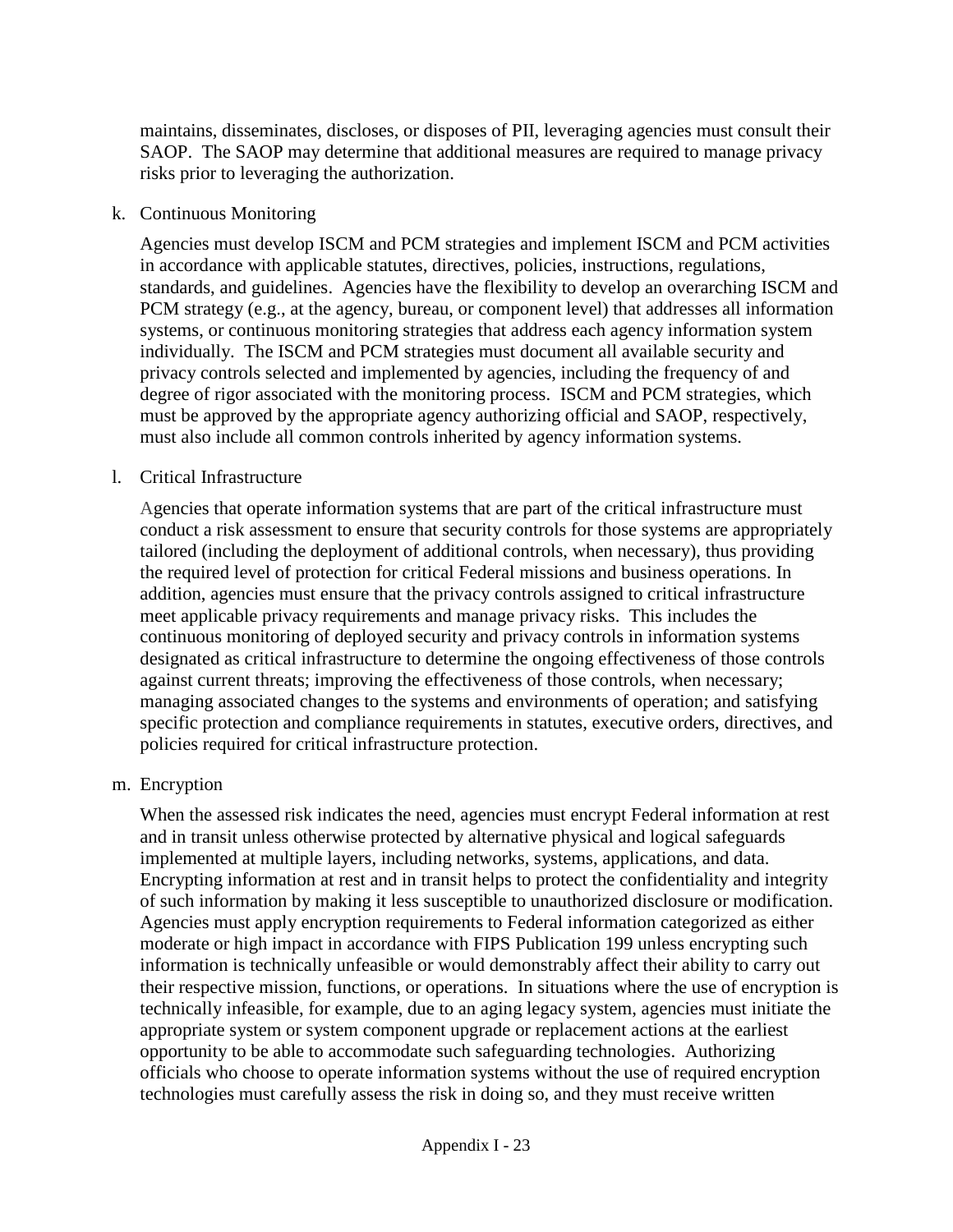maintains, disseminates, discloses, or disposes of PII, leveraging agencies must consult their SAOP. The SAOP may determine that additional measures are required to manage privacy risks prior to leveraging the authorization.

k. Continuous Monitoring

Agencies must develop ISCM and PCM strategies and implement ISCM and PCM activities in accordance with applicable statutes, directives, policies, instructions, regulations, standards, and guidelines. Agencies have the flexibility to develop an overarching ISCM and PCM strategy (e.g., at the agency, bureau, or component level) that addresses all information systems, or continuous monitoring strategies that address each agency information system individually. The ISCM and PCM strategies must document all available security and privacy controls selected and implemented by agencies, including the frequency of and degree of rigor associated with the monitoring process. ISCM and PCM strategies, which must be approved by the appropriate agency authorizing official and SAOP, respectively, must also include all common controls inherited by agency information systems.

l. Critical Infrastructure

Agencies that operate information systems that are part of the critical infrastructure must conduct a risk assessment to ensure that security controls for those systems are appropriately tailored (including the deployment of additional controls, when necessary), thus providing the required level of protection for critical Federal missions and business operations. In addition, agencies must ensure that the privacy controls assigned to critical infrastructure meet applicable privacy requirements and manage privacy risks. This includes the continuous monitoring of deployed security and privacy controls in information systems designated as critical infrastructure to determine the ongoing effectiveness of those controls against current threats; improving the effectiveness of those controls, when necessary; managing associated changes to the systems and environments of operation; and satisfying specific protection and compliance requirements in statutes, executive orders, directives, and policies required for critical infrastructure protection.

m. Encryption

When the assessed risk indicates the need, agencies must encrypt Federal information at rest and in transit unless otherwise protected by alternative physical and logical safeguards implemented at multiple layers, including networks, systems, applications, and data. Encrypting information at rest and in transit helps to protect the confidentiality and integrity of such information by making it less susceptible to unauthorized disclosure or modification. Agencies must apply encryption requirements to Federal information categorized as either moderate or high impact in accordance with FIPS Publication 199 unless encrypting such information is technically unfeasible or would demonstrably affect their ability to carry out their respective mission, functions, or operations. In situations where the use of encryption is technically infeasible, for example, due to an aging legacy system, agencies must initiate the appropriate system or system component upgrade or replacement actions at the earliest opportunity to be able to accommodate such safeguarding technologies. Authorizing officials who choose to operate information systems without the use of required encryption technologies must carefully assess the risk in doing so, and they must receive written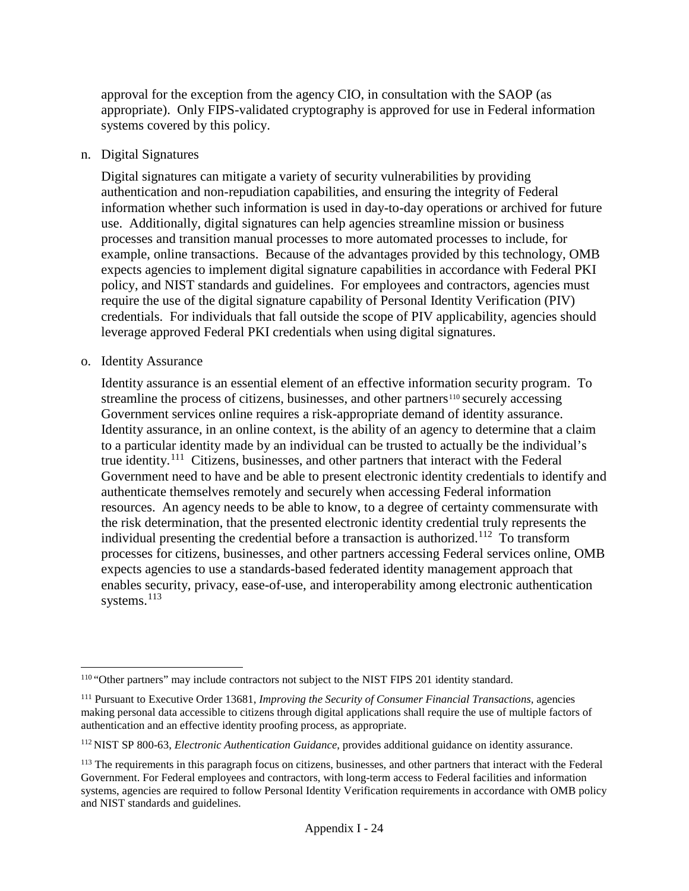approval for the exception from the agency CIO, in consultation with the SAOP (as appropriate). Only FIPS-validated cryptography is approved for use in Federal information systems covered by this policy.

n. Digital Signatures

Digital signatures can mitigate a variety of security vulnerabilities by providing authentication and non-repudiation capabilities, and ensuring the integrity of Federal information whether such information is used in day-to-day operations or archived for future use. Additionally, digital signatures can help agencies streamline mission or business processes and transition manual processes to more automated processes to include, for example, online transactions. Because of the advantages provided by this technology, OMB expects agencies to implement digital signature capabilities in accordance with Federal PKI policy, and NIST standards and guidelines. For employees and contractors, agencies must require the use of the digital signature capability of Personal Identity Verification (PIV) credentials. For individuals that fall outside the scope of PIV applicability, agencies should leverage approved Federal PKI credentials when using digital signatures.

o. Identity Assurance

Identity assurance is an essential element of an effective information security program. To streamline the process of citizens, businesses, and other partners[110] securely accessing Government services online requires a risk-appropriate demand of identity assurance. Identity assurance, in an online context, is the ability of an agency to determine that a claim to a particular identity made by an individual can be trusted to actually be the individual's true identity.[111] Citizens, businesses, and other partners that interact with the Federal Government need to have and be able to present electronic identity credentials to identify and authenticate themselves remotely and securely when accessing Federal information resources. An agency needs to be able to know, to a degree of certainty commensurate with the risk determination, that the presented electronic identity credential truly represents the individual presenting the credential before a transaction is authorized.[112] To transform processes for citizens, businesses, and other partners accessing Federal services online, OMB expects agencies to use a standards-based federated identity management approach that enables security, privacy, ease-of-use, and interoperability among electronic authentication systems.[113]

---

[110] "Other partners" may include contractors not subject to the NIST FIPS 201 identity standard.

[111] Pursuant to Executive Order 13681, *Improving the Security of Consumer Financial Transactions*, agencies making personal data accessible to citizens through digital applications shall require the use of multiple factors of authentication and an effective identity proofing process, as appropriate.

[112] NIST SP 800-63, *Electronic Authentication Guidance*, provides additional guidance on identity assurance.

[113] The requirements in this paragraph focus on citizens, businesses, and other partners that interact with the Federal Government. For Federal employees and contractors, with long-term access to Federal facilities and information systems, agencies are required to follow Personal Identity Verification requirements in accordance with OMB policy and NIST standards and guidelines.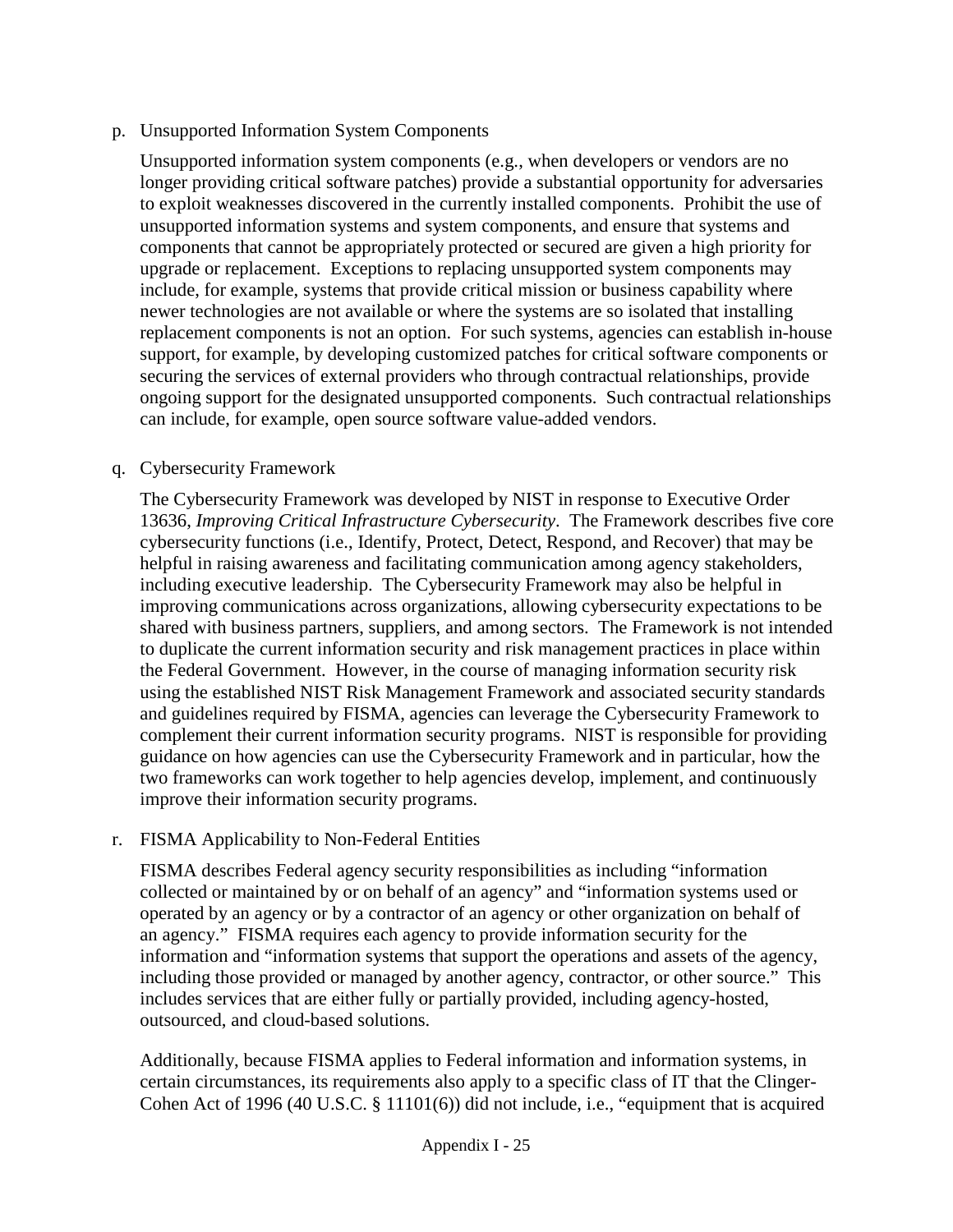p. Unsupported Information System Components

Unsupported information system components (e.g., when developers or vendors are no longer providing critical software patches) provide a substantial opportunity for adversaries to exploit weaknesses discovered in the currently installed components. Prohibit the use of unsupported information systems and system components, and ensure that systems and components that cannot be appropriately protected or secured are given a high priority for upgrade or replacement. Exceptions to replacing unsupported system components may include, for example, systems that provide critical mission or business capability where newer technologies are not available or where the systems are so isolated that installing replacement components is not an option. For such systems, agencies can establish in-house support, for example, by developing customized patches for critical software components or securing the services of external providers who through contractual relationships, provide ongoing support for the designated unsupported components. Such contractual relationships can include, for example, open source software value-added vendors.

q. Cybersecurity Framework

The Cybersecurity Framework was developed by NIST in response to Executive Order 13636, *Improving Critical Infrastructure Cybersecurity*. The Framework describes five core cybersecurity functions (i.e., Identify, Protect, Detect, Respond, and Recover) that may be helpful in raising awareness and facilitating communication among agency stakeholders, including executive leadership. The Cybersecurity Framework may also be helpful in improving communications across organizations, allowing cybersecurity expectations to be shared with business partners, suppliers, and among sectors. The Framework is not intended to duplicate the current information security and risk management practices in place within the Federal Government. However, in the course of managing information security risk using the established NIST Risk Management Framework and associated security standards and guidelines required by FISMA, agencies can leverage the Cybersecurity Framework to complement their current information security programs. NIST is responsible for providing guidance on how agencies can use the Cybersecurity Framework and in particular, how the two frameworks can work together to help agencies develop, implement, and continuously improve their information security programs.

r. FISMA Applicability to Non-Federal Entities

FISMA describes Federal agency security responsibilities as including "information collected or maintained by or on behalf of an agency" and "information systems used or operated by an agency or by a contractor of an agency or other organization on behalf of an agency." FISMA requires each agency to provide information security for the information and "information systems that support the operations and assets of the agency, including those provided or managed by another agency, contractor, or other source." This includes services that are either fully or partially provided, including agency-hosted, outsourced, and cloud-based solutions.

Additionally, because FISMA applies to Federal information and information systems, in certain circumstances, its requirements also apply to a specific class of IT that the Clinger-Cohen Act of 1996 (40 U.S.C. § 11101(6)) did not include, i.e., "equipment that is acquired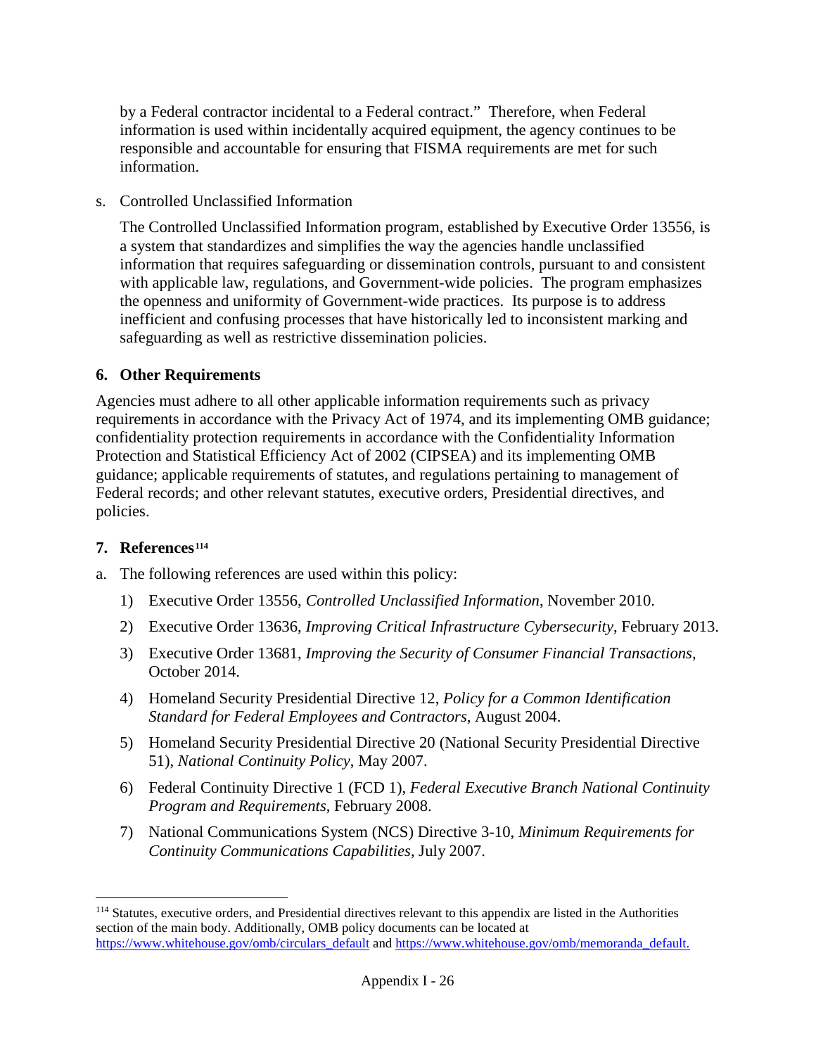by a Federal contractor incidental to a Federal contract." Therefore, when Federal information is used within incidentally acquired equipment, the agency continues to be responsible and accountable for ensuring that FISMA requirements are met for such information.

s. Controlled Unclassified Information

The Controlled Unclassified Information program, established by Executive Order 13556, is a system that standardizes and simplifies the way the agencies handle unclassified information that requires safeguarding or dissemination controls, pursuant to and consistent with applicable law, regulations, and Government-wide policies. The program emphasizes the openness and uniformity of Government-wide practices. Its purpose is to address inefficient and confusing processes that have historically led to inconsistent marking and safeguarding as well as restrictive dissemination policies.

## 6. Other Requirements

Agencies must adhere to all other applicable information requirements such as privacy requirements in accordance with the Privacy Act of 1974, and its implementing OMB guidance; confidentiality protection requirements in accordance with the Confidentiality Information Protection and Statistical Efficiency Act of 2002 (CIPSEA) and its implementing OMB guidance; applicable requirements of statutes, and regulations pertaining to management of Federal records; and other relevant statutes, executive orders, Presidential directives, and policies.

## 7. References[114]

a. The following references are used within this policy:

1) Executive Order 13556, *Controlled Unclassified Information*, November 2010.
2) Executive Order 13636, *Improving Critical Infrastructure Cybersecurity*, February 2013.
3) Executive Order 13681, *Improving the Security of Consumer Financial Transactions*, October 2014.
4) Homeland Security Presidential Directive 12, *Policy for a Common Identification Standard for Federal Employees and Contractors*, August 2004.
5) Homeland Security Presidential Directive 20 (National Security Presidential Directive 51), *National Continuity Policy*, May 2007.
6) Federal Continuity Directive 1 (FCD 1), *Federal Executive Branch National Continuity Program and Requirements*, February 2008.
7) National Communications System (NCS) Directive 3-10, *Minimum Requirements for Continuity Communications Capabilities*, July 2007.

---

[114] Statutes, executive orders, and Presidential directives relevant to this appendix are listed in the Authorities section of the main body. Additionally, OMB policy documents can be located at https://www.whitehouse.gov/omb/circulars_default and https://www.whitehouse.gov/omb/memoranda_default.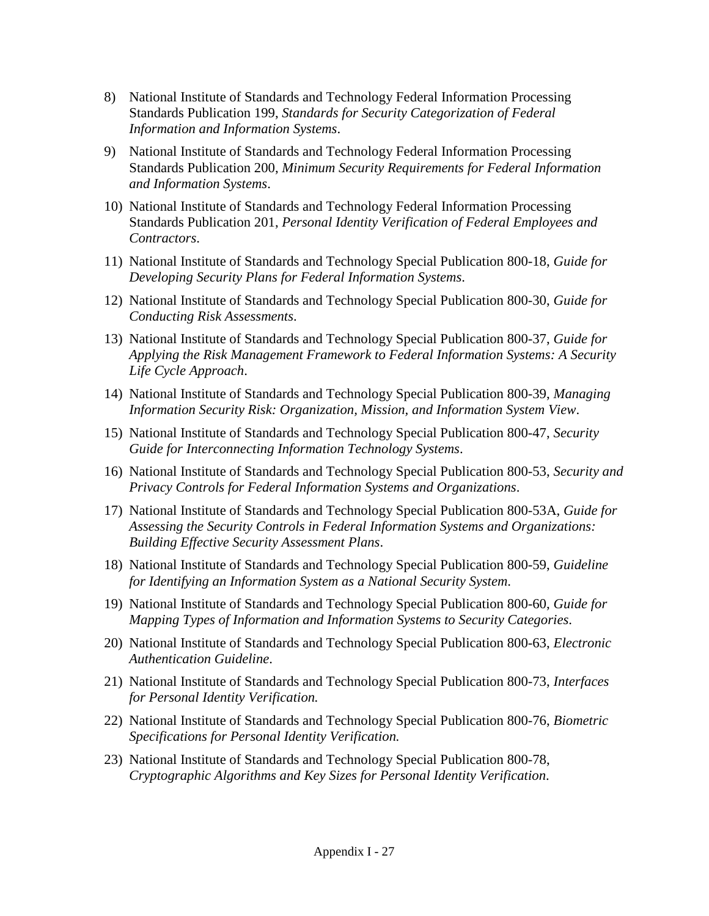8) National Institute of Standards and Technology Federal Information Processing Standards Publication 199, *Standards for Security Categorization of Federal Information and Information Systems*.

9) National Institute of Standards and Technology Federal Information Processing Standards Publication 200, *Minimum Security Requirements for Federal Information and Information Systems*.

10) National Institute of Standards and Technology Federal Information Processing Standards Publication 201, *Personal Identity Verification of Federal Employees and Contractors*.

11) National Institute of Standards and Technology Special Publication 800-18, *Guide for Developing Security Plans for Federal Information Systems*.

12) National Institute of Standards and Technology Special Publication 800-30, *Guide for Conducting Risk Assessments*.

13) National Institute of Standards and Technology Special Publication 800-37, *Guide for Applying the Risk Management Framework to Federal Information Systems: A Security Life Cycle Approach*.

14) National Institute of Standards and Technology Special Publication 800-39, *Managing Information Security Risk: Organization, Mission, and Information System View*.

15) National Institute of Standards and Technology Special Publication 800-47, *Security Guide for Interconnecting Information Technology Systems*.

16) National Institute of Standards and Technology Special Publication 800-53, *Security and Privacy Controls for Federal Information Systems and Organizations*.

17) National Institute of Standards and Technology Special Publication 800-53A, *Guide for Assessing the Security Controls in Federal Information Systems and Organizations: Building Effective Security Assessment Plans*.

18) National Institute of Standards and Technology Special Publication 800-59, *Guideline for Identifying an Information System as a National Security System*.

19) National Institute of Standards and Technology Special Publication 800-60, *Guide for Mapping Types of Information and Information Systems to Security Categories*.

20) National Institute of Standards and Technology Special Publication 800-63, *Electronic Authentication Guideline*.

21) National Institute of Standards and Technology Special Publication 800-73, *Interfaces for Personal Identity Verification.*

22) National Institute of Standards and Technology Special Publication 800-76, *Biometric Specifications for Personal Identity Verification.*

23) National Institute of Standards and Technology Special Publication 800-78, *Cryptographic Algorithms and Key Sizes for Personal Identity Verification*.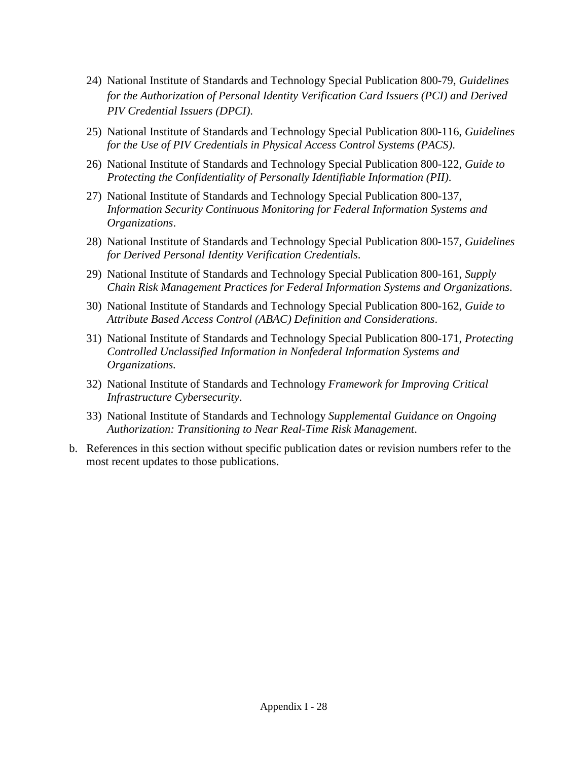24) National Institute of Standards and Technology Special Publication 800-79, *Guidelines for the Authorization of Personal Identity Verification Card Issuers (PCI) and Derived PIV Credential Issuers (DPCI).*

25) National Institute of Standards and Technology Special Publication 800-116, *Guidelines for the Use of PIV Credentials in Physical Access Control Systems (PACS).*

26) National Institute of Standards and Technology Special Publication 800-122, *Guide to Protecting the Confidentiality of Personally Identifiable Information (PII).*

27) National Institute of Standards and Technology Special Publication 800-137, *Information Security Continuous Monitoring for Federal Information Systems and Organizations*.

28) National Institute of Standards and Technology Special Publication 800-157, *Guidelines for Derived Personal Identity Verification Credentials*.

29) National Institute of Standards and Technology Special Publication 800-161, *Supply Chain Risk Management Practices for Federal Information Systems and Organizations*.

30) National Institute of Standards and Technology Special Publication 800-162, *Guide to Attribute Based Access Control (ABAC) Definition and Considerations*.

31) National Institute of Standards and Technology Special Publication 800-171, *Protecting Controlled Unclassified Information in Nonfederal Information Systems and Organizations.*

32) National Institute of Standards and Technology *Framework for Improving Critical Infrastructure Cybersecurity*.

33) National Institute of Standards and Technology *Supplemental Guidance on Ongoing Authorization: Transitioning to Near Real-Time Risk Management*.

b. References in this section without specific publication dates or revision numbers refer to the most recent updates to those publications.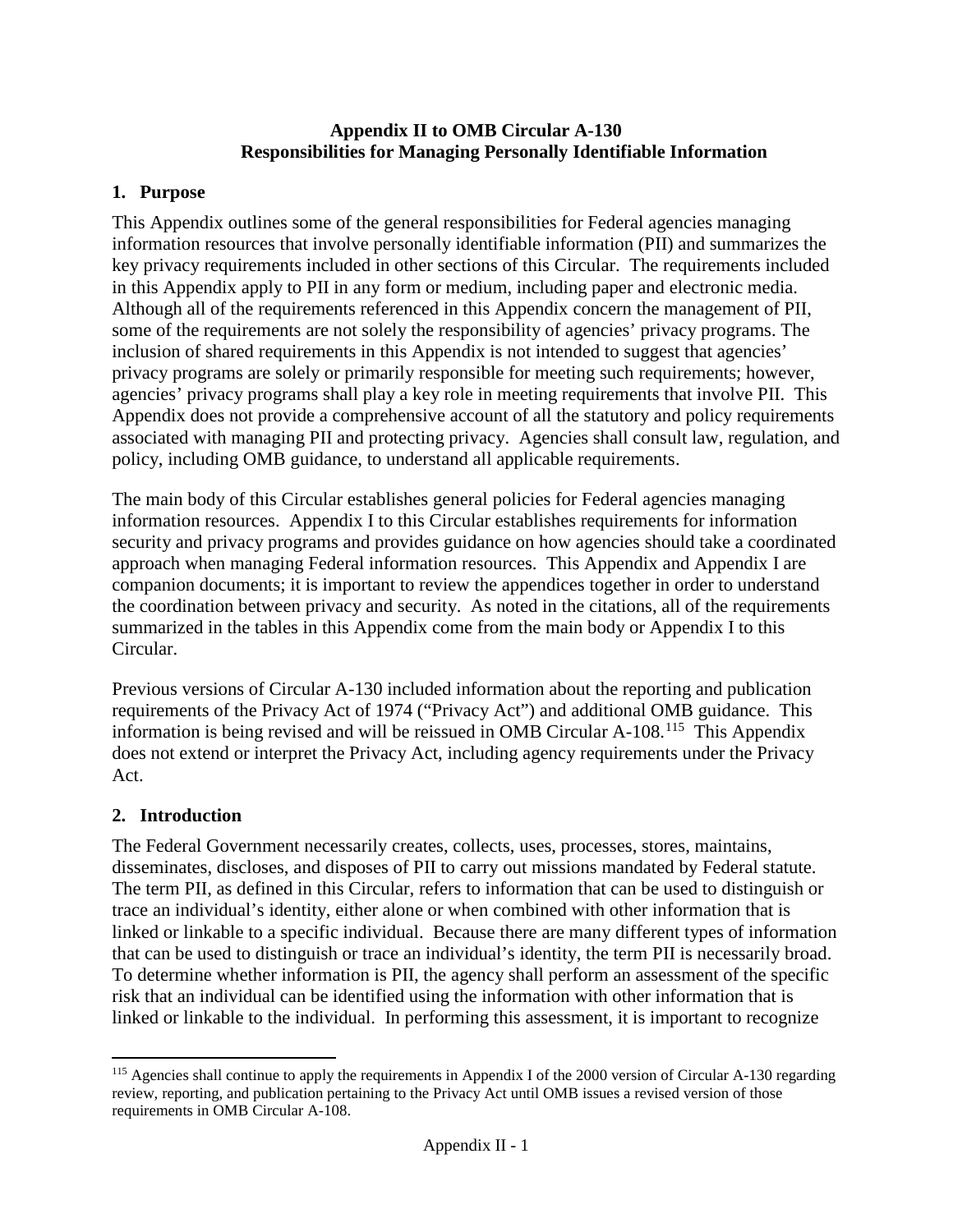# Appendix II to OMB Circular A-130
## Responsibilities for Managing Personally Identifiable Information

## 1. Purpose

This Appendix outlines some of the general responsibilities for Federal agencies managing information resources that involve personally identifiable information (PII) and summarizes the key privacy requirements included in other sections of this Circular. The requirements included in this Appendix apply to PII in any form or medium, including paper and electronic media. Although all of the requirements referenced in this Appendix concern the management of PII, some of the requirements are not solely the responsibility of agencies' privacy programs. The inclusion of shared requirements in this Appendix is not intended to suggest that agencies' privacy programs are solely or primarily responsible for meeting such requirements; however, agencies' privacy programs shall play a key role in meeting requirements that involve PII. This Appendix does not provide a comprehensive account of all the statutory and policy requirements associated with managing PII and protecting privacy. Agencies shall consult law, regulation, and policy, including OMB guidance, to understand all applicable requirements.

The main body of this Circular establishes general policies for Federal agencies managing information resources. Appendix I to this Circular establishes requirements for information security and privacy programs and provides guidance on how agencies should take a coordinated approach when managing Federal information resources. This Appendix and Appendix I are companion documents; it is important to review the appendices together in order to understand the coordination between privacy and security. As noted in the citations, all of the requirements summarized in the tables in this Appendix come from the main body or Appendix I to this Circular.

Previous versions of Circular A-130 included information about the reporting and publication requirements of the Privacy Act of 1974 ("Privacy Act") and additional OMB guidance. This information is being revised and will be reissued in OMB Circular A-108.[115] This Appendix does not extend or interpret the Privacy Act, including agency requirements under the Privacy Act.

## 2. Introduction

The Federal Government necessarily creates, collects, uses, processes, stores, maintains, disseminates, discloses, and disposes of PII to carry out missions mandated by Federal statute. The term PII, as defined in this Circular, refers to information that can be used to distinguish or trace an individual's identity, either alone or when combined with other information that is linked or linkable to a specific individual. Because there are many different types of information that can be used to distinguish or trace an individual's identity, the term PII is necessarily broad. To determine whether information is PII, the agency shall perform an assessment of the specific risk that an individual can be identified using the information with other information that is linked or linkable to the individual. In performing this assessment, it is important to recognize

[115] Agencies shall continue to apply the requirements in Appendix I of the 2000 version of Circular A-130 regarding review, reporting, and publication pertaining to the Privacy Act until OMB issues a revised version of those requirements in OMB Circular A-108.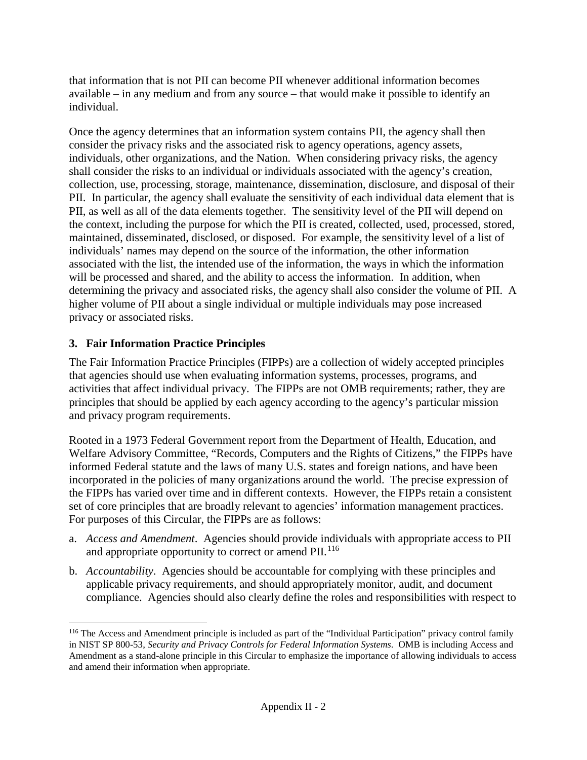that information that is not PII can become PII whenever additional information becomes available – in any medium and from any source – that would make it possible to identify an individual.

Once the agency determines that an information system contains PII, the agency shall then consider the privacy risks and the associated risk to agency operations, agency assets, individuals, other organizations, and the Nation. When considering privacy risks, the agency shall consider the risks to an individual or individuals associated with the agency's creation, collection, use, processing, storage, maintenance, dissemination, disclosure, and disposal of their PII. In particular, the agency shall evaluate the sensitivity of each individual data element that is PII, as well as all of the data elements together. The sensitivity level of the PII will depend on the context, including the purpose for which the PII is created, collected, used, processed, stored, maintained, disseminated, disclosed, or disposed. For example, the sensitivity level of a list of individuals' names may depend on the source of the information, the other information associated with the list, the intended use of the information, the ways in which the information will be processed and shared, and the ability to access the information. In addition, when determining the privacy and associated risks, the agency shall also consider the volume of PII. A higher volume of PII about a single individual or multiple individuals may pose increased privacy or associated risks.

### 3. Fair Information Practice Principles

The Fair Information Practice Principles (FIPPs) are a collection of widely accepted principles that agencies should use when evaluating information systems, processes, programs, and activities that affect individual privacy. The FIPPs are not OMB requirements; rather, they are principles that should be applied by each agency according to the agency's particular mission and privacy program requirements.

Rooted in a 1973 Federal Government report from the Department of Health, Education, and Welfare Advisory Committee, "Records, Computers and the Rights of Citizens," the FIPPs have informed Federal statute and the laws of many U.S. states and foreign nations, and have been incorporated in the policies of many organizations around the world. The precise expression of the FIPPs has varied over time and in different contexts. However, the FIPPs retain a consistent set of core principles that are broadly relevant to agencies' information management practices. For purposes of this Circular, the FIPPs are as follows:

a. *Access and Amendment*. Agencies should provide individuals with appropriate access to PII and appropriate opportunity to correct or amend PII.[116]

b. *Accountability*. Agencies should be accountable for complying with these principles and applicable privacy requirements, and should appropriately monitor, audit, and document compliance. Agencies should also clearly define the roles and responsibilities with respect to

[116] The Access and Amendment principle is included as part of the "Individual Participation" privacy control family in NIST SP 800-53, *Security and Privacy Controls for Federal Information Systems*. OMB is including Access and Amendment as a stand-alone principle in this Circular to emphasize the importance of allowing individuals to access and amend their information when appropriate.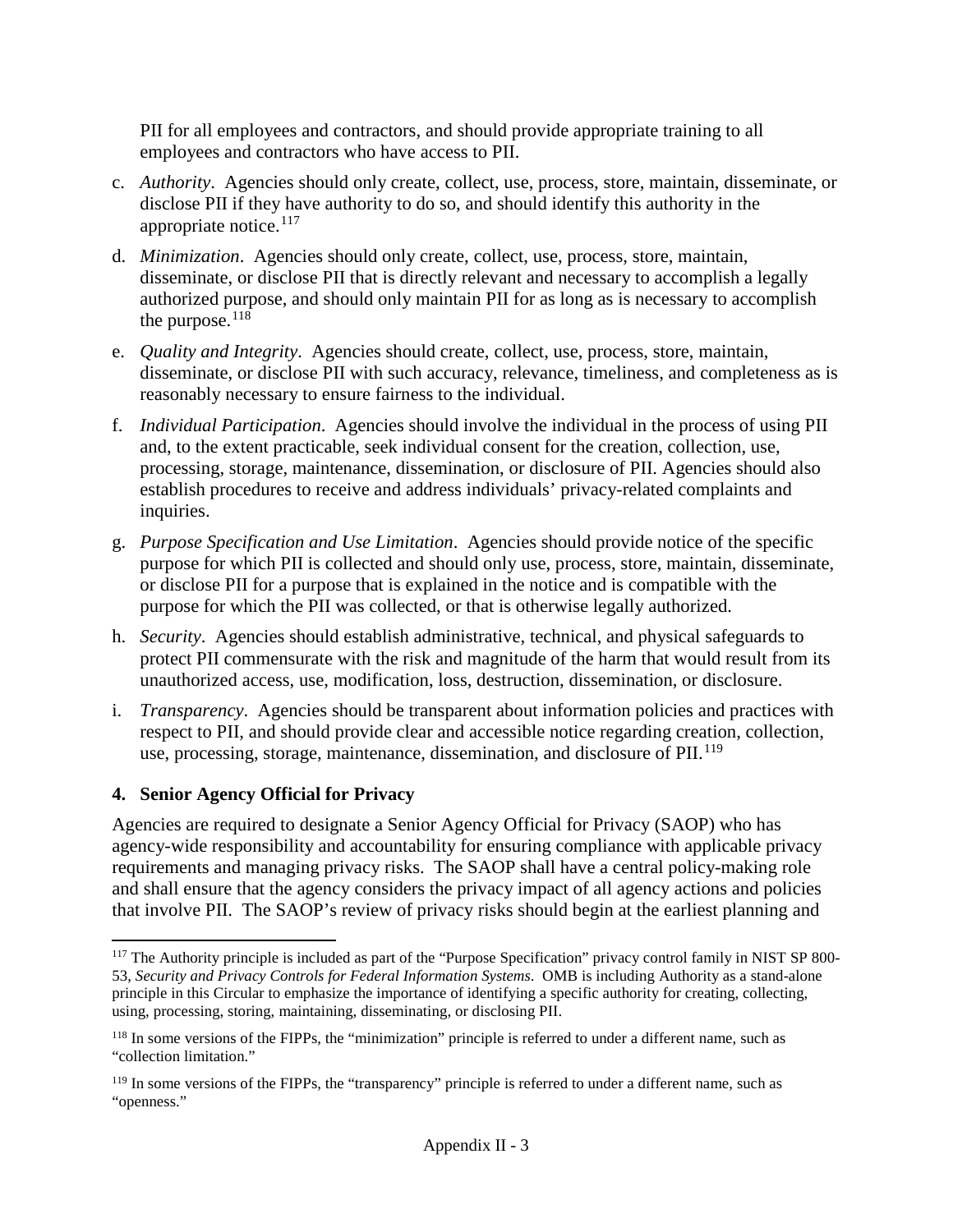PII for all employees and contractors, and should provide appropriate training to all employees and contractors who have access to PII.

c. *Authority*. Agencies should only create, collect, use, process, store, maintain, disseminate, or disclose PII if they have authority to do so, and should identify this authority in the appropriate notice.[117]

d. *Minimization*. Agencies should only create, collect, use, process, store, maintain, disseminate, or disclose PII that is directly relevant and necessary to accomplish a legally authorized purpose, and should only maintain PII for as long as is necessary to accomplish the purpose.[118]

e. *Quality and Integrity*. Agencies should create, collect, use, process, store, maintain, disseminate, or disclose PII with such accuracy, relevance, timeliness, and completeness as is reasonably necessary to ensure fairness to the individual.

f. *Individual Participation*. Agencies should involve the individual in the process of using PII and, to the extent practicable, seek individual consent for the creation, collection, use, processing, storage, maintenance, dissemination, or disclosure of PII. Agencies should also establish procedures to receive and address individuals' privacy-related complaints and inquiries.

g. *Purpose Specification and Use Limitation*. Agencies should provide notice of the specific purpose for which PII is collected and should only use, process, store, maintain, disseminate, or disclose PII for a purpose that is explained in the notice and is compatible with the purpose for which the PII was collected, or that is otherwise legally authorized.

h. *Security*. Agencies should establish administrative, technical, and physical safeguards to protect PII commensurate with the risk and magnitude of the harm that would result from its unauthorized access, use, modification, loss, destruction, dissemination, or disclosure.

i. *Transparency*. Agencies should be transparent about information policies and practices with respect to PII, and should provide clear and accessible notice regarding creation, collection, use, processing, storage, maintenance, dissemination, and disclosure of PII.[119]

## 4. Senior Agency Official for Privacy

Agencies are required to designate a Senior Agency Official for Privacy (SAOP) who has agency-wide responsibility and accountability for ensuring compliance with applicable privacy requirements and managing privacy risks. The SAOP shall have a central policy-making role and shall ensure that the agency considers the privacy impact of all agency actions and policies that involve PII. The SAOP's review of privacy risks should begin at the earliest planning and

---

[117] The Authority principle is included as part of the "Purpose Specification" privacy control family in NIST SP 800-53, *Security and Privacy Controls for Federal Information Systems*. OMB is including Authority as a stand-alone principle in this Circular to emphasize the importance of identifying a specific authority for creating, collecting, using, processing, storing, maintaining, disseminating, or disclosing PII.

[118] In some versions of the FIPPs, the "minimization" principle is referred to under a different name, such as "collection limitation."

[119] In some versions of the FIPPs, the "transparency" principle is referred to under a different name, such as "openness."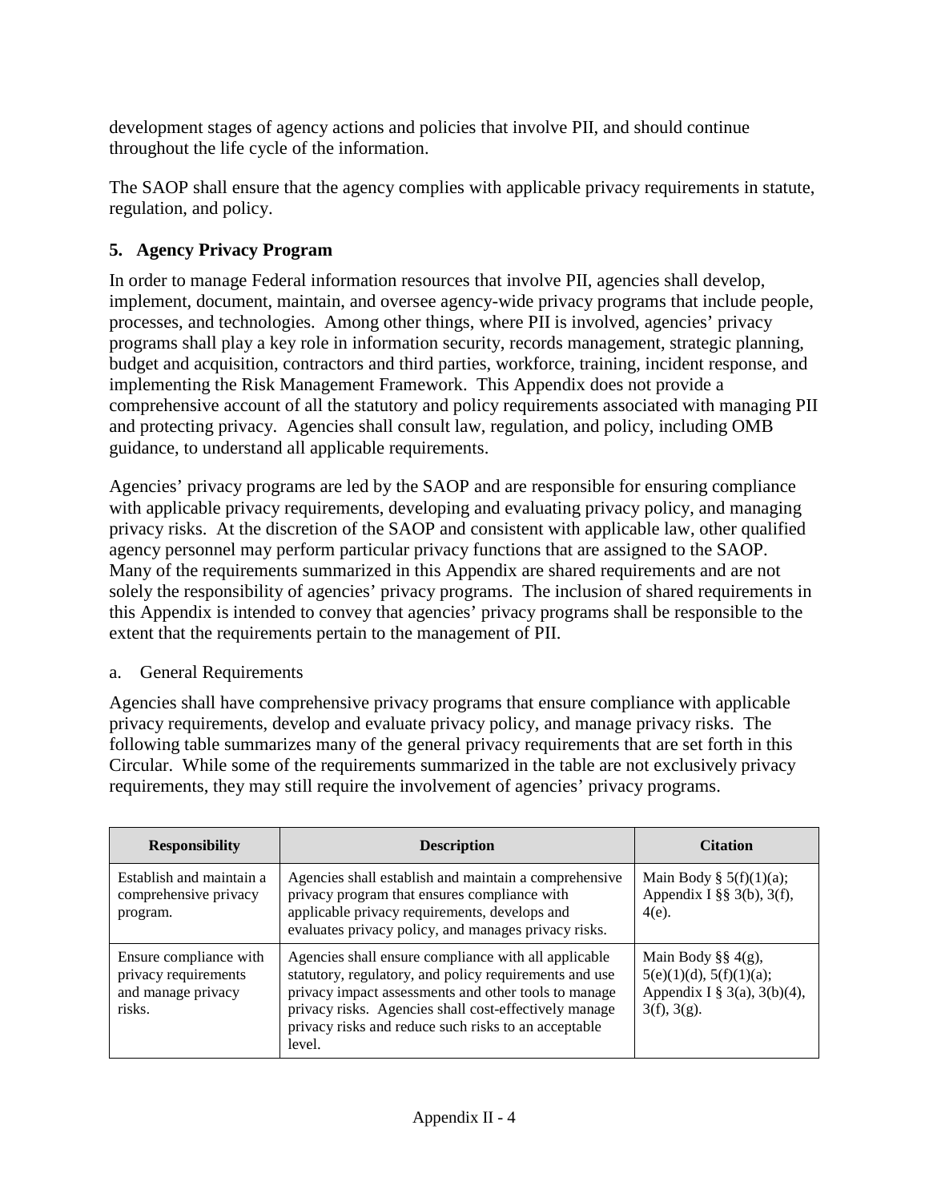development stages of agency actions and policies that involve PII, and should continue throughout the life cycle of the information.

The SAOP shall ensure that the agency complies with applicable privacy requirements in statute, regulation, and policy.

## 5. Agency Privacy Program

In order to manage Federal information resources that involve PII, agencies shall develop, implement, document, maintain, and oversee agency-wide privacy programs that include people, processes, and technologies. Among other things, where PII is involved, agencies' privacy programs shall play a key role in information security, records management, strategic planning, budget and acquisition, contractors and third parties, workforce, training, incident response, and implementing the Risk Management Framework. This Appendix does not provide a comprehensive account of all the statutory and policy requirements associated with managing PII and protecting privacy. Agencies shall consult law, regulation, and policy, including OMB guidance, to understand all applicable requirements.

Agencies' privacy programs are led by the SAOP and are responsible for ensuring compliance with applicable privacy requirements, developing and evaluating privacy policy, and managing privacy risks. At the discretion of the SAOP and consistent with applicable law, other qualified agency personnel may perform particular privacy functions that are assigned to the SAOP. Many of the requirements summarized in this Appendix are shared requirements and are not solely the responsibility of agencies' privacy programs. The inclusion of shared requirements in this Appendix is intended to convey that agencies' privacy programs shall be responsible to the extent that the requirements pertain to the management of PII.

### a. General Requirements

Agencies shall have comprehensive privacy programs that ensure compliance with applicable privacy requirements, develop and evaluate privacy policy, and manage privacy risks. The following table summarizes many of the general privacy requirements that are set forth in this Circular. While some of the requirements summarized in the table are not exclusively privacy requirements, they may still require the involvement of agencies' privacy programs.

| Responsibility | Description | Citation |
|---|---|---|
| Establish and maintain a comprehensive privacy program. | Agencies shall establish and maintain a comprehensive privacy program that ensures compliance with applicable privacy requirements, develops and evaluates privacy policy, and manages privacy risks. | Main Body § 5(f)(1)(a); Appendix I §§ 3(b), 3(f), 4(e). |
| Ensure compliance with privacy requirements and manage privacy risks. | Agencies shall ensure compliance with all applicable statutory, regulatory, and policy requirements and use privacy impact assessments and other tools to manage privacy risks. Agencies shall cost-effectively manage privacy risks and reduce such risks to an acceptable level. | Main Body §§ 4(g), 5(e)(1)(d), 5(f)(1)(a); Appendix I § 3(a), 3(b)(4), 3(f), 3(g). |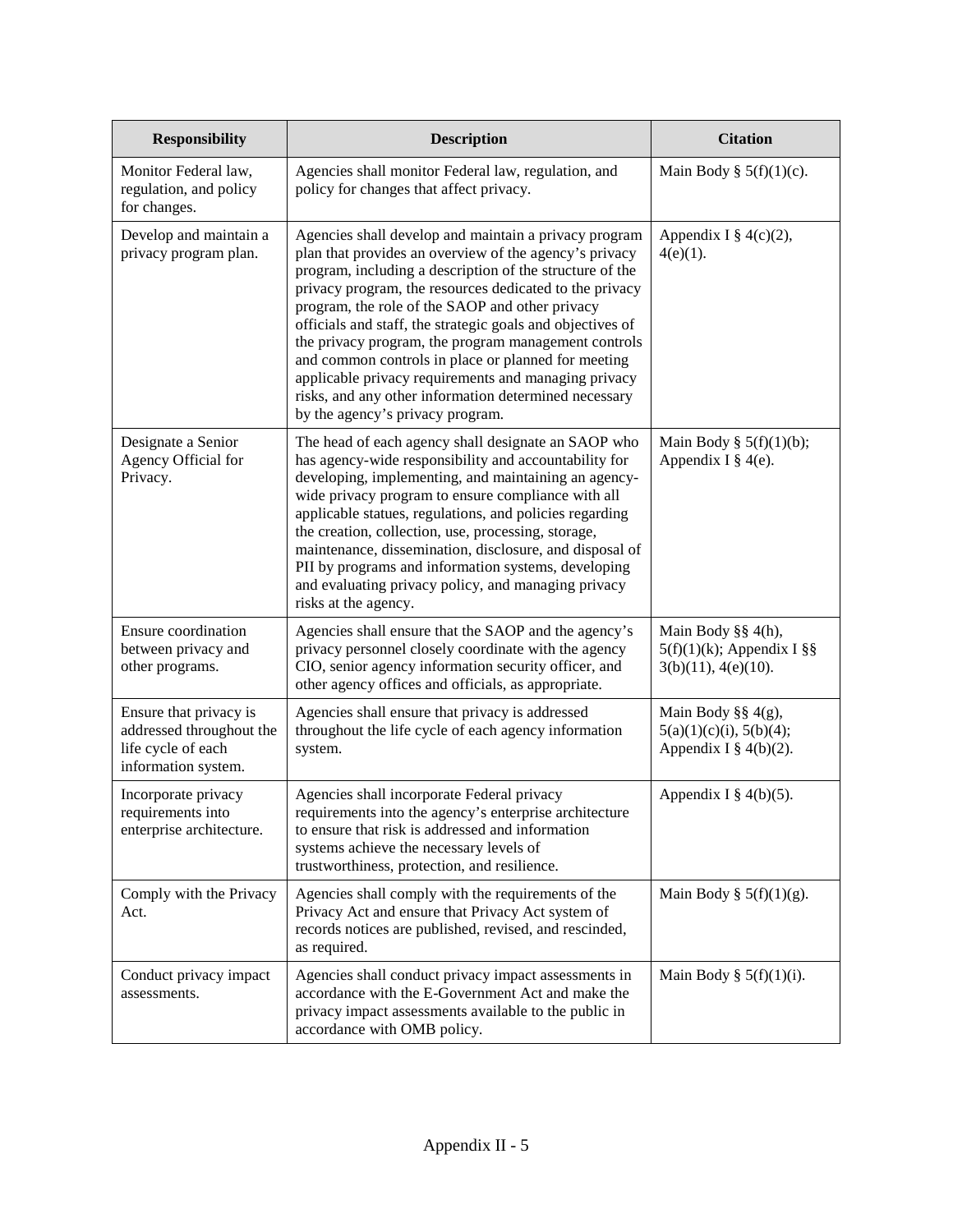| Responsibility | Description | Citation |
|---|---|---|
| Monitor Federal law, regulation, and policy for changes. | Agencies shall monitor Federal law, regulation, and policy for changes that affect privacy. | Main Body § 5(f)(1)(c). |
| Develop and maintain a privacy program plan. | Agencies shall develop and maintain a privacy program plan that provides an overview of the agency's privacy program, including a description of the structure of the privacy program, the resources dedicated to the privacy program, the role of the SAOP and other privacy officials and staff, the strategic goals and objectives of the privacy program, the program management controls and common controls in place or planned for meeting applicable privacy requirements and managing privacy risks, and any other information determined necessary by the agency's privacy program. | Appendix I § 4(c)(2), 4(e)(1). |
| Designate a Senior Agency Official for Privacy. | The head of each agency shall designate an SAOP who has agency-wide responsibility and accountability for developing, implementing, and maintaining an agency-wide privacy program to ensure compliance with all applicable statues, regulations, and policies regarding the creation, collection, use, processing, storage, maintenance, dissemination, disclosure, and disposal of PII by programs and information systems, developing and evaluating privacy policy, and managing privacy risks at the agency. | Main Body § 5(f)(1)(b); Appendix I § 4(e). |
| Ensure coordination between privacy and other programs. | Agencies shall ensure that the SAOP and the agency's privacy personnel closely coordinate with the agency CIO, senior agency information security officer, and other agency offices and officials, as appropriate. | Main Body §§ 4(h), 5(f)(1)(k); Appendix I §§ 3(b)(11), 4(e)(10). |
| Ensure that privacy is addressed throughout the life cycle of each information system. | Agencies shall ensure that privacy is addressed throughout the life cycle of each agency information system. | Main Body §§ 4(g), 5(a)(1)(c)(i), 5(b)(4); Appendix I § 4(b)(2). |
| Incorporate privacy requirements into enterprise architecture. | Agencies shall incorporate Federal privacy requirements into the agency's enterprise architecture to ensure that risk is addressed and information systems achieve the necessary levels of trustworthiness, protection, and resilience. | Appendix I § 4(b)(5). |
| Comply with the Privacy Act. | Agencies shall comply with the requirements of the Privacy Act and ensure that Privacy Act system of records notices are published, revised, and rescinded, as required. | Main Body § 5(f)(1)(g). |
| Conduct privacy impact assessments. | Agencies shall conduct privacy impact assessments in accordance with the E-Government Act and make the privacy impact assessments available to the public in accordance with OMB policy. | Main Body § 5(f)(1)(i). |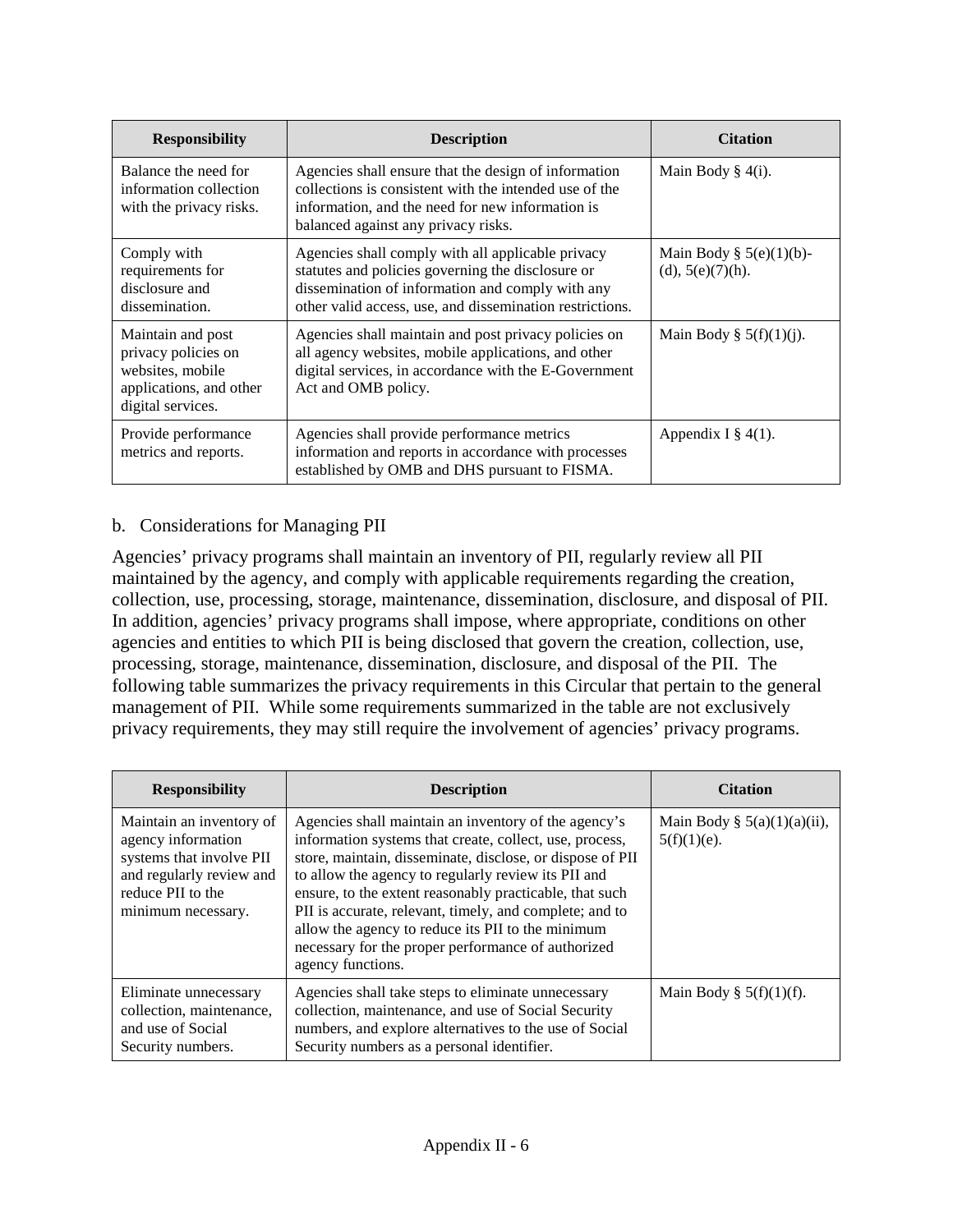| Responsibility | Description | Citation |
| --- | --- | --- |
| Balance the need for information collection with the privacy risks. | Agencies shall ensure that the design of information collections is consistent with the intended use of the information, and the need for new information is balanced against any privacy risks. | Main Body § 4(i). |
| Comply with requirements for disclosure and dissemination. | Agencies shall comply with all applicable privacy statutes and policies governing the disclosure or dissemination of information and comply with any other valid access, use, and dissemination restrictions. | Main Body § 5(e)(1)(b)-(d), 5(e)(7)(h). |
| Maintain and post privacy policies on websites, mobile applications, and other digital services. | Agencies shall maintain and post privacy policies on all agency websites, mobile applications, and other digital services, in accordance with the E-Government Act and OMB policy. | Main Body § 5(f)(1)(j). |
| Provide performance metrics and reports. | Agencies shall provide performance metrics information and reports in accordance with processes established by OMB and DHS pursuant to FISMA. | Appendix I § 4(1). |

b. Considerations for Managing PII

Agencies' privacy programs shall maintain an inventory of PII, regularly review all PII maintained by the agency, and comply with applicable requirements regarding the creation, collection, use, processing, storage, maintenance, dissemination, disclosure, and disposal of PII. In addition, agencies' privacy programs shall impose, where appropriate, conditions on other agencies and entities to which PII is being disclosed that govern the creation, collection, use, processing, storage, maintenance, dissemination, disclosure, and disposal of the PII. The following table summarizes the privacy requirements in this Circular that pertain to the general management of PII. While some requirements summarized in the table are not exclusively privacy requirements, they may still require the involvement of agencies' privacy programs.

| Responsibility | Description | Citation |
| --- | --- | --- |
| Maintain an inventory of agency information systems that involve PII and regularly review and reduce PII to the minimum necessary. | Agencies shall maintain an inventory of the agency's information systems that create, collect, use, process, store, maintain, disseminate, disclose, or dispose of PII to allow the agency to regularly review its PII and ensure, to the extent reasonably practicable, that such PII is accurate, relevant, timely, and complete; and to allow the agency to reduce its PII to the minimum necessary for the proper performance of authorized agency functions. | Main Body § 5(a)(1)(a)(ii), 5(f)(1)(e). |
| Eliminate unnecessary collection, maintenance, and use of Social Security numbers. | Agencies shall take steps to eliminate unnecessary collection, maintenance, and use of Social Security numbers, and explore alternatives to the use of Social Security numbers as a personal identifier. | Main Body § 5(f)(1)(f). |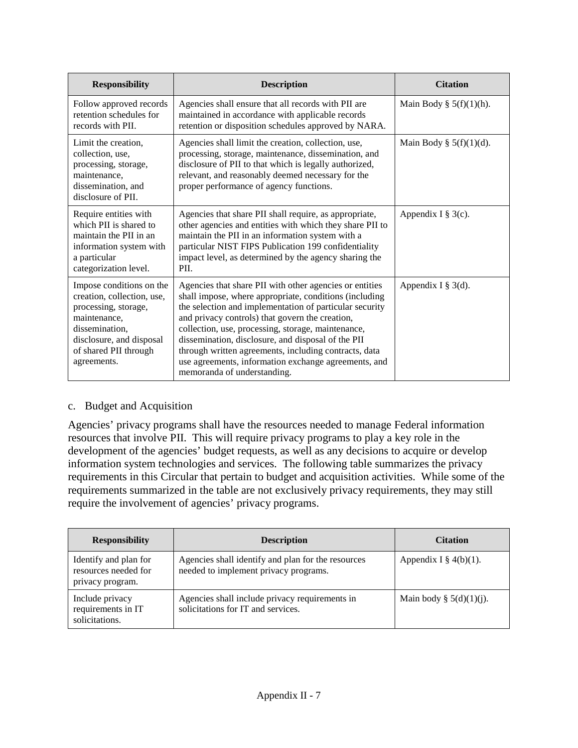| Responsibility | Description | Citation |
| --- | --- | --- |
| Follow approved records retention schedules for records with PII. | Agencies shall ensure that all records with PII are maintained in accordance with applicable records retention or disposition schedules approved by NARA. | Main Body § 5(f)(1)(h). |
| Limit the creation, collection, use, processing, storage, maintenance, dissemination, and disclosure of PII. | Agencies shall limit the creation, collection, use, processing, storage, maintenance, dissemination, and disclosure of PII to that which is legally authorized, relevant, and reasonably deemed necessary for the proper performance of agency functions. | Main Body § 5(f)(1)(d). |
| Require entities with which PII is shared to maintain the PII in an information system with a particular categorization level. | Agencies that share PII shall require, as appropriate, other agencies and entities with which they share PII to maintain the PII in an information system with a particular NIST FIPS Publication 199 confidentiality impact level, as determined by the agency sharing the PII. | Appendix I § 3(c). |
| Impose conditions on the creation, collection, use, processing, storage, maintenance, dissemination, disclosure, and disposal of shared PII through agreements. | Agencies that share PII with other agencies or entities shall impose, where appropriate, conditions (including the selection and implementation of particular security and privacy controls) that govern the creation, collection, use, processing, storage, maintenance, dissemination, disclosure, and disposal of the PII through written agreements, including contracts, data use agreements, information exchange agreements, and memoranda of understanding. | Appendix I § 3(d). |

c. Budget and Acquisition

Agencies' privacy programs shall have the resources needed to manage Federal information resources that involve PII. This will require privacy programs to play a key role in the development of the agencies' budget requests, as well as any decisions to acquire or develop information system technologies and services. The following table summarizes the privacy requirements in this Circular that pertain to budget and acquisition activities. While some of the requirements summarized in the table are not exclusively privacy requirements, they may still require the involvement of agencies' privacy programs.

| Responsibility | Description | Citation |
| --- | --- | --- |
| Identify and plan for resources needed for privacy program. | Agencies shall identify and plan for the resources needed to implement privacy programs. | Appendix I § 4(b)(1). |
| Include privacy requirements in IT solicitations. | Agencies shall include privacy requirements in solicitations for IT and services. | Main body § 5(d)(1)(j). |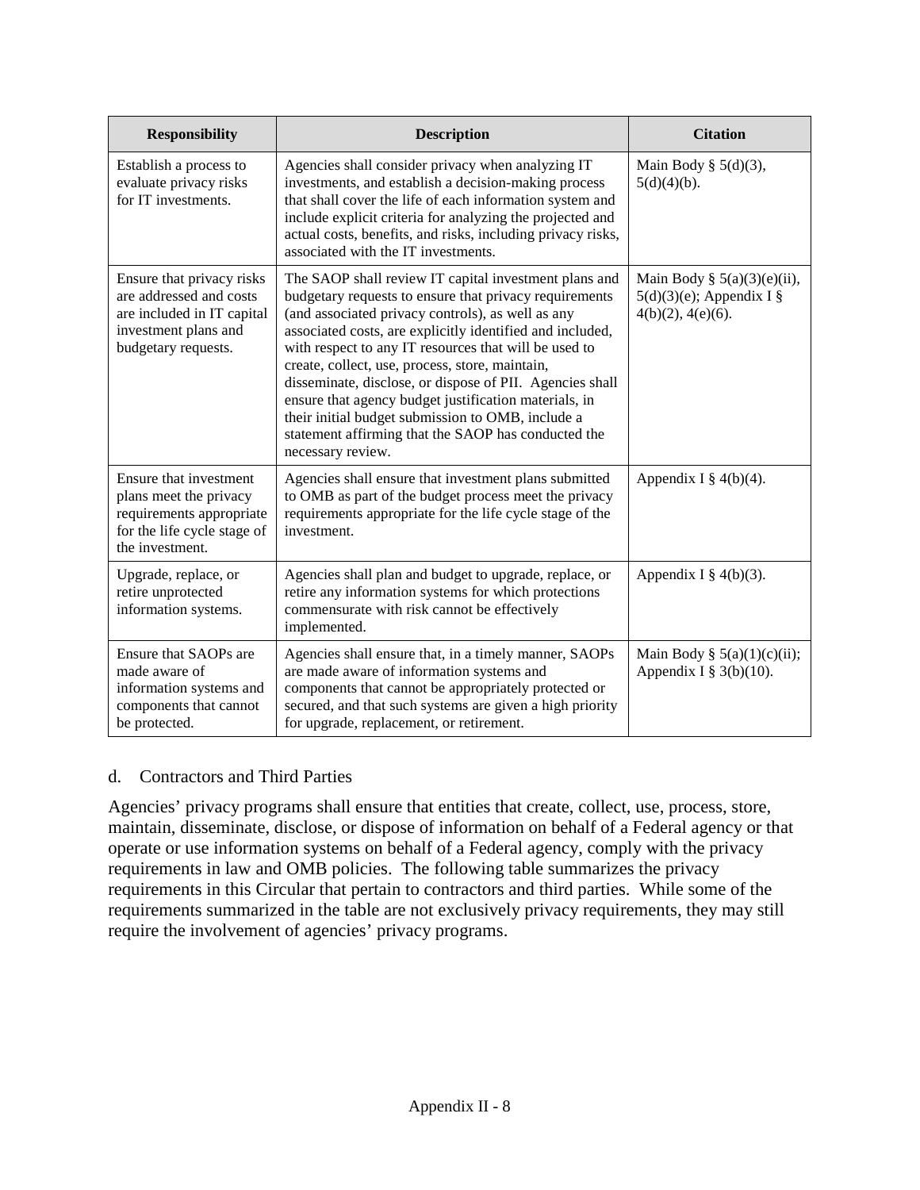| Responsibility | Description | Citation |
|---|---|---|
| Establish a process to evaluate privacy risks for IT investments. | Agencies shall consider privacy when analyzing IT investments, and establish a decision-making process that shall cover the life of each information system and include explicit criteria for analyzing the projected and actual costs, benefits, and risks, including privacy risks, associated with the IT investments. | Main Body § 5(d)(3), 5(d)(4)(b). |
| Ensure that privacy risks are addressed and costs are included in IT capital investment plans and budgetary requests. | The SAOP shall review IT capital investment plans and budgetary requests to ensure that privacy requirements (and associated privacy controls), as well as any associated costs, are explicitly identified and included, with respect to any IT resources that will be used to create, collect, use, process, store, maintain, disseminate, disclose, or dispose of PII. Agencies shall ensure that agency budget justification materials, in their initial budget submission to OMB, include a statement affirming that the SAOP has conducted the necessary review. | Main Body § 5(a)(3)(e)(ii), 5(d)(3)(e); Appendix I § 4(b)(2), 4(e)(6). |
| Ensure that investment plans meet the privacy requirements appropriate for the life cycle stage of the investment. | Agencies shall ensure that investment plans submitted to OMB as part of the budget process meet the privacy requirements appropriate for the life cycle stage of the investment. | Appendix I § 4(b)(4). |
| Upgrade, replace, or retire unprotected information systems. | Agencies shall plan and budget to upgrade, replace, or retire any information systems for which protections commensurate with risk cannot be effectively implemented. | Appendix I § 4(b)(3). |
| Ensure that SAOPs are made aware of information systems and components that cannot be protected. | Agencies shall ensure that, in a timely manner, SAOPs are made aware of information systems and components that cannot be appropriately protected or secured, and that such systems are given a high priority for upgrade, replacement, or retirement. | Main Body § 5(a)(1)(c)(ii); Appendix I § 3(b)(10). |

d. Contractors and Third Parties

Agencies' privacy programs shall ensure that entities that create, collect, use, process, store, maintain, disseminate, disclose, or dispose of information on behalf of a Federal agency or that operate or use information systems on behalf of a Federal agency, comply with the privacy requirements in law and OMB policies. The following table summarizes the privacy requirements in this Circular that pertain to contractors and third parties. While some of the requirements summarized in the table are not exclusively privacy requirements, they may still require the involvement of agencies' privacy programs.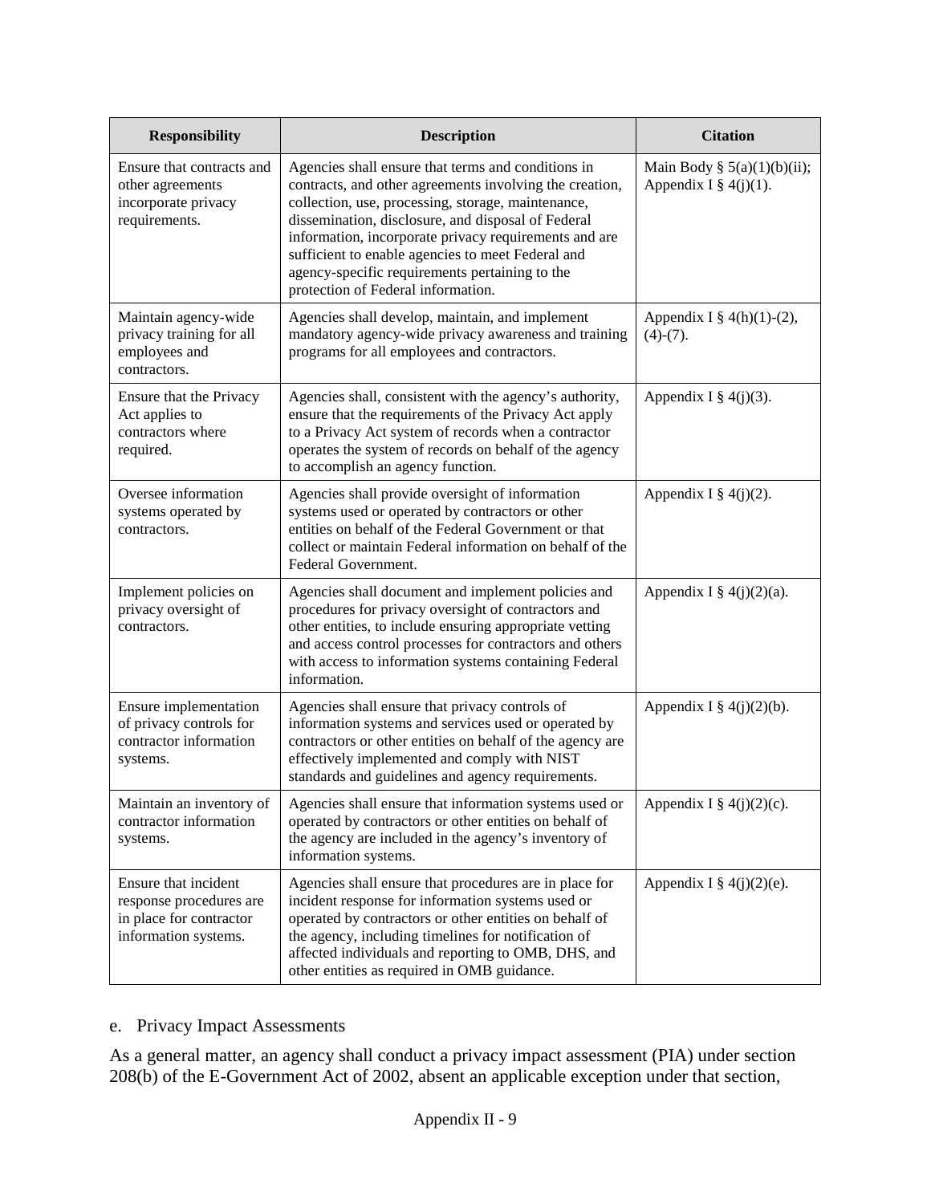| Responsibility | Description | Citation |
|---|---|---|
| Ensure that contracts and other agreements incorporate privacy requirements. | Agencies shall ensure that terms and conditions in contracts, and other agreements involving the creation, collection, use, processing, storage, maintenance, dissemination, disclosure, and disposal of Federal information, incorporate privacy requirements and are sufficient to enable agencies to meet Federal and agency-specific requirements pertaining to the protection of Federal information. | Main Body § 5(a)(1)(b)(ii); Appendix I § 4(j)(1). |
| Maintain agency-wide privacy training for all employees and contractors. | Agencies shall develop, maintain, and implement mandatory agency-wide privacy awareness and training programs for all employees and contractors. | Appendix I § 4(h)(1)-(2), (4)-(7). |
| Ensure that the Privacy Act applies to contractors where required. | Agencies shall, consistent with the agency's authority, ensure that the requirements of the Privacy Act apply to a Privacy Act system of records when a contractor operates the system of records on behalf of the agency to accomplish an agency function. | Appendix I § 4(j)(3). |
| Oversee information systems operated by contractors. | Agencies shall provide oversight of information systems used or operated by contractors or other entities on behalf of the Federal Government or that collect or maintain Federal information on behalf of the Federal Government. | Appendix I § 4(j)(2). |
| Implement policies on privacy oversight of contractors. | Agencies shall document and implement policies and procedures for privacy oversight of contractors and other entities, to include ensuring appropriate vetting and access control processes for contractors and others with access to information systems containing Federal information. | Appendix I § 4(j)(2)(a). |
| Ensure implementation of privacy controls for contractor information systems. | Agencies shall ensure that privacy controls of information systems and services used or operated by contractors or other entities on behalf of the agency are effectively implemented and comply with NIST standards and guidelines and agency requirements. | Appendix I § 4(j)(2)(b). |
| Maintain an inventory of contractor information systems. | Agencies shall ensure that information systems used or operated by contractors or other entities on behalf of the agency are included in the agency's inventory of information systems. | Appendix I § 4(j)(2)(c). |
| Ensure that incident response procedures are in place for contractor information systems. | Agencies shall ensure that procedures are in place for incident response for information systems used or operated by contractors or other entities on behalf of the agency, including timelines for notification of affected individuals and reporting to OMB, DHS, and other entities as required in OMB guidance. | Appendix I § 4(j)(2)(e). |

e. Privacy Impact Assessments

As a general matter, an agency shall conduct a privacy impact assessment (PIA) under section 208(b) of the E-Government Act of 2002, absent an applicable exception under that section,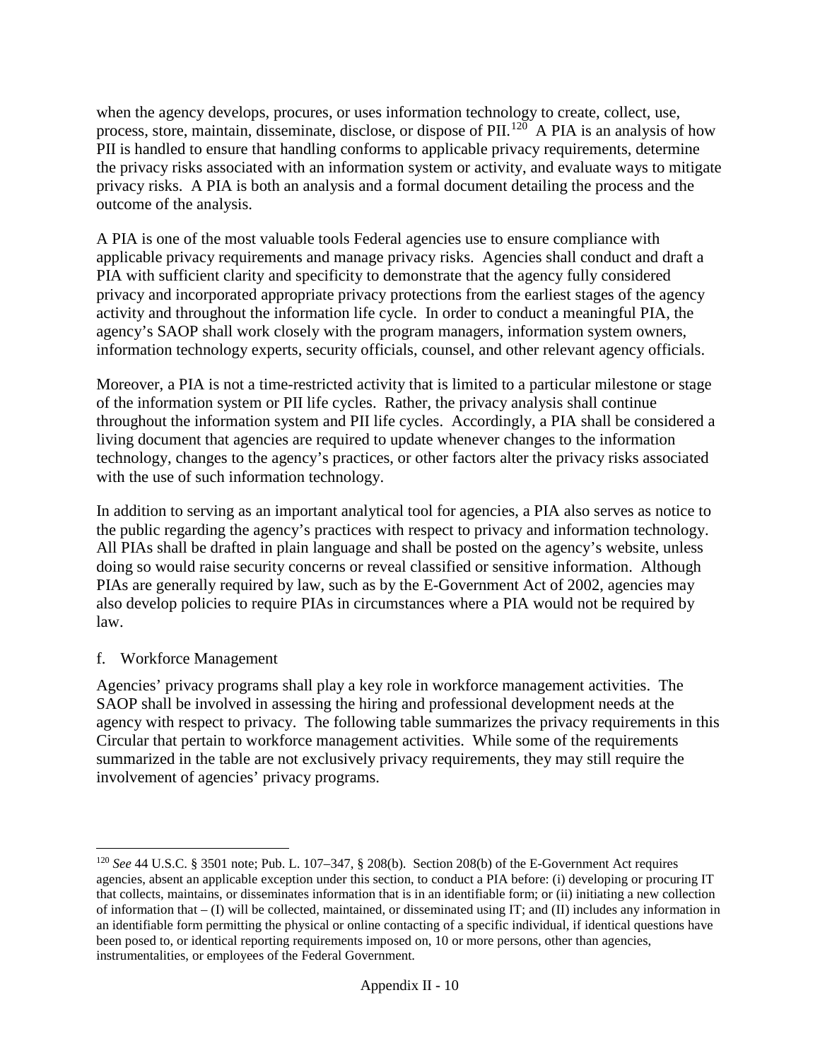when the agency develops, procures, or uses information technology to create, collect, use, process, store, maintain, disseminate, disclose, or dispose of PII.[120] A PIA is an analysis of how PII is handled to ensure that handling conforms to applicable privacy requirements, determine the privacy risks associated with an information system or activity, and evaluate ways to mitigate privacy risks. A PIA is both an analysis and a formal document detailing the process and the outcome of the analysis.

A PIA is one of the most valuable tools Federal agencies use to ensure compliance with applicable privacy requirements and manage privacy risks. Agencies shall conduct and draft a PIA with sufficient clarity and specificity to demonstrate that the agency fully considered privacy and incorporated appropriate privacy protections from the earliest stages of the agency activity and throughout the information life cycle. In order to conduct a meaningful PIA, the agency's SAOP shall work closely with the program managers, information system owners, information technology experts, security officials, counsel, and other relevant agency officials.

Moreover, a PIA is not a time-restricted activity that is limited to a particular milestone or stage of the information system or PII life cycles. Rather, the privacy analysis shall continue throughout the information system and PII life cycles. Accordingly, a PIA shall be considered a living document that agencies are required to update whenever changes to the information technology, changes to the agency's practices, or other factors alter the privacy risks associated with the use of such information technology.

In addition to serving as an important analytical tool for agencies, a PIA also serves as notice to the public regarding the agency's practices with respect to privacy and information technology. All PIAs shall be drafted in plain language and shall be posted on the agency's website, unless doing so would raise security concerns or reveal classified or sensitive information. Although PIAs are generally required by law, such as by the E-Government Act of 2002, agencies may also develop policies to require PIAs in circumstances where a PIA would not be required by law.

f. Workforce Management

Agencies' privacy programs shall play a key role in workforce management activities. The SAOP shall be involved in assessing the hiring and professional development needs at the agency with respect to privacy. The following table summarizes the privacy requirements in this Circular that pertain to workforce management activities. While some of the requirements summarized in the table are not exclusively privacy requirements, they may still require the involvement of agencies' privacy programs.

---

[120] *See* 44 U.S.C. § 3501 note; Pub. L. 107–347, § 208(b). Section 208(b) of the E-Government Act requires agencies, absent an applicable exception under this section, to conduct a PIA before: (i) developing or procuring IT that collects, maintains, or disseminates information that is in an identifiable form; or (ii) initiating a new collection of information that – (I) will be collected, maintained, or disseminated using IT; and (II) includes any information in an identifiable form permitting the physical or online contacting of a specific individual, if identical questions have been posed to, or identical reporting requirements imposed on, 10 or more persons, other than agencies, instrumentalities, or employees of the Federal Government.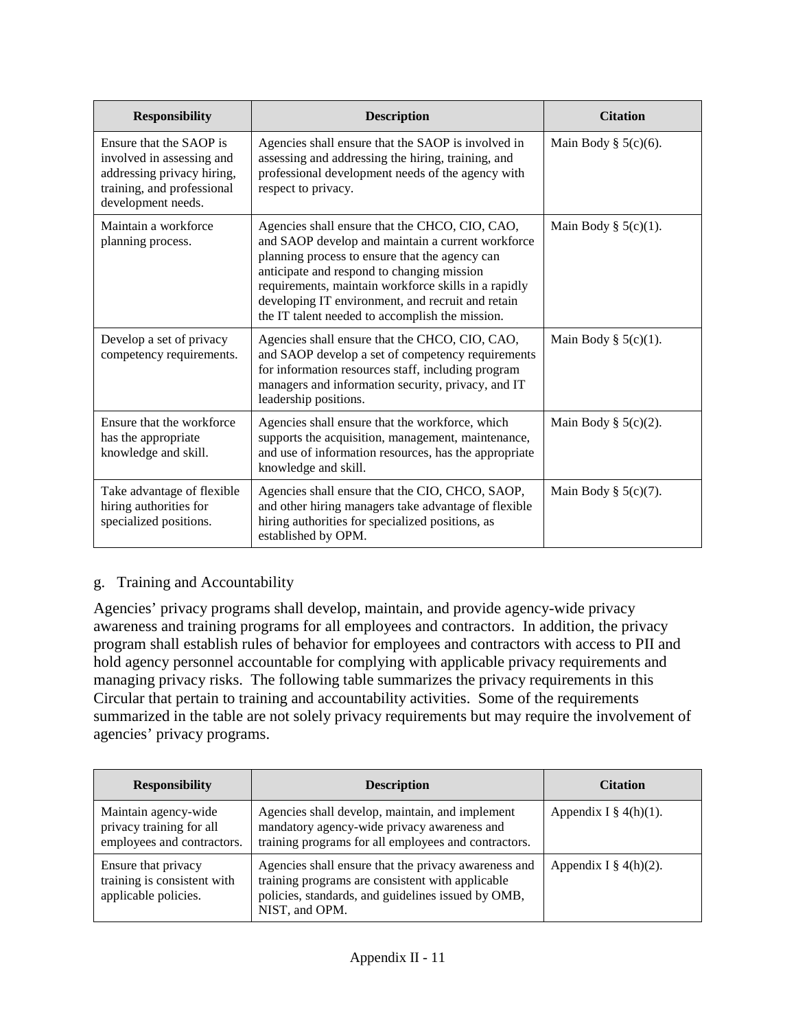| Responsibility | Description | Citation |
| --- | --- | --- |
| Ensure that the SAOP is involved in assessing and addressing privacy hiring, training, and professional development needs. | Agencies shall ensure that the SAOP is involved in assessing and addressing the hiring, training, and professional development needs of the agency with respect to privacy. | Main Body § 5(c)(6). |
| Maintain a workforce planning process. | Agencies shall ensure that the CHCO, CIO, CAO, and SAOP develop and maintain a current workforce planning process to ensure that the agency can anticipate and respond to changing mission requirements, maintain workforce skills in a rapidly developing IT environment, and recruit and retain the IT talent needed to accomplish the mission. | Main Body § 5(c)(1). |
| Develop a set of privacy competency requirements. | Agencies shall ensure that the CHCO, CIO, CAO, and SAOP develop a set of competency requirements for information resources staff, including program managers and information security, privacy, and IT leadership positions. | Main Body § 5(c)(1). |
| Ensure that the workforce has the appropriate knowledge and skill. | Agencies shall ensure that the workforce, which supports the acquisition, management, maintenance, and use of information resources, has the appropriate knowledge and skill. | Main Body § 5(c)(2). |
| Take advantage of flexible hiring authorities for specialized positions. | Agencies shall ensure that the CIO, CHCO, SAOP, and other hiring managers take advantage of flexible hiring authorities for specialized positions, as established by OPM. | Main Body § 5(c)(7). |

g. Training and Accountability

Agencies' privacy programs shall develop, maintain, and provide agency-wide privacy awareness and training programs for all employees and contractors. In addition, the privacy program shall establish rules of behavior for employees and contractors with access to PII and hold agency personnel accountable for complying with applicable privacy requirements and managing privacy risks. The following table summarizes the privacy requirements in this Circular that pertain to training and accountability activities. Some of the requirements summarized in the table are not solely privacy requirements but may require the involvement of agencies' privacy programs.

| Responsibility | Description | Citation |
| --- | --- | --- |
| Maintain agency-wide privacy training for all employees and contractors. | Agencies shall develop, maintain, and implement mandatory agency-wide privacy awareness and training programs for all employees and contractors. | Appendix I § 4(h)(1). |
| Ensure that privacy training is consistent with applicable policies. | Agencies shall ensure that the privacy awareness and training programs are consistent with applicable policies, standards, and guidelines issued by OMB, NIST, and OPM. | Appendix I § 4(h)(2). |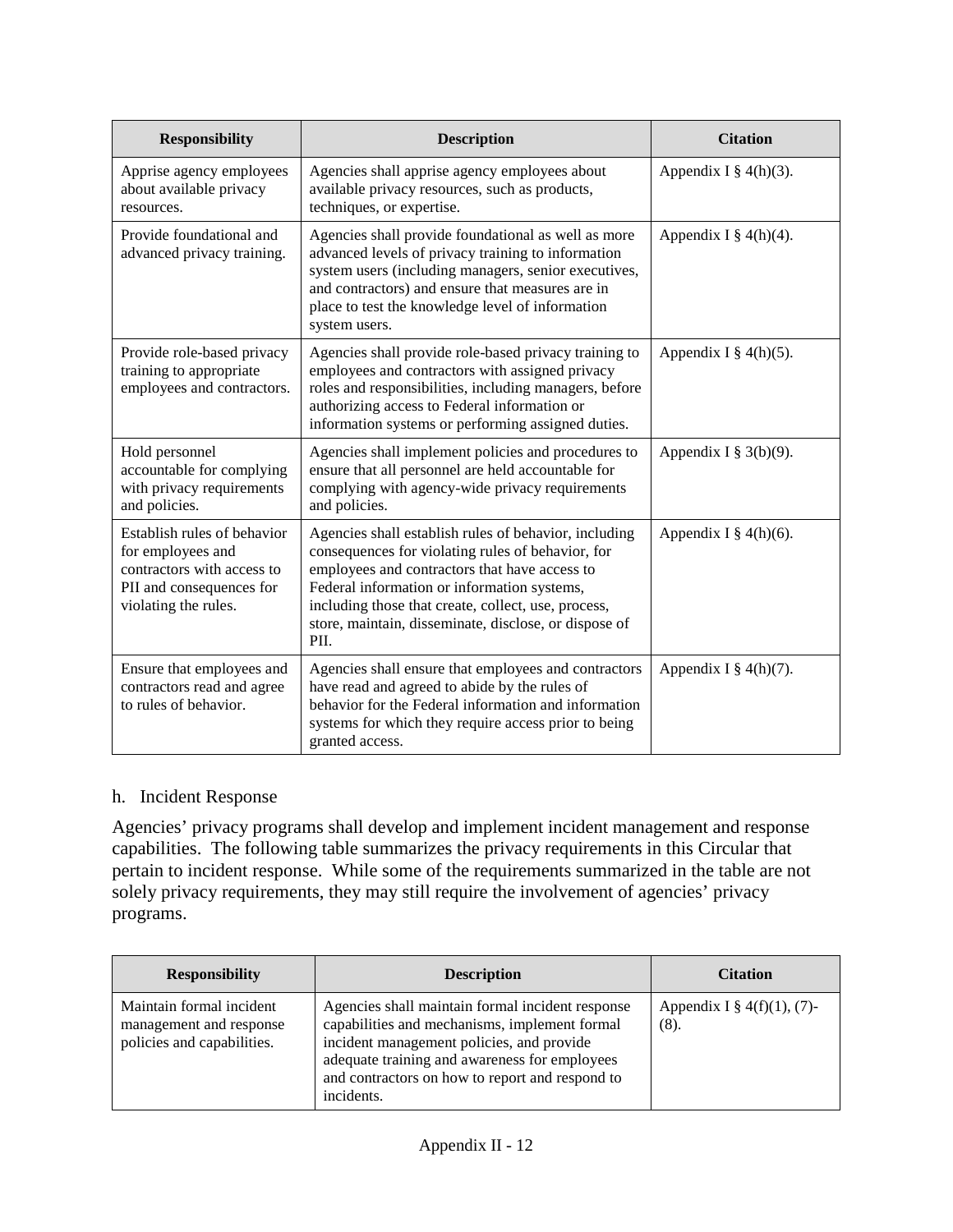| Responsibility | Description | Citation |
|---|---|---|
| Apprise agency employees about available privacy resources. | Agencies shall apprise agency employees about available privacy resources, such as products, techniques, or expertise. | Appendix I § 4(h)(3). |
| Provide foundational and advanced privacy training. | Agencies shall provide foundational as well as more advanced levels of privacy training to information system users (including managers, senior executives, and contractors) and ensure that measures are in place to test the knowledge level of information system users. | Appendix I § 4(h)(4). |
| Provide role-based privacy training to appropriate employees and contractors. | Agencies shall provide role-based privacy training to employees and contractors with assigned privacy roles and responsibilities, including managers, before authorizing access to Federal information or information systems or performing assigned duties. | Appendix I § 4(h)(5). |
| Hold personnel accountable for complying with privacy requirements and policies. | Agencies shall implement policies and procedures to ensure that all personnel are held accountable for complying with agency-wide privacy requirements and policies. | Appendix I § 3(b)(9). |
| Establish rules of behavior for employees and contractors with access to PII and consequences for violating the rules. | Agencies shall establish rules of behavior, including consequences for violating rules of behavior, for employees and contractors that have access to Federal information or information systems, including those that create, collect, use, process, store, maintain, disseminate, disclose, or dispose of PII. | Appendix I § 4(h)(6). |
| Ensure that employees and contractors read and agree to rules of behavior. | Agencies shall ensure that employees and contractors have read and agreed to abide by the rules of behavior for the Federal information and information systems for which they require access prior to being granted access. | Appendix I § 4(h)(7). |

### h. Incident Response

Agencies' privacy programs shall develop and implement incident management and response capabilities. The following table summarizes the privacy requirements in this Circular that pertain to incident response. While some of the requirements summarized in the table are not solely privacy requirements, they may still require the involvement of agencies' privacy programs.

| Responsibility | Description | Citation |
|---|---|---|
| Maintain formal incident management and response policies and capabilities. | Agencies shall maintain formal incident response capabilities and mechanisms, implement formal incident management policies, and provide adequate training and awareness for employees and contractors on how to report and respond to incidents. | Appendix I § 4(f)(1), (7)-(8). |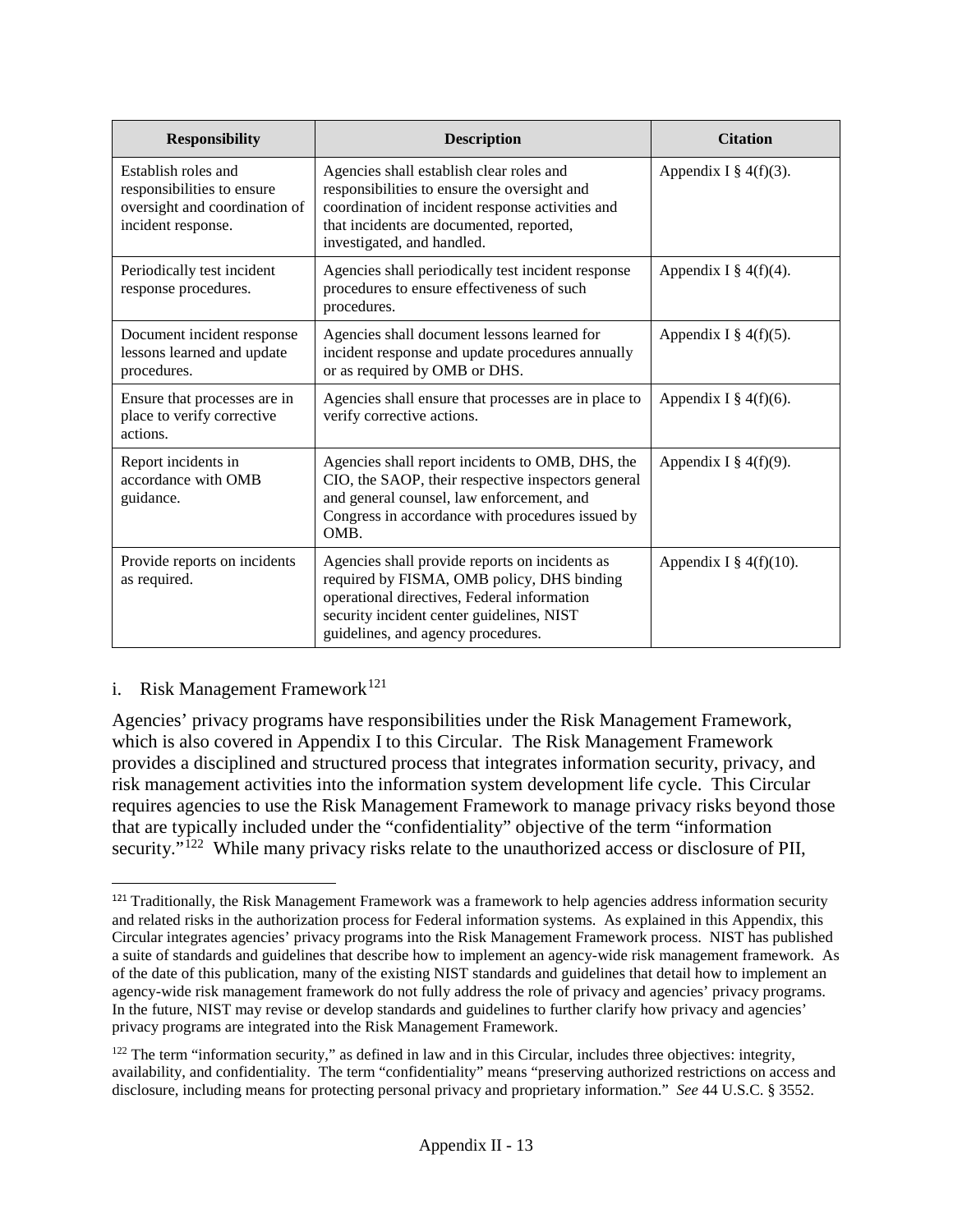| Responsibility | Description | Citation |
|---|---|---|
| Establish roles and responsibilities to ensure oversight and coordination of incident response. | Agencies shall establish clear roles and responsibilities to ensure the oversight and coordination of incident response activities and that incidents are documented, reported, investigated, and handled. | Appendix I § 4(f)(3). |
| Periodically test incident response procedures. | Agencies shall periodically test incident response procedures to ensure effectiveness of such procedures. | Appendix I § 4(f)(4). |
| Document incident response lessons learned and update procedures. | Agencies shall document lessons learned for incident response and update procedures annually or as required by OMB or DHS. | Appendix I § 4(f)(5). |
| Ensure that processes are in place to verify corrective actions. | Agencies shall ensure that processes are in place to verify corrective actions. | Appendix I § 4(f)(6). |
| Report incidents in accordance with OMB guidance. | Agencies shall report incidents to OMB, DHS, the CIO, the SAOP, their respective inspectors general and general counsel, law enforcement, and Congress in accordance with procedures issued by OMB. | Appendix I § 4(f)(9). |
| Provide reports on incidents as required. | Agencies shall provide reports on incidents as required by FISMA, OMB policy, DHS binding operational directives, Federal information security incident center guidelines, NIST guidelines, and agency procedures. | Appendix I § 4(f)(10). |

### i. Risk Management Framework[121]

Agencies' privacy programs have responsibilities under the Risk Management Framework, which is also covered in Appendix I to this Circular. The Risk Management Framework provides a disciplined and structured process that integrates information security, privacy, and risk management activities into the information system development life cycle. This Circular requires agencies to use the Risk Management Framework to manage privacy risks beyond those that are typically included under the "confidentiality" objective of the term "information security."[122] While many privacy risks relate to the unauthorized access or disclosure of PII,

---

[121] Traditionally, the Risk Management Framework was a framework to help agencies address information security and related risks in the authorization process for Federal information systems. As explained in this Appendix, this Circular integrates agencies' privacy programs into the Risk Management Framework process. NIST has published a suite of standards and guidelines that describe how to implement an agency-wide risk management framework. As of the date of this publication, many of the existing NIST standards and guidelines that detail how to implement an agency-wide risk management framework do not fully address the role of privacy and agencies' privacy programs. In the future, NIST may revise or develop standards and guidelines to further clarify how privacy and agencies' privacy programs are integrated into the Risk Management Framework.

[122] The term "information security," as defined in law and in this Circular, includes three objectives: integrity, availability, and confidentiality. The term "confidentiality" means "preserving authorized restrictions on access and disclosure, including means for protecting personal privacy and proprietary information." *See* 44 U.S.C. § 3552.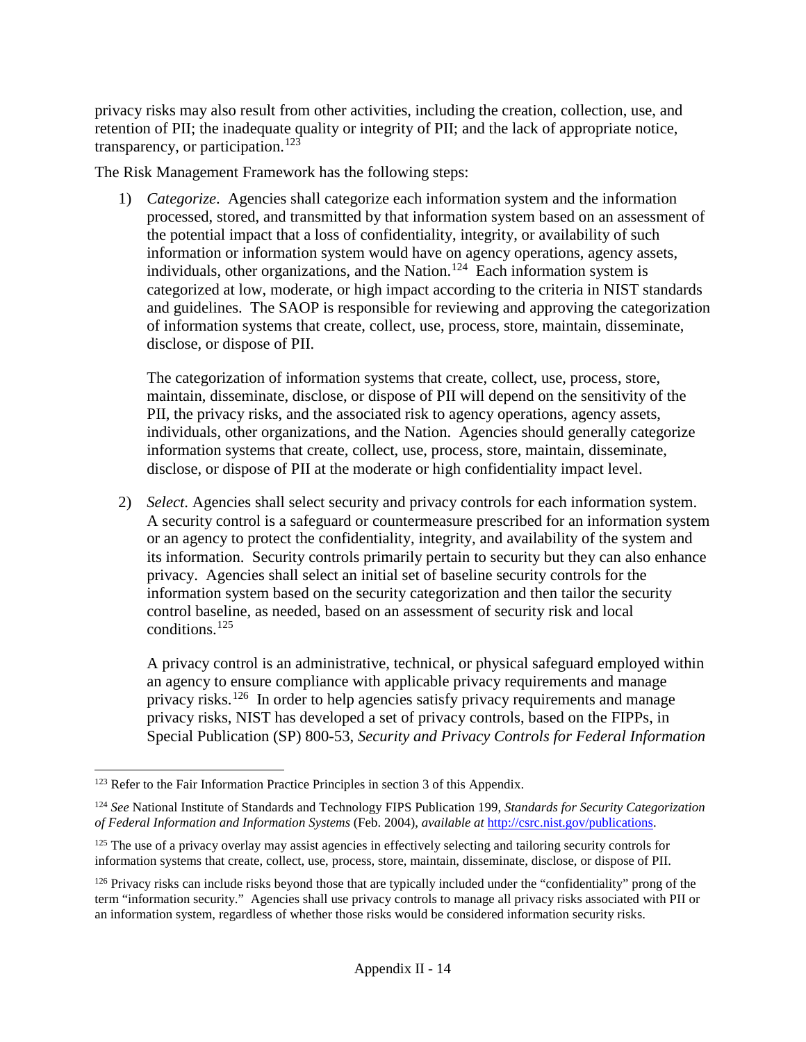privacy risks may also result from other activities, including the creation, collection, use, and retention of PII; the inadequate quality or integrity of PII; and the lack of appropriate notice, transparency, or participation.[123]

The Risk Management Framework has the following steps:

1) *Categorize*. Agencies shall categorize each information system and the information processed, stored, and transmitted by that information system based on an assessment of the potential impact that a loss of confidentiality, integrity, or availability of such information or information system would have on agency operations, agency assets, individuals, other organizations, and the Nation.[124] Each information system is categorized at low, moderate, or high impact according to the criteria in NIST standards and guidelines. The SAOP is responsible for reviewing and approving the categorization of information systems that create, collect, use, process, store, maintain, disseminate, disclose, or dispose of PII.

   The categorization of information systems that create, collect, use, process, store, maintain, disseminate, disclose, or dispose of PII will depend on the sensitivity of the PII, the privacy risks, and the associated risk to agency operations, agency assets, individuals, other organizations, and the Nation. Agencies should generally categorize information systems that create, collect, use, process, store, maintain, disseminate, disclose, or dispose of PII at the moderate or high confidentiality impact level.

2) *Select*. Agencies shall select security and privacy controls for each information system. A security control is a safeguard or countermeasure prescribed for an information system or an agency to protect the confidentiality, integrity, and availability of the system and its information. Security controls primarily pertain to security but they can also enhance privacy. Agencies shall select an initial set of baseline security controls for the information system based on the security categorization and then tailor the security control baseline, as needed, based on an assessment of security risk and local conditions.[125]

   A privacy control is an administrative, technical, or physical safeguard employed within an agency to ensure compliance with applicable privacy requirements and manage privacy risks.[126] In order to help agencies satisfy privacy requirements and manage privacy risks, NIST has developed a set of privacy controls, based on the FIPPs, in Special Publication (SP) 800-53, *Security and Privacy Controls for Federal Information*

---

[123] Refer to the Fair Information Practice Principles in section 3 of this Appendix.

[124] *See* National Institute of Standards and Technology FIPS Publication 199, *Standards for Security Categorization of Federal Information and Information Systems* (Feb. 2004), *available at* http://csrc.nist.gov/publications.

[125] The use of a privacy overlay may assist agencies in effectively selecting and tailoring security controls for information systems that create, collect, use, process, store, maintain, disseminate, disclose, or dispose of PII.

[126] Privacy risks can include risks beyond those that are typically included under the "confidentiality" prong of the term "information security." Agencies shall use privacy controls to manage all privacy risks associated with PII or an information system, regardless of whether those risks would be considered information security risks.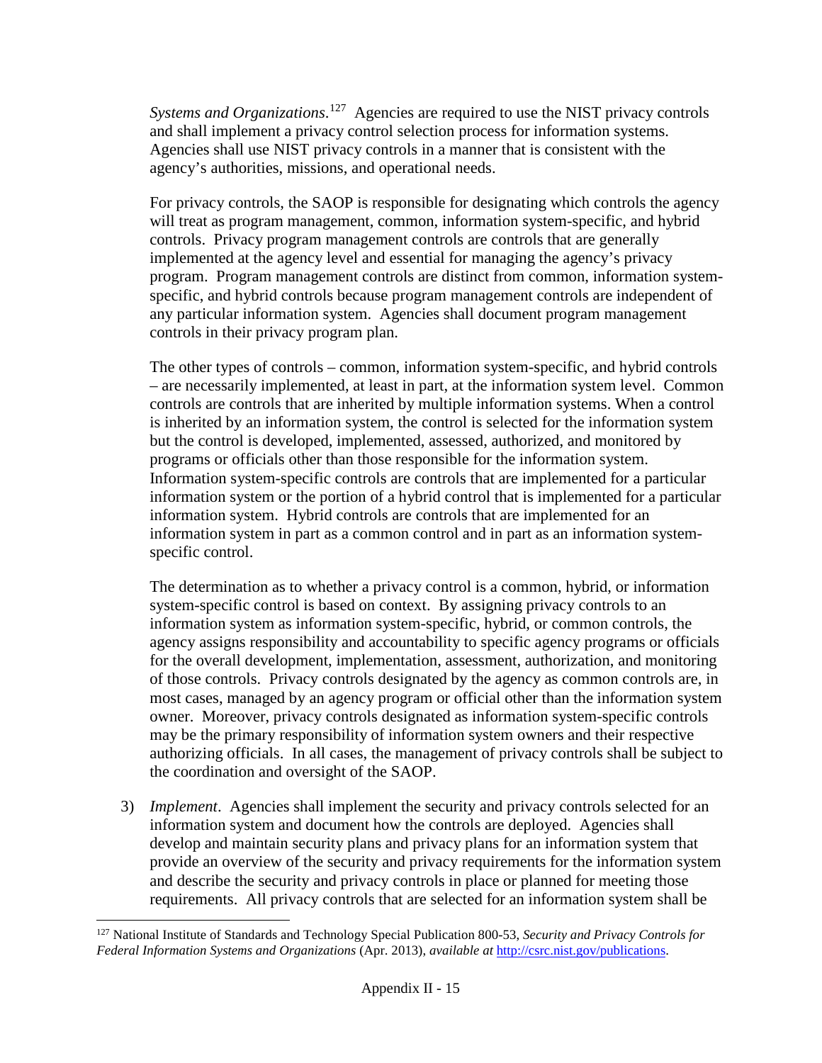*Systems and Organizations*.[127] Agencies are required to use the NIST privacy controls and shall implement a privacy control selection process for information systems. Agencies shall use NIST privacy controls in a manner that is consistent with the agency's authorities, missions, and operational needs.

For privacy controls, the SAOP is responsible for designating which controls the agency will treat as program management, common, information system-specific, and hybrid controls. Privacy program management controls are controls that are generally implemented at the agency level and essential for managing the agency's privacy program. Program management controls are distinct from common, information system-specific, and hybrid controls because program management controls are independent of any particular information system. Agencies shall document program management controls in their privacy program plan.

The other types of controls – common, information system-specific, and hybrid controls – are necessarily implemented, at least in part, at the information system level. Common controls are controls that are inherited by multiple information systems. When a control is inherited by an information system, the control is selected for the information system but the control is developed, implemented, assessed, authorized, and monitored by programs or officials other than those responsible for the information system. Information system-specific controls are controls that are implemented for a particular information system or the portion of a hybrid control that is implemented for a particular information system. Hybrid controls are controls that are implemented for an information system in part as a common control and in part as an information system-specific control.

The determination as to whether a privacy control is a common, hybrid, or information system-specific control is based on context. By assigning privacy controls to an information system as information system-specific, hybrid, or common controls, the agency assigns responsibility and accountability to specific agency programs or officials for the overall development, implementation, assessment, authorization, and monitoring of those controls. Privacy controls designated by the agency as common controls are, in most cases, managed by an agency program or official other than the information system owner. Moreover, privacy controls designated as information system-specific controls may be the primary responsibility of information system owners and their respective authorizing officials. In all cases, the management of privacy controls shall be subject to the coordination and oversight of the SAOP.

3) *Implement*. Agencies shall implement the security and privacy controls selected for an information system and document how the controls are deployed. Agencies shall develop and maintain security plans and privacy plans for an information system that provide an overview of the security and privacy requirements for the information system and describe the security and privacy controls in place or planned for meeting those requirements. All privacy controls that are selected for an information system shall be

---

[127] National Institute of Standards and Technology Special Publication 800-53, *Security and Privacy Controls for Federal Information Systems and Organizations* (Apr. 2013), *available at* http://csrc.nist.gov/publications.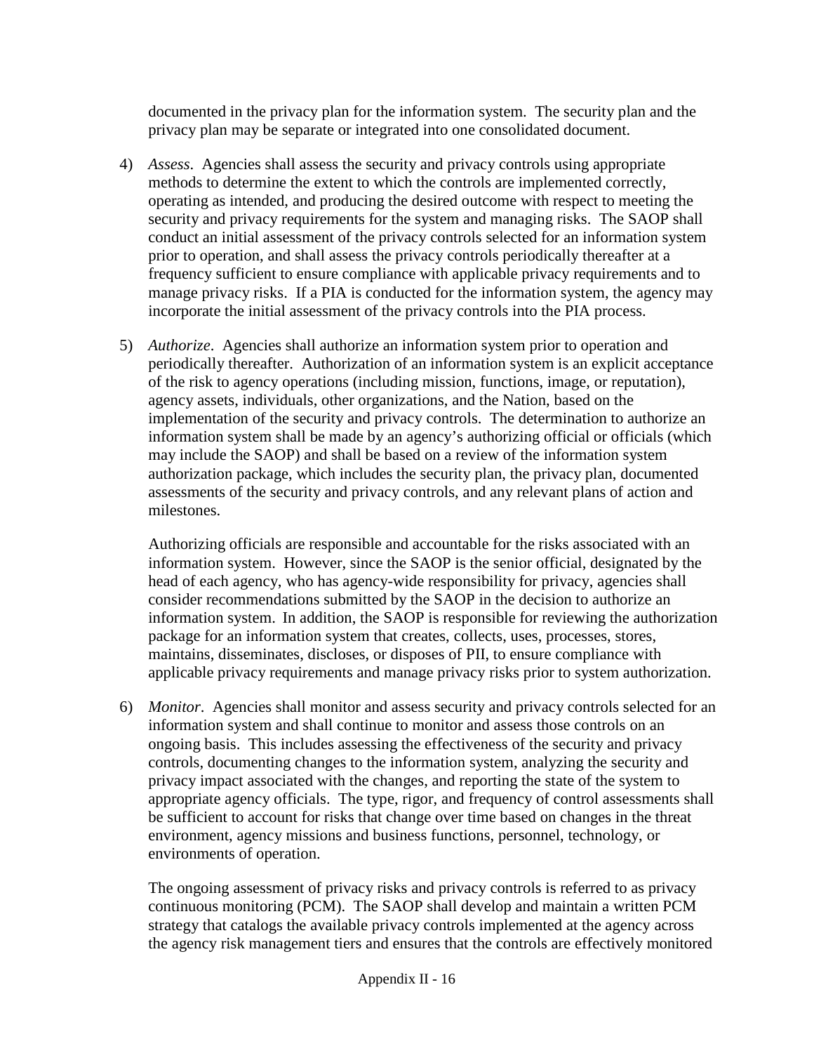documented in the privacy plan for the information system. The security plan and the privacy plan may be separate or integrated into one consolidated document.

4) *Assess*. Agencies shall assess the security and privacy controls using appropriate methods to determine the extent to which the controls are implemented correctly, operating as intended, and producing the desired outcome with respect to meeting the security and privacy requirements for the system and managing risks. The SAOP shall conduct an initial assessment of the privacy controls selected for an information system prior to operation, and shall assess the privacy controls periodically thereafter at a frequency sufficient to ensure compliance with applicable privacy requirements and to manage privacy risks. If a PIA is conducted for the information system, the agency may incorporate the initial assessment of the privacy controls into the PIA process.

5) *Authorize*. Agencies shall authorize an information system prior to operation and periodically thereafter. Authorization of an information system is an explicit acceptance of the risk to agency operations (including mission, functions, image, or reputation), agency assets, individuals, other organizations, and the Nation, based on the implementation of the security and privacy controls. The determination to authorize an information system shall be made by an agency's authorizing official or officials (which may include the SAOP) and shall be based on a review of the information system authorization package, which includes the security plan, the privacy plan, documented assessments of the security and privacy controls, and any relevant plans of action and milestones.

   Authorizing officials are responsible and accountable for the risks associated with an information system. However, since the SAOP is the senior official, designated by the head of each agency, who has agency-wide responsibility for privacy, agencies shall consider recommendations submitted by the SAOP in the decision to authorize an information system. In addition, the SAOP is responsible for reviewing the authorization package for an information system that creates, collects, uses, processes, stores, maintains, disseminates, discloses, or disposes of PII, to ensure compliance with applicable privacy requirements and manage privacy risks prior to system authorization.

6) *Monitor*. Agencies shall monitor and assess security and privacy controls selected for an information system and shall continue to monitor and assess those controls on an ongoing basis. This includes assessing the effectiveness of the security and privacy controls, documenting changes to the information system, analyzing the security and privacy impact associated with the changes, and reporting the state of the system to appropriate agency officials. The type, rigor, and frequency of control assessments shall be sufficient to account for risks that change over time based on changes in the threat environment, agency missions and business functions, personnel, technology, or environments of operation.

   The ongoing assessment of privacy risks and privacy controls is referred to as privacy continuous monitoring (PCM). The SAOP shall develop and maintain a written PCM strategy that catalogs the available privacy controls implemented at the agency across the agency risk management tiers and ensures that the controls are effectively monitored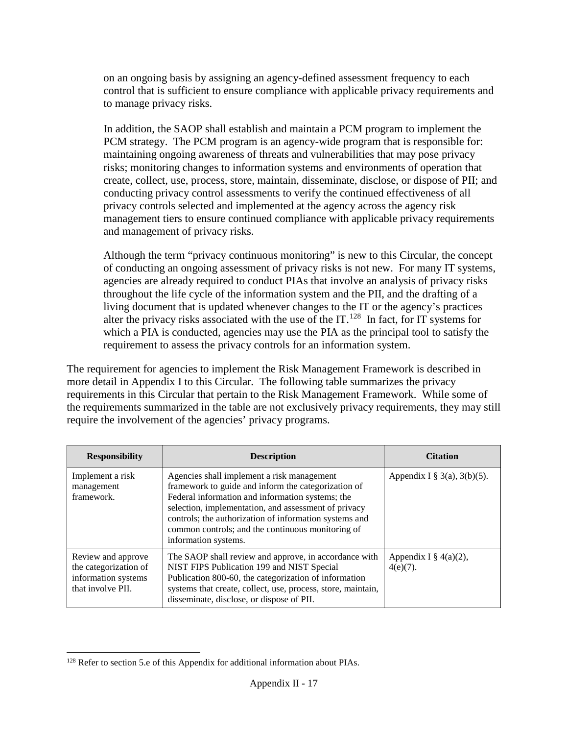on an ongoing basis by assigning an agency-defined assessment frequency to each control that is sufficient to ensure compliance with applicable privacy requirements and to manage privacy risks.

In addition, the SAOP shall establish and maintain a PCM program to implement the PCM strategy. The PCM program is an agency-wide program that is responsible for: maintaining ongoing awareness of threats and vulnerabilities that may pose privacy risks; monitoring changes to information systems and environments of operation that create, collect, use, process, store, maintain, disseminate, disclose, or dispose of PII; and conducting privacy control assessments to verify the continued effectiveness of all privacy controls selected and implemented at the agency across the agency risk management tiers to ensure continued compliance with applicable privacy requirements and management of privacy risks.

Although the term "privacy continuous monitoring" is new to this Circular, the concept of conducting an ongoing assessment of privacy risks is not new. For many IT systems, agencies are already required to conduct PIAs that involve an analysis of privacy risks throughout the life cycle of the information system and the PII, and the drafting of a living document that is updated whenever changes to the IT or the agency's practices alter the privacy risks associated with the use of the IT.[128] In fact, for IT systems for which a PIA is conducted, agencies may use the PIA as the principal tool to satisfy the requirement to assess the privacy controls for an information system.

The requirement for agencies to implement the Risk Management Framework is described in more detail in Appendix I to this Circular. The following table summarizes the privacy requirements in this Circular that pertain to the Risk Management Framework. While some of the requirements summarized in the table are not exclusively privacy requirements, they may still require the involvement of the agencies' privacy programs.

| Responsibility | Description | Citation |
|---|---|---|
| Implement a risk management framework. | Agencies shall implement a risk management framework to guide and inform the categorization of Federal information and information systems; the selection, implementation, and assessment of privacy controls; the authorization of information systems and common controls; and the continuous monitoring of information systems. | Appendix I § 3(a), 3(b)(5). |
| Review and approve the categorization of information systems that involve PII. | The SAOP shall review and approve, in accordance with NIST FIPS Publication 199 and NIST Special Publication 800-60, the categorization of information systems that create, collect, use, process, store, maintain, disseminate, disclose, or dispose of PII. | Appendix I § 4(a)(2), 4(e)(7). |

[128] Refer to section 5.e of this Appendix for additional information about PIAs.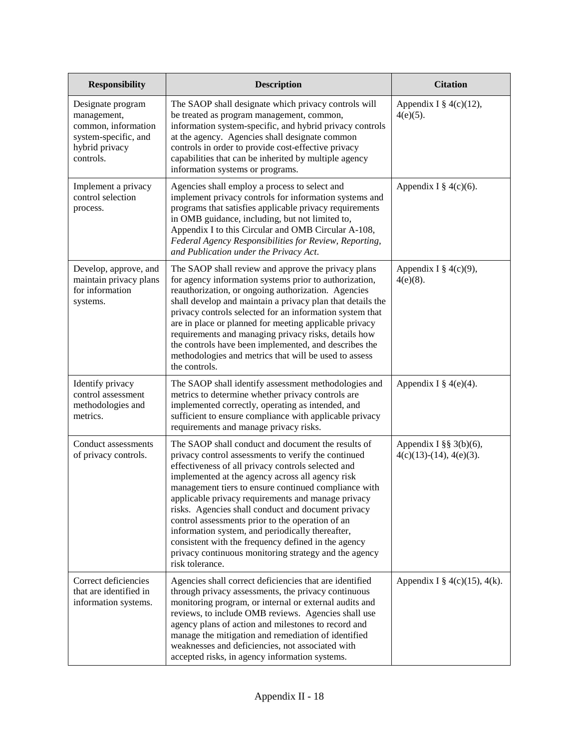| Responsibility | Description | Citation |
|---|---|---|
| Designate program management, common, information system-specific, and hybrid privacy controls. | The SAOP shall designate which privacy controls will be treated as program management, common, information system-specific, and hybrid privacy controls at the agency. Agencies shall designate common controls in order to provide cost-effective privacy capabilities that can be inherited by multiple agency information systems or programs. | Appendix I § 4(c)(12), 4(e)(5). |
| Implement a privacy control selection process. | Agencies shall employ a process to select and implement privacy controls for information systems and programs that satisfies applicable privacy requirements in OMB guidance, including, but not limited to, Appendix I to this Circular and OMB Circular A-108, *Federal Agency Responsibilities for Review, Reporting, and Publication under the Privacy Act*. | Appendix I § 4(c)(6). |
| Develop, approve, and maintain privacy plans for information systems. | The SAOP shall review and approve the privacy plans for agency information systems prior to authorization, reauthorization, or ongoing authorization. Agencies shall develop and maintain a privacy plan that details the privacy controls selected for an information system that are in place or planned for meeting applicable privacy requirements and managing privacy risks, details how the controls have been implemented, and describes the methodologies and metrics that will be used to assess the controls. | Appendix I § 4(c)(9), 4(e)(8). |
| Identify privacy control assessment methodologies and metrics. | The SAOP shall identify assessment methodologies and metrics to determine whether privacy controls are implemented correctly, operating as intended, and sufficient to ensure compliance with applicable privacy requirements and manage privacy risks. | Appendix I § 4(e)(4). |
| Conduct assessments of privacy controls. | The SAOP shall conduct and document the results of privacy control assessments to verify the continued effectiveness of all privacy controls selected and implemented at the agency across all agency risk management tiers to ensure continued compliance with applicable privacy requirements and manage privacy risks. Agencies shall conduct and document privacy control assessments prior to the operation of an information system, and periodically thereafter, consistent with the frequency defined in the agency privacy continuous monitoring strategy and the agency risk tolerance. | Appendix I §§ 3(b)(6), 4(c)(13)-(14), 4(e)(3). |
| Correct deficiencies that are identified in information systems. | Agencies shall correct deficiencies that are identified through privacy assessments, the privacy continuous monitoring program, or internal or external audits and reviews, to include OMB reviews. Agencies shall use agency plans of action and milestones to record and manage the mitigation and remediation of identified weaknesses and deficiencies, not associated with accepted risks, in agency information systems. | Appendix I § 4(c)(15), 4(k). |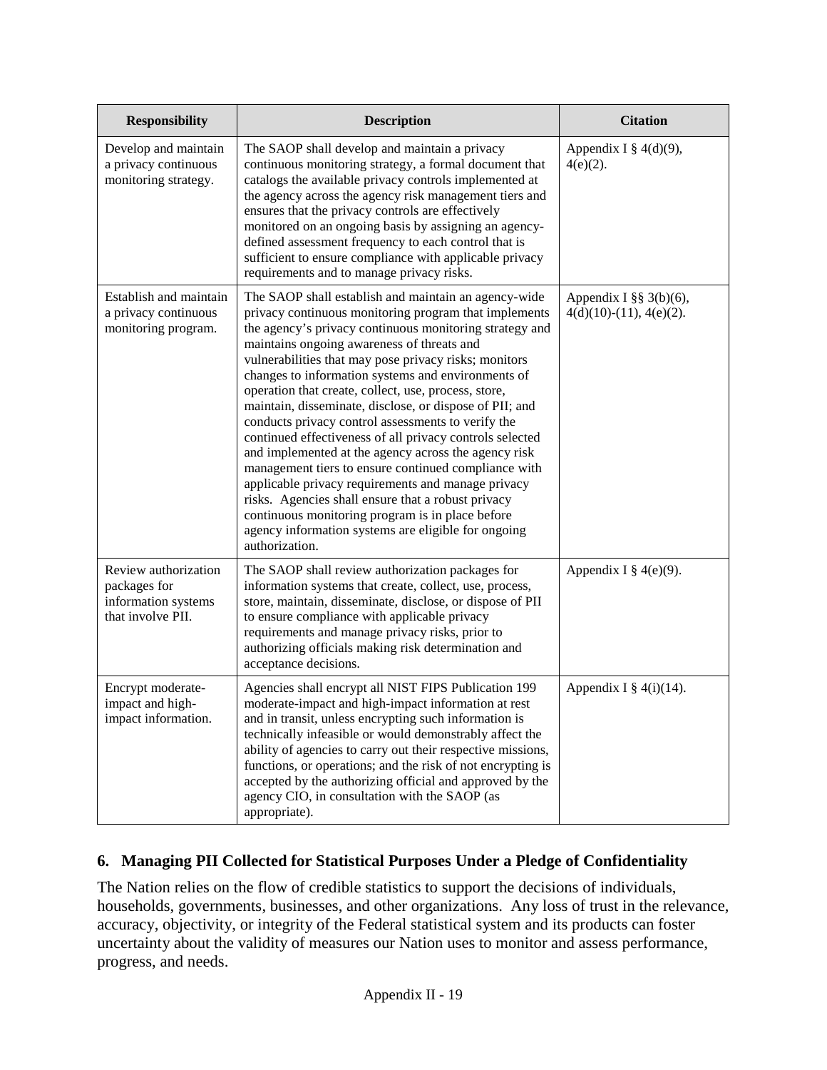| Responsibility | Description | Citation |
|---|---|---|
| Develop and maintain a privacy continuous monitoring strategy. | The SAOP shall develop and maintain a privacy continuous monitoring strategy, a formal document that catalogs the available privacy controls implemented at the agency across the agency risk management tiers and ensures that the privacy controls are effectively monitored on an ongoing basis by assigning an agency-defined assessment frequency to each control that is sufficient to ensure compliance with applicable privacy requirements and to manage privacy risks. | Appendix I § 4(d)(9), 4(e)(2). |
| Establish and maintain a privacy continuous monitoring program. | The SAOP shall establish and maintain an agency-wide privacy continuous monitoring program that implements the agency's privacy continuous monitoring strategy and maintains ongoing awareness of threats and vulnerabilities that may pose privacy risks; monitors changes to information systems and environments of operation that create, collect, use, process, store, maintain, disseminate, disclose, or dispose of PII; and conducts privacy control assessments to verify the continued effectiveness of all privacy controls selected and implemented at the agency across the agency risk management tiers to ensure continued compliance with applicable privacy requirements and manage privacy risks. Agencies shall ensure that a robust privacy continuous monitoring program is in place before agency information systems are eligible for ongoing authorization. | Appendix I §§ 3(b)(6), 4(d)(10)-(11), 4(e)(2). |
| Review authorization packages for information systems that involve PII. | The SAOP shall review authorization packages for information systems that create, collect, use, process, store, maintain, disseminate, disclose, or dispose of PII to ensure compliance with applicable privacy requirements and manage privacy risks, prior to authorizing officials making risk determination and acceptance decisions. | Appendix I § 4(e)(9). |
| Encrypt moderate-impact and high-impact information. | Agencies shall encrypt all NIST FIPS Publication 199 moderate-impact and high-impact information at rest and in transit, unless encrypting such information is technically infeasible or would demonstrably affect the ability of agencies to carry out their respective missions, functions, or operations; and the risk of not encrypting is accepted by the authorizing official and approved by the agency CIO, in consultation with the SAOP (as appropriate). | Appendix I § 4(i)(14). |

## 6. Managing PII Collected for Statistical Purposes Under a Pledge of Confidentiality

The Nation relies on the flow of credible statistics to support the decisions of individuals, households, governments, businesses, and other organizations. Any loss of trust in the relevance, accuracy, objectivity, or integrity of the Federal statistical system and its products can foster uncertainty about the validity of measures our Nation uses to monitor and assess performance, progress, and needs.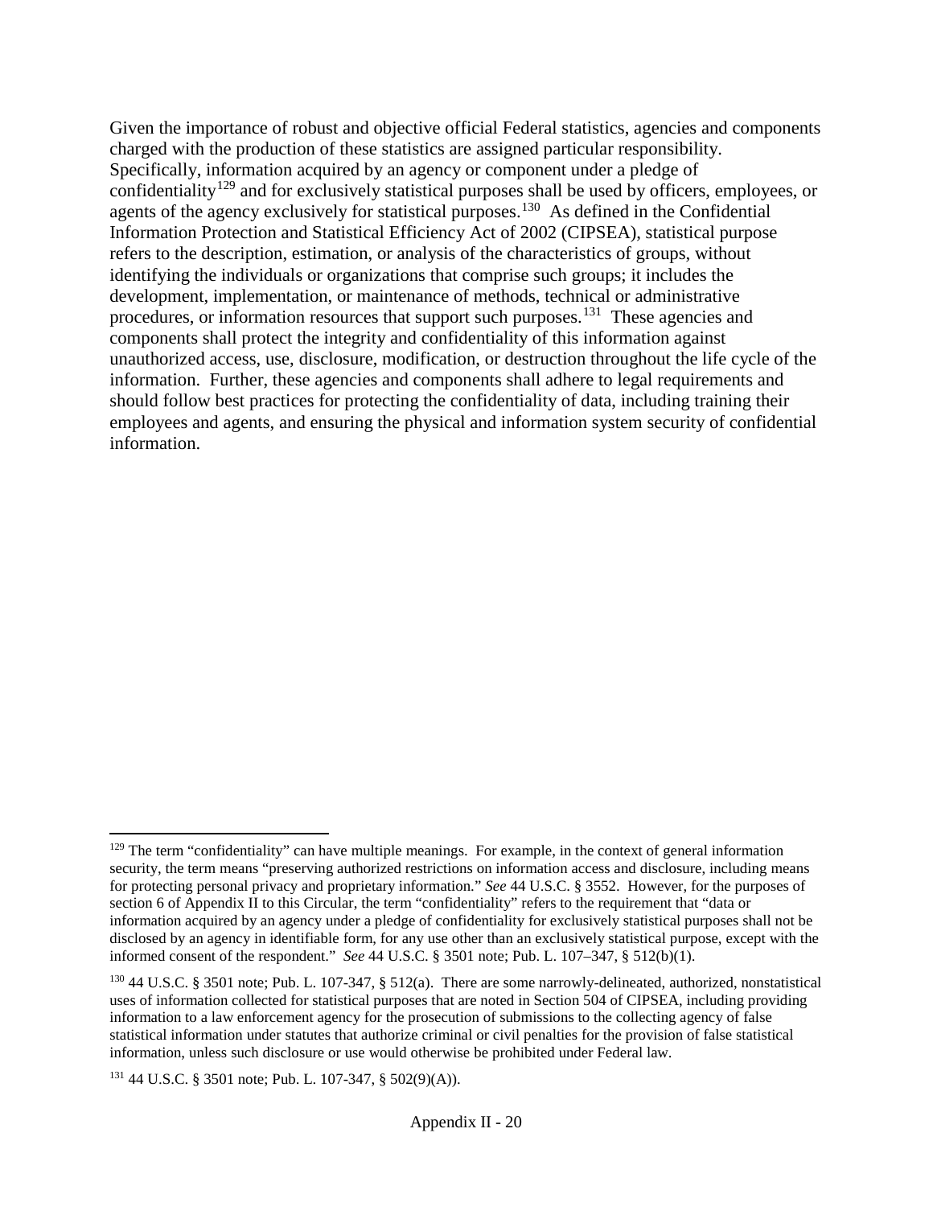Given the importance of robust and objective official Federal statistics, agencies and components charged with the production of these statistics are assigned particular responsibility. Specifically, information acquired by an agency or component under a pledge of confidentiality[129] and for exclusively statistical purposes shall be used by officers, employees, or agents of the agency exclusively for statistical purposes.[130] As defined in the Confidential Information Protection and Statistical Efficiency Act of 2002 (CIPSEA), statistical purpose refers to the description, estimation, or analysis of the characteristics of groups, without identifying the individuals or organizations that comprise such groups; it includes the development, implementation, or maintenance of methods, technical or administrative procedures, or information resources that support such purposes.[131] These agencies and components shall protect the integrity and confidentiality of this information against unauthorized access, use, disclosure, modification, or destruction throughout the life cycle of the information. Further, these agencies and components shall adhere to legal requirements and should follow best practices for protecting the confidentiality of data, including training their employees and agents, and ensuring the physical and information system security of confidential information.

---

[129] The term "confidentiality" can have multiple meanings. For example, in the context of general information security, the term means "preserving authorized restrictions on information access and disclosure, including means for protecting personal privacy and proprietary information." *See* 44 U.S.C. § 3552. However, for the purposes of section 6 of Appendix II to this Circular, the term "confidentiality" refers to the requirement that "data or information acquired by an agency under a pledge of confidentiality for exclusively statistical purposes shall not be disclosed by an agency in identifiable form, for any use other than an exclusively statistical purpose, except with the informed consent of the respondent." *See* 44 U.S.C. § 3501 note; Pub. L. 107–347, § 512(b)(1).

[130] 44 U.S.C. § 3501 note; Pub. L. 107-347, § 512(a). There are some narrowly-delineated, authorized, nonstatistical uses of information collected for statistical purposes that are noted in Section 504 of CIPSEA, including providing information to a law enforcement agency for the prosecution of submissions to the collecting agency of false statistical information under statutes that authorize criminal or civil penalties for the provision of false statistical information, unless such disclosure or use would otherwise be prohibited under Federal law.

[131] 44 U.S.C. § 3501 note; Pub. L. 107-347, § 502(9)(A)).